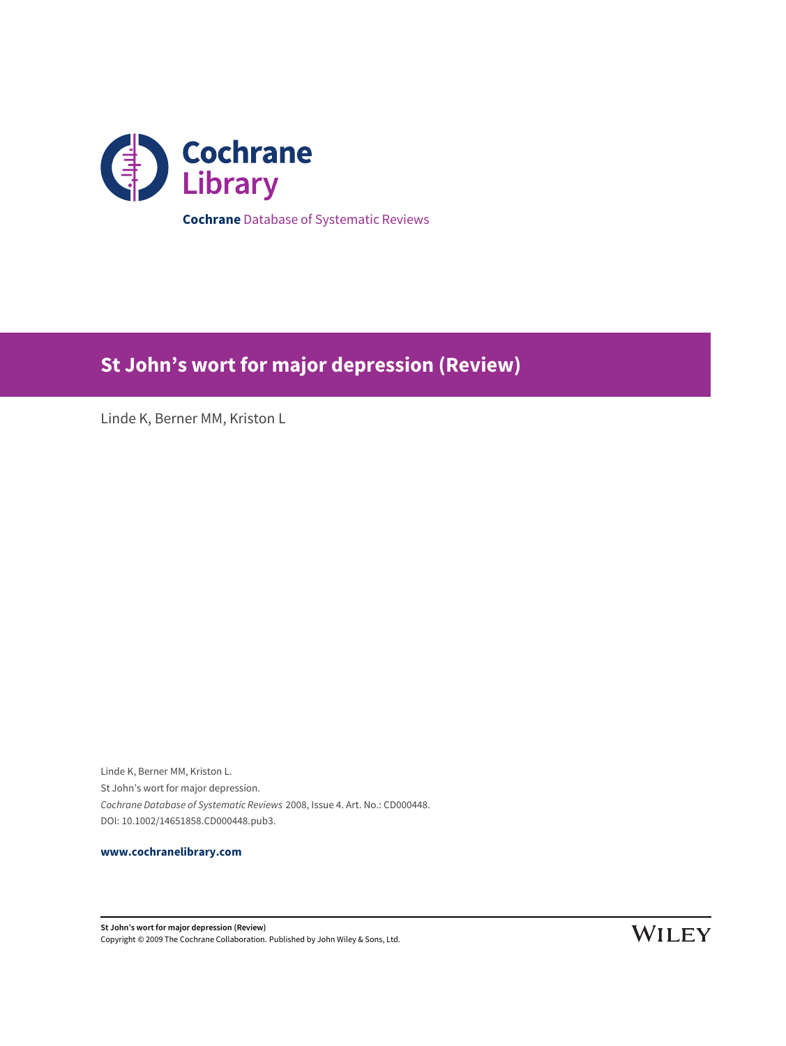**Cochrane** Library

**Cochrane** Database of Systematic Reviews

# St John's wort for major depression (Review)

Linde K, Berner MM, Kriston L

Linde K, Berner MM, Kriston L.
St John's wort for major depression.
*Cochrane Database of Systematic Reviews* 2008, Issue 4. Art. No.: CD000448.
DOI: 10.1002/14651858.CD000448.pub3.

**www.cochranelibrary.com**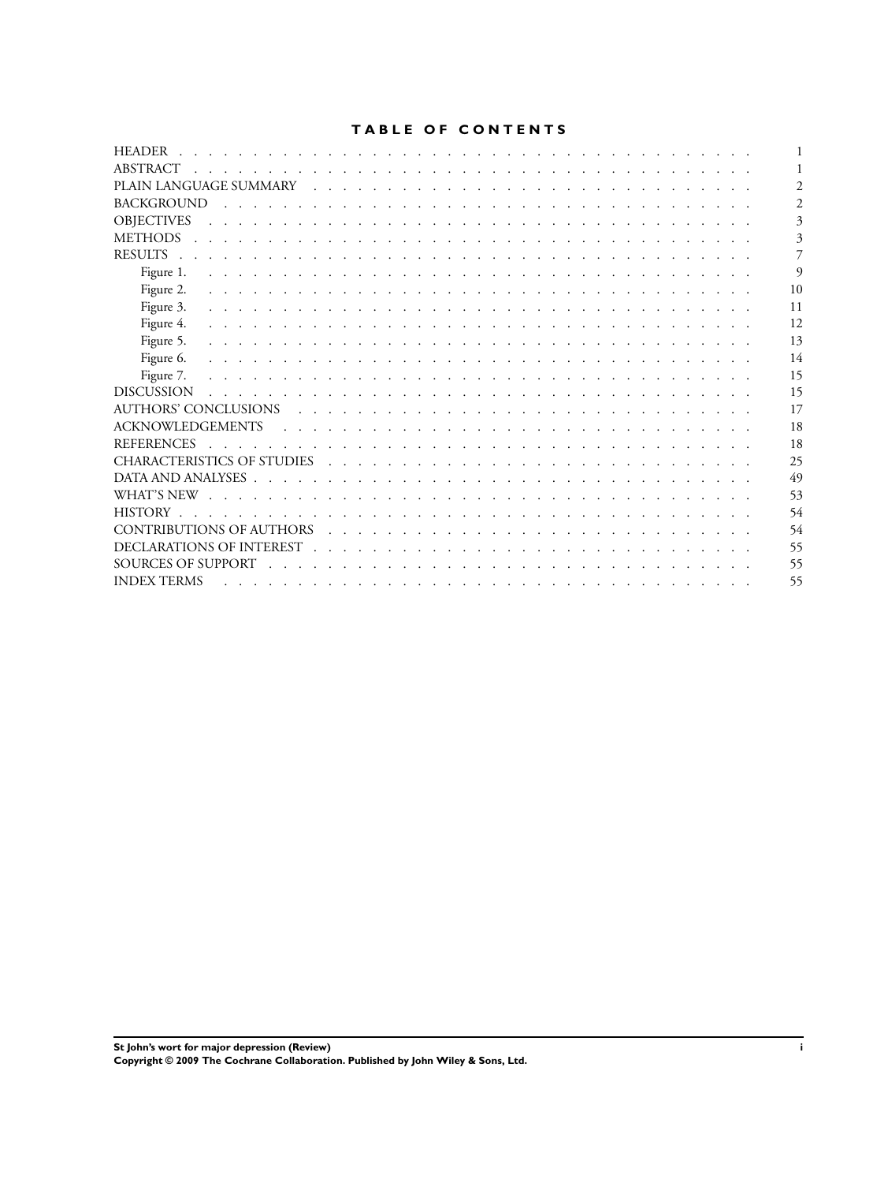# TABLE OF CONTENTS

| | |
|---|---|
| HEADER | 1 |
| ABSTRACT | 1 |
| PLAIN LANGUAGE SUMMARY | 2 |
| BACKGROUND | 2 |
| OBJECTIVES | 3 |
| METHODS | 3 |
| RESULTS | 7 |
| Figure 1. | 9 |
| Figure 2. | 10 |
| Figure 3. | 11 |
| Figure 4. | 12 |
| Figure 5. | 13 |
| Figure 6. | 14 |
| Figure 7. | 15 |
| DISCUSSION | 15 |
| AUTHORS' CONCLUSIONS | 17 |
| ACKNOWLEDGEMENTS | 18 |
| REFERENCES | 18 |
| CHARACTERISTICS OF STUDIES | 25 |
| DATA AND ANALYSES | 49 |
| WHAT'S NEW | 53 |
| HISTORY | 54 |
| CONTRIBUTIONS OF AUTHORS | 54 |
| DECLARATIONS OF INTEREST | 55 |
| SOURCES OF SUPPORT | 55 |
| INDEX TERMS | 55 |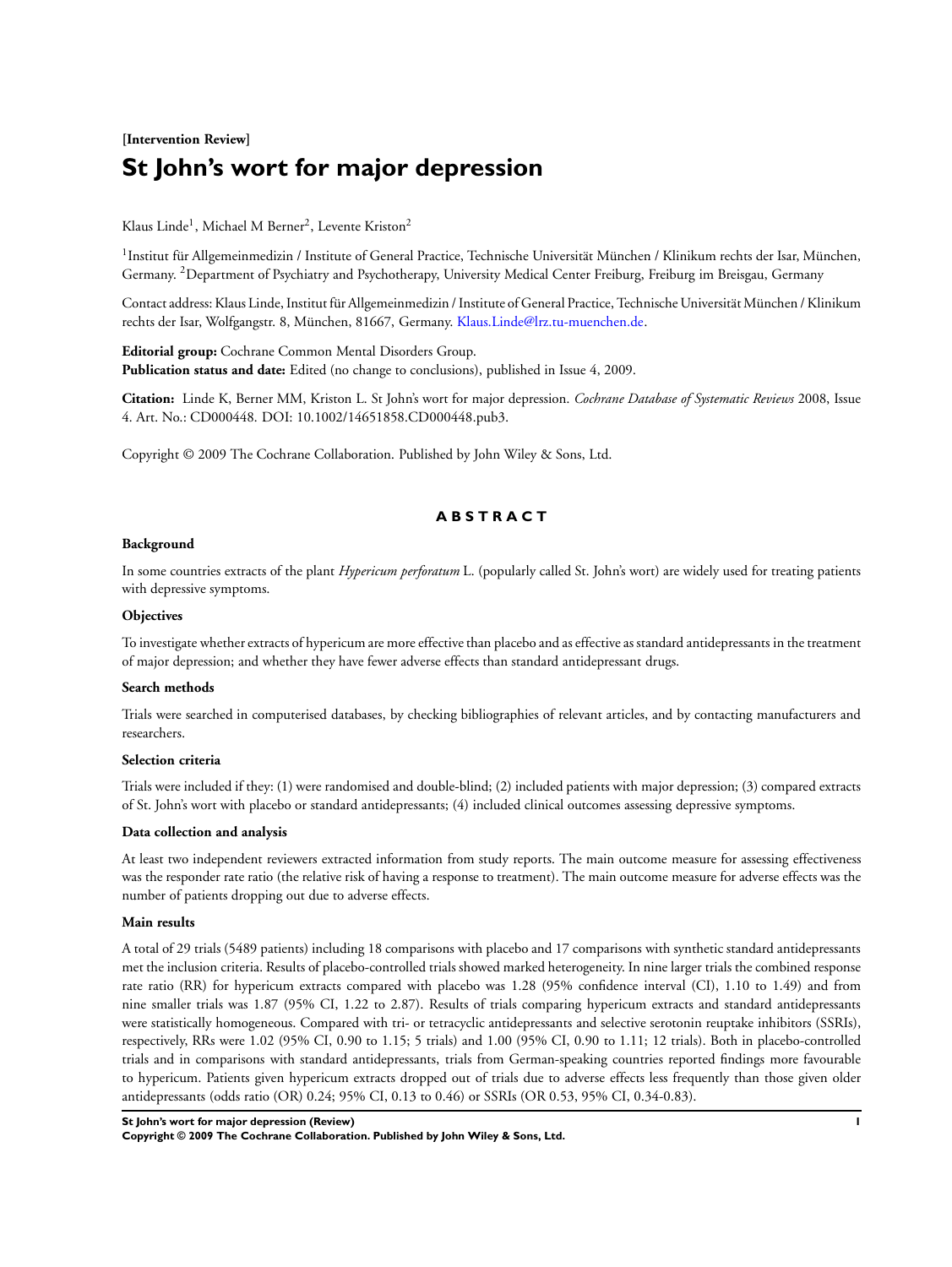**[Intervention Review]**

# St John's wort for major depression

Klaus Linde[1], Michael M Berner[2], Levente Kriston[2]

[1]Institut für Allgemeinmedizin / Institute of General Practice, Technische Universität München / Klinikum rechts der Isar, München, Germany. [2]Department of Psychiatry and Psychotherapy, University Medical Center Freiburg, Freiburg im Breisgau, Germany

Contact address: Klaus Linde, Institut für Allgemeinmedizin / Institute of General Practice, Technische Universität München / Klinikum rechts der Isar, Wolfgangstr. 8, München, 81667, Germany. Klaus.Linde@lrz.tu-muenchen.de.

**Editorial group:** Cochrane Common Mental Disorders Group.
**Publication status and date:** Edited (no change to conclusions), published in Issue 4, 2009.

**Citation:** Linde K, Berner MM, Kriston L. St John's wort for major depression. *Cochrane Database of Systematic Reviews* 2008, Issue 4. Art. No.: CD000448. DOI: 10.1002/14651858.CD000448.pub3.

Copyright © 2009 The Cochrane Collaboration. Published by John Wiley & Sons, Ltd.

## ABSTRACT

### Background

In some countries extracts of the plant *Hypericum perforatum* L. (popularly called St. John's wort) are widely used for treating patients with depressive symptoms.

### Objectives

To investigate whether extracts of hypericum are more effective than placebo and as effective as standard antidepressants in the treatment of major depression; and whether they have fewer adverse effects than standard antidepressant drugs.

### Search methods

Trials were searched in computerised databases, by checking bibliographies of relevant articles, and by contacting manufacturers and researchers.

### Selection criteria

Trials were included if they: (1) were randomised and double-blind; (2) included patients with major depression; (3) compared extracts of St. John's wort with placebo or standard antidepressants; (4) included clinical outcomes assessing depressive symptoms.

### Data collection and analysis

At least two independent reviewers extracted information from study reports. The main outcome measure for assessing effectiveness was the responder rate ratio (the relative risk of having a response to treatment). The main outcome measure for adverse effects was the number of patients dropping out due to adverse effects.

### Main results

A total of 29 trials (5489 patients) including 18 comparisons with placebo and 17 comparisons with synthetic standard antidepressants met the inclusion criteria. Results of placebo-controlled trials showed marked heterogeneity. In nine larger trials the combined response rate ratio (RR) for hypericum extracts compared with placebo was 1.28 (95% confidence interval (CI), 1.10 to 1.49) and from nine smaller trials was 1.87 (95% CI, 1.22 to 2.87). Results of trials comparing hypericum extracts and standard antidepressants were statistically homogeneous. Compared with tri- or tetracyclic antidepressants and selective serotonin reuptake inhibitors (SSRIs), respectively, RRs were 1.02 (95% CI, 0.90 to 1.15; 5 trials) and 1.00 (95% CI, 0.90 to 1.11; 12 trials). Both in placebo-controlled trials and in comparisons with standard antidepressants, trials from German-speaking countries reported findings more favourable to hypericum. Patients given hypericum extracts dropped out of trials due to adverse effects less frequently than those given older antidepressants (odds ratio (OR) 0.24; 95% CI, 0.13 to 0.46) or SSRIs (OR 0.53, 95% CI, 0.34-0.83).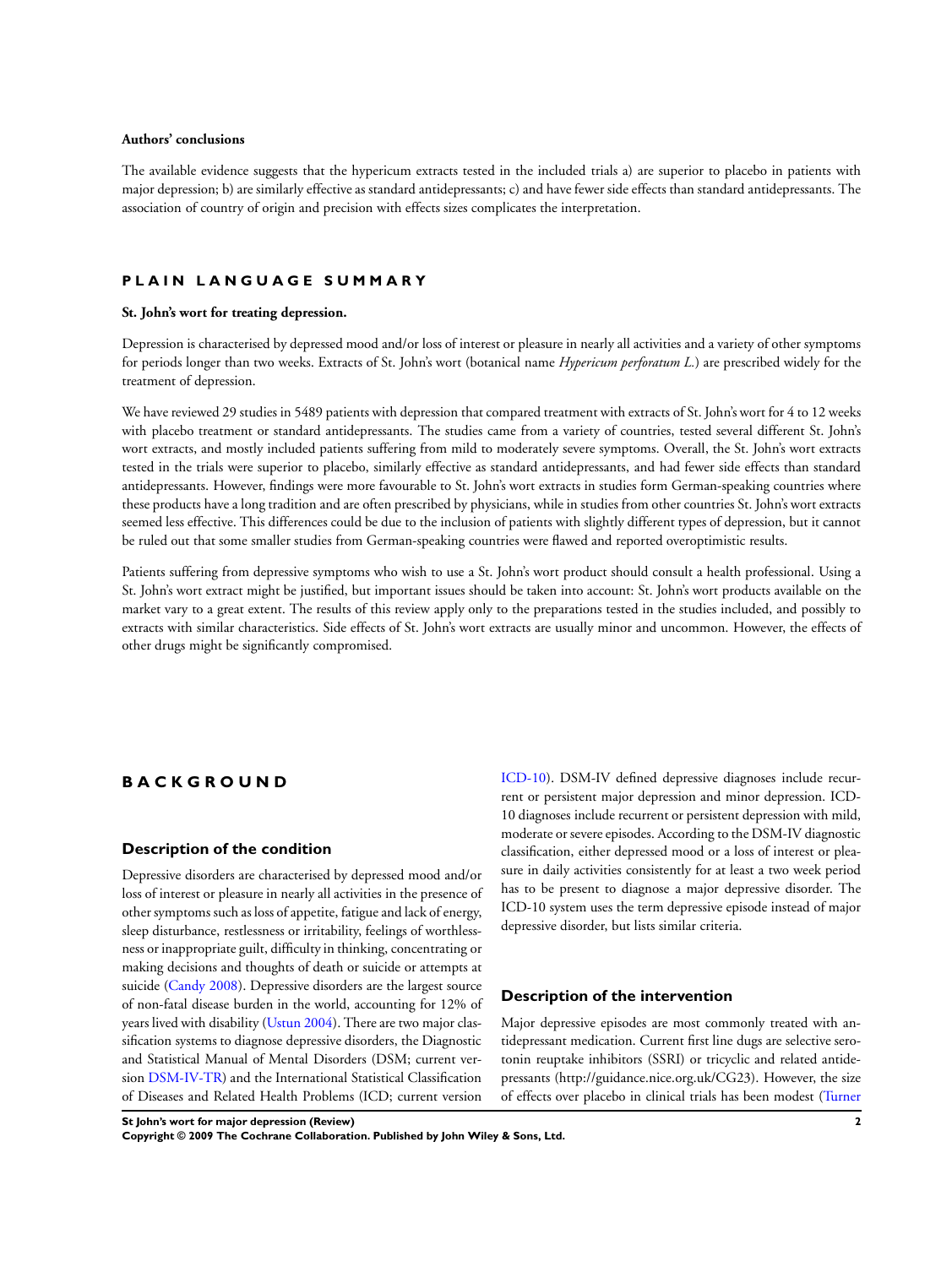**Authors' conclusions**

The available evidence suggests that the hypericum extracts tested in the included trials a) are superior to placebo in patients with major depression; b) are similarly effective as standard antidepressants; c) and have fewer side effects than standard antidepressants. The association of country of origin and precision with effects sizes complicates the interpretation.

# PLAIN LANGUAGE SUMMARY

**St. John's wort for treating depression.**

Depression is characterised by depressed mood and/or loss of interest or pleasure in nearly all activities and a variety of other symptoms for periods longer than two weeks. Extracts of St. John's wort (botanical name *Hypericum perforatum L.*) are prescribed widely for the treatment of depression.

We have reviewed 29 studies in 5489 patients with depression that compared treatment with extracts of St. John's wort for 4 to 12 weeks with placebo treatment or standard antidepressants. The studies came from a variety of countries, tested several different St. John's wort extracts, and mostly included patients suffering from mild to moderately severe symptoms. Overall, the St. John's wort extracts tested in the trials were superior to placebo, similarly effective as standard antidepressants, and had fewer side effects than standard antidepressants. However, findings were more favourable to St. John's wort extracts in studies form German-speaking countries where these products have a long tradition and are often prescribed by physicians, while in studies from other countries St. John's wort extracts seemed less effective. This differences could be due to the inclusion of patients with slightly different types of depression, but it cannot be ruled out that some smaller studies from German-speaking countries were flawed and reported overoptimistic results.

Patients suffering from depressive symptoms who wish to use a St. John's wort product should consult a health professional. Using a St. John's wort extract might be justified, but important issues should be taken into account: St. John's wort products available on the market vary to a great extent. The results of this review apply only to the preparations tested in the studies included, and possibly to extracts with similar characteristics. Side effects of St. John's wort extracts are usually minor and uncommon. However, the effects of other drugs might be significantly compromised.

# BACKGROUND

## Description of the condition

Depressive disorders are characterised by depressed mood and/or loss of interest or pleasure in nearly all activities in the presence of other symptoms such as loss of appetite, fatigue and lack of energy, sleep disturbance, restlessness or irritability, feelings of worthlessness or inappropriate guilt, difficulty in thinking, concentrating or making decisions and thoughts of death or suicide or attempts at suicide (Candy 2008). Depressive disorders are the largest source of non-fatal disease burden in the world, accounting for 12% of years lived with disability (Ustun 2004). There are two major classification systems to diagnose depressive disorders, the Diagnostic and Statistical Manual of Mental Disorders (DSM; current version DSM-IV-TR) and the International Statistical Classification of Diseases and Related Health Problems (ICD; current version ICD-10). DSM-IV defined depressive diagnoses include recurrent or persistent major depression and minor depression. ICD-10 diagnoses include recurrent or persistent depression with mild, moderate or severe episodes. According to the DSM-IV diagnostic classification, either depressed mood or a loss of interest or pleasure in daily activities consistently for at least a two week period has to be present to diagnose a major depressive disorder. The ICD-10 system uses the term depressive episode instead of major depressive disorder, but lists similar criteria.

## Description of the intervention

Major depressive episodes are most commonly treated with antidepressant medication. Current first line dugs are selective serotonin reuptake inhibitors (SSRI) or tricyclic and related antidepressants (http://guidance.nice.org.uk/CG23). However, the size of effects over placebo in clinical trials has been modest (Turner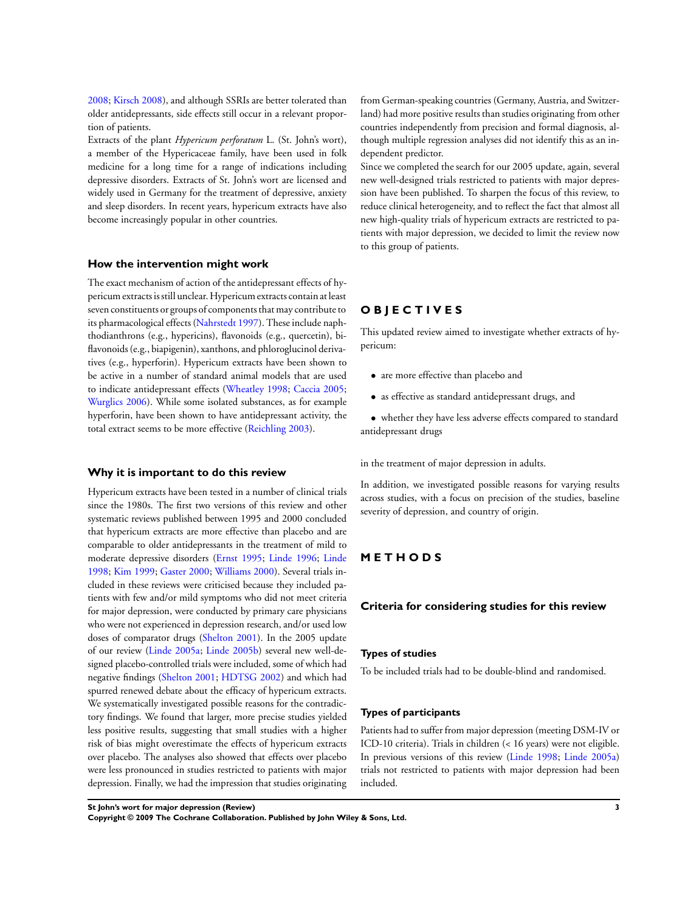2008; Kirsch 2008), and although SSRIs are better tolerated than older antidepressants, side effects still occur in a relevant proportion of patients.

Extracts of the plant *Hypericum perforatum* L. (St. John's wort), a member of the Hypericaceae family, have been used in folk medicine for a long time for a range of indications including depressive disorders. Extracts of St. John's wort are licensed and widely used in Germany for the treatment of depressive, anxiety and sleep disorders. In recent years, hypericum extracts have also become increasingly popular in other countries.

### How the intervention might work

The exact mechanism of action of the antidepressant effects of hypericum extracts is still unclear. Hypericum extracts contain at least seven constituents or groups of components that may contribute to its pharmacological effects (Nahrstedt 1997). These include naphthodianthrons (e.g., hypericins), flavonoids (e.g., quercetin), biflavonoids (e.g., biapigenin), xanthons, and phloroglucinol derivatives (e.g., hyperforin). Hypericum extracts have been shown to be active in a number of standard animal models that are used to indicate antidepressant effects (Wheatley 1998; Caccia 2005; Wurglics 2006). While some isolated substances, as for example hyperforin, have been shown to have antidepressant activity, the total extract seems to be more effective (Reichling 2003).

### Why it is important to do this review

Hypericum extracts have been tested in a number of clinical trials since the 1980s. The first two versions of this review and other systematic reviews published between 1995 and 2000 concluded that hypericum extracts are more effective than placebo and are comparable to older antidepressants in the treatment of mild to moderate depressive disorders (Ernst 1995; Linde 1996; Linde 1998; Kim 1999; Gaster 2000; Williams 2000). Several trials included in these reviews were criticised because they included patients with few and/or mild symptoms who did not meet criteria for major depression, were conducted by primary care physicians who were not experienced in depression research, and/or used low doses of comparator drugs (Shelton 2001). In the 2005 update of our review (Linde 2005a; Linde 2005b) several new well-designed placebo-controlled trials were included, some of which had negative findings (Shelton 2001; HDTSG 2002) and which had spurred renewed debate about the efficacy of hypericum extracts. We systematically investigated possible reasons for the contradictory findings. We found that larger, more precise studies yielded less positive results, suggesting that small studies with a higher risk of bias might overestimate the effects of hypericum extracts over placebo. The analyses also showed that effects over placebo were less pronounced in studies restricted to patients with major depression. Finally, we had the impression that studies originating from German-speaking countries (Germany, Austria, and Switzerland) had more positive results than studies originating from other countries independently from precision and formal diagnosis, although multiple regression analyses did not identify this as an independent predictor.

Since we completed the search for our 2005 update, again, several new well-designed trials restricted to patients with major depression have been published. To sharpen the focus of this review, to reduce clinical heterogeneity, and to reflect the fact that almost all new high-quality trials of hypericum extracts are restricted to patients with major depression, we decided to limit the review now to this group of patients.

# OBJECTIVES

This updated review aimed to investigate whether extracts of hypericum:

- are more effective than placebo and
- as effective as standard antidepressant drugs, and
- whether they have less adverse effects compared to standard antidepressant drugs

in the treatment of major depression in adults.

In addition, we investigated possible reasons for varying results across studies, with a focus on precision of the studies, baseline severity of depression, and country of origin.

# METHODS

## Criteria for considering studies for this review

### Types of studies

To be included trials had to be double-blind and randomised.

### Types of participants

Patients had to suffer from major depression (meeting DSM-IV or ICD-10 criteria). Trials in children (< 16 years) were not eligible. In previous versions of this review (Linde 1998; Linde 2005a) trials not restricted to patients with major depression had been included.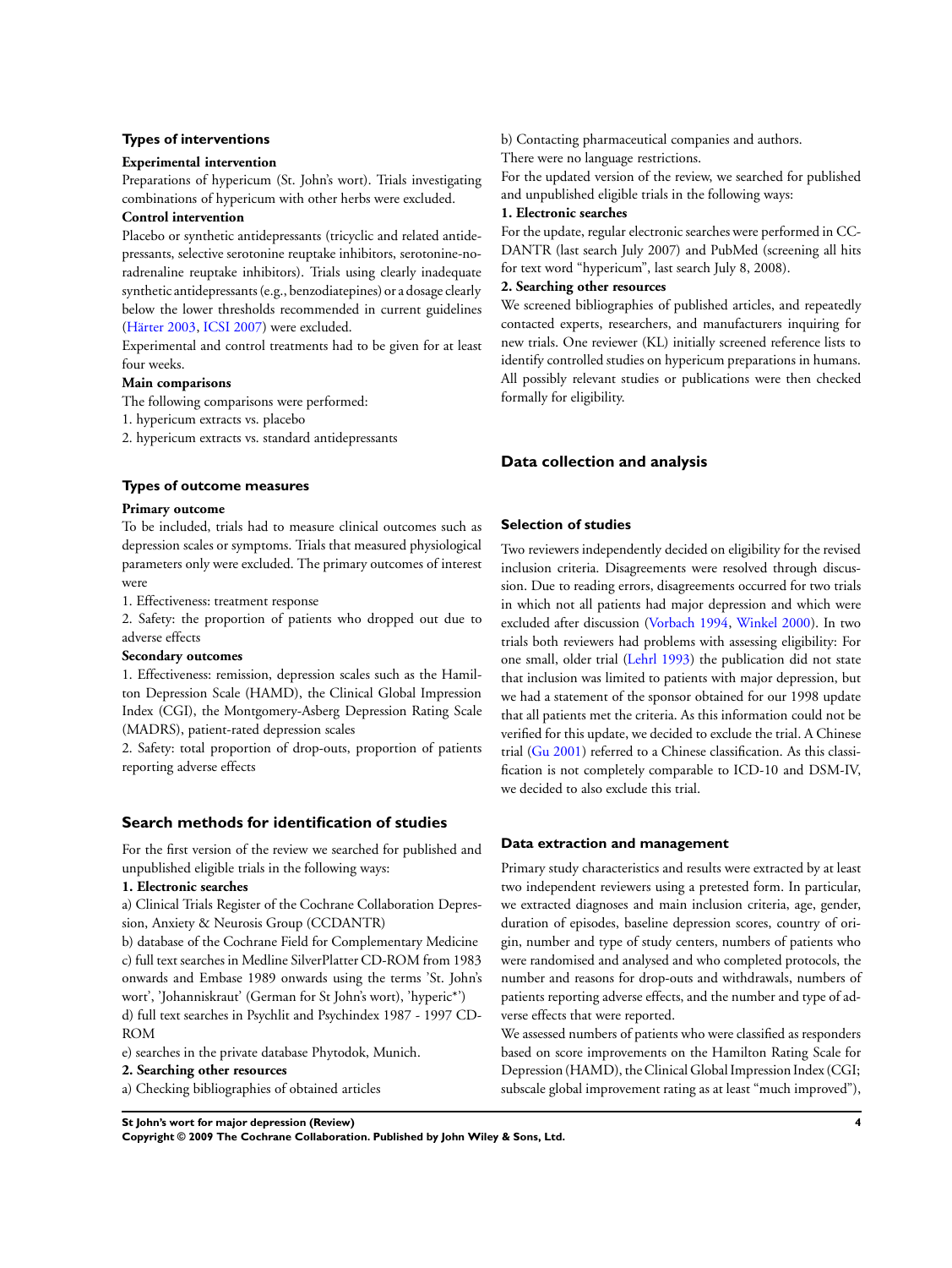### Types of interventions

**Experimental intervention**

Preparations of hypericum (St. John's wort). Trials investigating combinations of hypericum with other herbs were excluded.

**Control intervention**

Placebo or synthetic antidepressants (tricyclic and related antidepressants, selective serotonine reuptake inhibitors, serotonine-noradrenaline reuptake inhibitors). Trials using clearly inadequate synthetic antidepressants (e.g., benzodiatepines) or a dosage clearly below the lower thresholds recommended in current guidelines (Härter 2003, ICSI 2007) were excluded.

Experimental and control treatments had to be given for at least four weeks.

**Main comparisons**

The following comparisons were performed:

1. hypericum extracts vs. placebo
2. hypericum extracts vs. standard antidepressants

### Types of outcome measures

**Primary outcome**

To be included, trials had to measure clinical outcomes such as depression scales or symptoms. Trials that measured physiological parameters only were excluded. The primary outcomes of interest were

1. Effectiveness: treatment response
2. Safety: the proportion of patients who dropped out due to adverse effects

**Secondary outcomes**

1. Effectiveness: remission, depression scales such as the Hamilton Depression Scale (HAMD), the Clinical Global Impression Index (CGI), the Montgomery-Asberg Depression Rating Scale (MADRS), patient-rated depression scales
2. Safety: total proportion of drop-outs, proportion of patients reporting adverse effects

## Search methods for identification of studies

For the first version of the review we searched for published and unpublished eligible trials in the following ways:

**1. Electronic searches**

a) Clinical Trials Register of the Cochrane Collaboration Depression, Anxiety & Neurosis Group (CCDANTR)

b) database of the Cochrane Field for Complementary Medicine

c) full text searches in Medline SilverPlatter CD-ROM from 1983 onwards and Embase 1989 onwards using the terms 'St. John's wort', 'Johanniskraut' (German for St John's wort), 'hyperic*')

d) full text searches in Psychlit and Psychindex 1987 - 1997 CD-ROM

e) searches in the private database Phytodok, Munich.

**2. Searching other resources**

a) Checking bibliographies of obtained articles

b) Contacting pharmaceutical companies and authors.

There were no language restrictions.

For the updated version of the review, we searched for published and unpublished eligible trials in the following ways:

**1. Electronic searches**

For the update, regular electronic searches were performed in CCDANTR (last search July 2007) and PubMed (screening all hits for text word "hypericum", last search July 8, 2008).

**2. Searching other resources**

We screened bibliographies of published articles, and repeatedly contacted experts, researchers, and manufacturers inquiring for new trials. One reviewer (KL) initially screened reference lists to identify controlled studies on hypericum preparations in humans. All possibly relevant studies or publications were then checked formally for eligibility.

## Data collection and analysis

### Selection of studies

Two reviewers independently decided on eligibility for the revised inclusion criteria. Disagreements were resolved through discussion. Due to reading errors, disagreements occurred for two trials in which not all patients had major depression and which were excluded after discussion (Vorbach 1994, Winkel 2000). In two trials both reviewers had problems with assessing eligibility: For one small, older trial (Lehrl 1993) the publication did not state that inclusion was limited to patients with major depression, but we had a statement of the sponsor obtained for our 1998 update that all patients met the criteria. As this information could not be verified for this update, we decided to exclude the trial. A Chinese trial (Gu 2001) referred to a Chinese classification. As this classification is not completely comparable to ICD-10 and DSM-IV, we decided to also exclude this trial.

### Data extraction and management

Primary study characteristics and results were extracted by at least two independent reviewers using a pretested form. In particular, we extracted diagnoses and main inclusion criteria, age, gender, duration of episodes, baseline depression scores, country of origin, number and type of study centers, numbers of patients who were randomised and analysed and who completed protocols, the number and reasons for drop-outs and withdrawals, numbers of patients reporting adverse effects, and the number and type of adverse effects that were reported.

We assessed numbers of patients who were classified as responders based on score improvements on the Hamilton Rating Scale for Depression (HAMD), the Clinical Global Impression Index (CGI; subscale global improvement rating as at least "much improved"),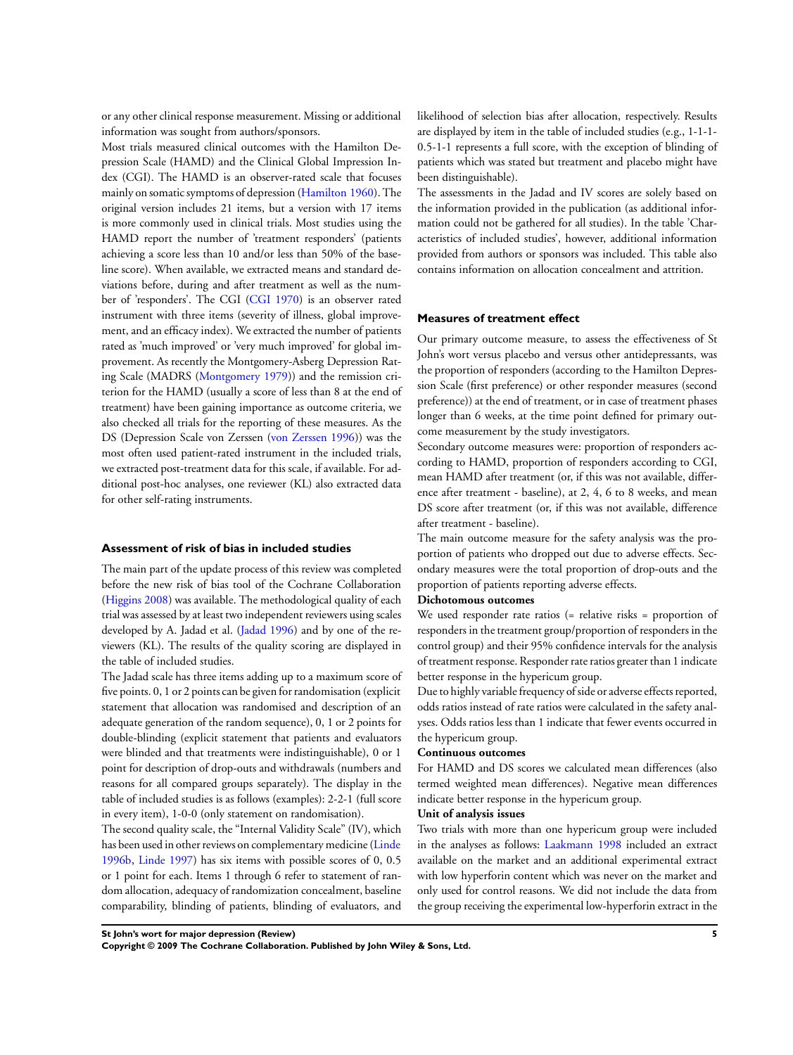or any other clinical response measurement. Missing or additional information was sought from authors/sponsors.

Most trials measured clinical outcomes with the Hamilton Depression Scale (HAMD) and the Clinical Global Impression Index (CGI). The HAMD is an observer-rated scale that focuses mainly on somatic symptoms of depression (Hamilton 1960). The original version includes 21 items, but a version with 17 items is more commonly used in clinical trials. Most studies using the HAMD report the number of 'treatment responders' (patients achieving a score less than 10 and/or less than 50% of the baseline score). When available, we extracted means and standard deviations before, during and after treatment as well as the number of 'responders'. The CGI (CGI 1970) is an observer rated instrument with three items (severity of illness, global improvement, and an efficacy index). We extracted the number of patients rated as 'much improved' or 'very much improved' for global improvement. As recently the Montgomery-Asberg Depression Rating Scale (MADRS (Montgomery 1979)) and the remission criterion for the HAMD (usually a score of less than 8 at the end of treatment) have been gaining importance as outcome criteria, we also checked all trials for the reporting of these measures. As the DS (Depression Scale von Zerssen (von Zerssen 1996)) was the most often used patient-rated instrument in the included trials, we extracted post-treatment data for this scale, if available. For additional post-hoc analyses, one reviewer (KL) also extracted data for other self-rating instruments.

### Assessment of risk of bias in included studies

The main part of the update process of this review was completed before the new risk of bias tool of the Cochrane Collaboration (Higgins 2008) was available. The methodological quality of each trial was assessed by at least two independent reviewers using scales developed by A. Jadad et al. (Jadad 1996) and by one of the reviewers (KL). The results of the quality scoring are displayed in the table of included studies.

The Jadad scale has three items adding up to a maximum score of five points. 0, 1 or 2 points can be given for randomisation (explicit statement that allocation was randomised and description of an adequate generation of the random sequence), 0, 1 or 2 points for double-blinding (explicit statement that patients and evaluators were blinded and that treatments were indistinguishable), 0 or 1 point for description of drop-outs and withdrawals (numbers and reasons for all compared groups separately). The display in the table of included studies is as follows (examples): 2-2-1 (full score in every item), 1-0-0 (only statement on randomisation).

The second quality scale, the "Internal Validity Scale" (IV), which has been used in other reviews on complementary medicine (Linde 1996b, Linde 1997) has six items with possible scores of 0, 0.5 or 1 point for each. Items 1 through 6 refer to statement of random allocation, adequacy of randomization concealment, baseline comparability, blinding of patients, blinding of evaluators, and likelihood of selection bias after allocation, respectively. Results are displayed by item in the table of included studies (e.g., 1-1-1-0.5-1-1 represents a full score, with the exception of blinding of patients which was stated but treatment and placebo might have been distinguishable).

The assessments in the Jadad and IV scores are solely based on the information provided in the publication (as additional information could not be gathered for all studies). In the table 'Characteristics of included studies', however, additional information provided from authors or sponsors was included. This table also contains information on allocation concealment and attrition.

### Measures of treatment effect

Our primary outcome measure, to assess the effectiveness of St John's wort versus placebo and versus other antidepressants, was the proportion of responders (according to the Hamilton Depression Scale (first preference) or other responder measures (second preference)) at the end of treatment, or in case of treatment phases longer than 6 weeks, at the time point defined for primary outcome measurement by the study investigators.

Secondary outcome measures were: proportion of responders according to HAMD, proportion of responders according to CGI, mean HAMD after treatment (or, if this was not available, difference after treatment - baseline), at 2, 4, 6 to 8 weeks, and mean DS score after treatment (or, if this was not available, difference after treatment - baseline).

The main outcome measure for the safety analysis was the proportion of patients who dropped out due to adverse effects. Secondary measures were the total proportion of drop-outs and the proportion of patients reporting adverse effects.

**Dichotomous outcomes**

We used responder rate ratios (= relative risks = proportion of responders in the treatment group/proportion of responders in the control group) and their 95% confidence intervals for the analysis of treatment response. Responder rate ratios greater than 1 indicate better response in the hypericum group.

Due to highly variable frequency of side or adverse effects reported, odds ratios instead of rate ratios were calculated in the safety analyses. Odds ratios less than 1 indicate that fewer events occurred in the hypericum group.

**Continuous outcomes**

For HAMD and DS scores we calculated mean differences (also termed weighted mean differences). Negative mean differences indicate better response in the hypericum group.

**Unit of analysis issues**

Two trials with more than one hypericum group were included in the analyses as follows: Laakmann 1998 included an extract available on the market and an additional experimental extract with low hyperforin content which was never on the market and only used for control reasons. We did not include the data from the group receiving the experimental low-hyperforin extract in the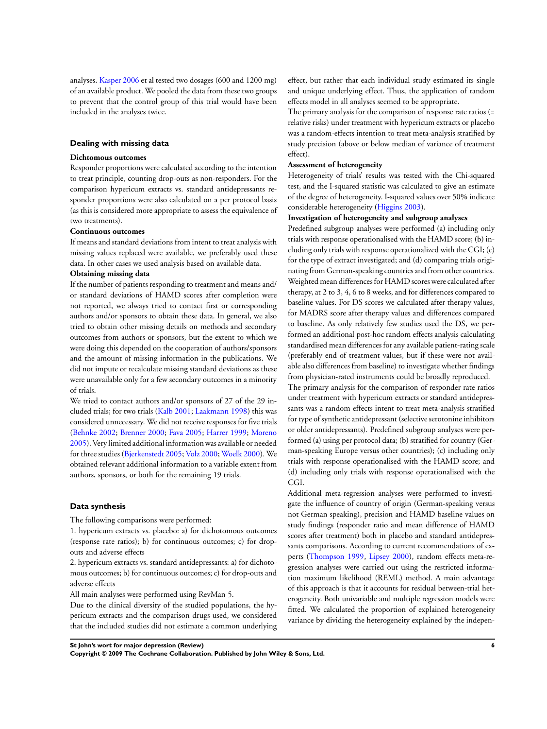analyses. Kasper 2006 et al tested two dosages (600 and 1200 mg) of an available product. We pooled the data from these two groups to prevent that the control group of this trial would have been included in the analyses twice.

### Dealing with missing data

**Dichotomous outcomes**

Responder proportions were calculated according to the intention to treat principle, counting drop-outs as non-responders. For the comparison hypericum extracts vs. standard antidepressants responder proportions were also calculated on a per protocol basis (as this is considered more appropriate to assess the equivalence of two treatments).

**Continuous outcomes**

If means and standard deviations from intent to treat analysis with missing values replaced were available, we preferably used these data. In other cases we used analysis based on available data.

**Obtaining missing data**

If the number of patients responding to treatment and means and/or standard deviations of HAMD scores after completion were not reported, we always tried to contact first or corresponding authors and/or sponsors to obtain these data. In general, we also tried to obtain other missing details on methods and secondary outcomes from authors or sponsors, but the extent to which we were doing this depended on the cooperation of authors/sponsors and the amount of missing information in the publications. We did not impute or recalculate missing standard deviations as these were unavailable only for a few secondary outcomes in a minority of trials.

We tried to contact authors and/or sponsors of 27 of the 29 included trials; for two trials (Kalb 2001; Laakmann 1998) this was considered unnecessary. We did not receive responses for five trials (Behnke 2002; Brenner 2000; Fava 2005; Harrer 1999; Moreno 2005). Very limited additional information was available or needed for three studies (Bjerkenstedt 2005; Volz 2000; Woelk 2000). We obtained relevant additional information to a variable extent from authors, sponsors, or both for the remaining 19 trials.

### Data synthesis

The following comparisons were performed:

1. hypericum extracts vs. placebo: a) for dichotomous outcomes (response rate ratios); b) for continuous outcomes; c) for drop-outs and adverse effects
2. hypericum extracts vs. standard antidepressants: a) for dichotomous outcomes; b) for continuous outcomes; c) for drop-outs and adverse effects

All main analyses were performed using RevMan 5.

Due to the clinical diversity of the studied populations, the hypericum extracts and the comparison drugs used, we considered that the included studies did not estimate a common underlying effect, but rather that each individual study estimated its single and unique underlying effect. Thus, the application of random effects model in all analyses seemed to be appropriate.

The primary analysis for the comparison of response rate ratios (= relative risks) under treatment with hypericum extracts or placebo was a random-effects intention to treat meta-analysis stratified by study precision (above or below median of variance of treatment effect).

**Assessment of heterogeneity**

Heterogeneity of trials' results was tested with the Chi-squared test, and the I-squared statistic was calculated to give an estimate of the degree of heterogeneity. I-squared values over 50% indicate considerable heterogeneity (Higgins 2003).

**Investigation of heterogeneity and subgroup analyses**

Predefined subgroup analyses were performed (a) including only trials with response operationalised with the HAMD score; (b) including only trials with response operationalized with the CGI; (c) for the type of extract investigated; and (d) comparing trials originating from German-speaking countries and from other countries. Weighted mean differences for HAMD scores were calculated after therapy, at 2 to 3, 4, 6 to 8 weeks, and for differences compared to baseline values. For DS scores we calculated after therapy values, for MADRS score after therapy values and differences compared to baseline. As only relatively few studies used the DS, we performed an additional post-hoc random effects analysis calculating standardised mean differences for any available patient-rating scale (preferably end of treatment values, but if these were not available also differences from baseline) to investigate whether findings from physician-rated instruments could be broadly reproduced.

The primary analysis for the comparison of responder rate ratios under treatment with hypericum extracts or standard antidepressants was a random effects intent to treat meta-analysis stratified for type of synthetic antidepressant (selective serotonine inhibitors or older antidepressants). Predefined subgroup analyses were performed (a) using per protocol data; (b) stratified for country (German-speaking Europe versus other countries); (c) including only trials with response operationalised with the HAMD score; and (d) including only trials with response operationalised with the CGI.

Additional meta-regression analyses were performed to investigate the influence of country of origin (German-speaking versus not German speaking), precision and HAMD baseline values on study findings (responder ratio and mean difference of HAMD scores after treatment) both in placebo and standard antidepressants comparisons. According to current recommendations of experts (Thompson 1999, Lipsey 2000), random effects meta-regression analyses were carried out using the restricted information maximum likelihood (REML) method. A main advantage of this approach is that it accounts for residual between-trial heterogeneity. Both univariable and multiple regression models were fitted. We calculated the proportion of explained heterogeneity variance by dividing the heterogeneity explained by the indepen-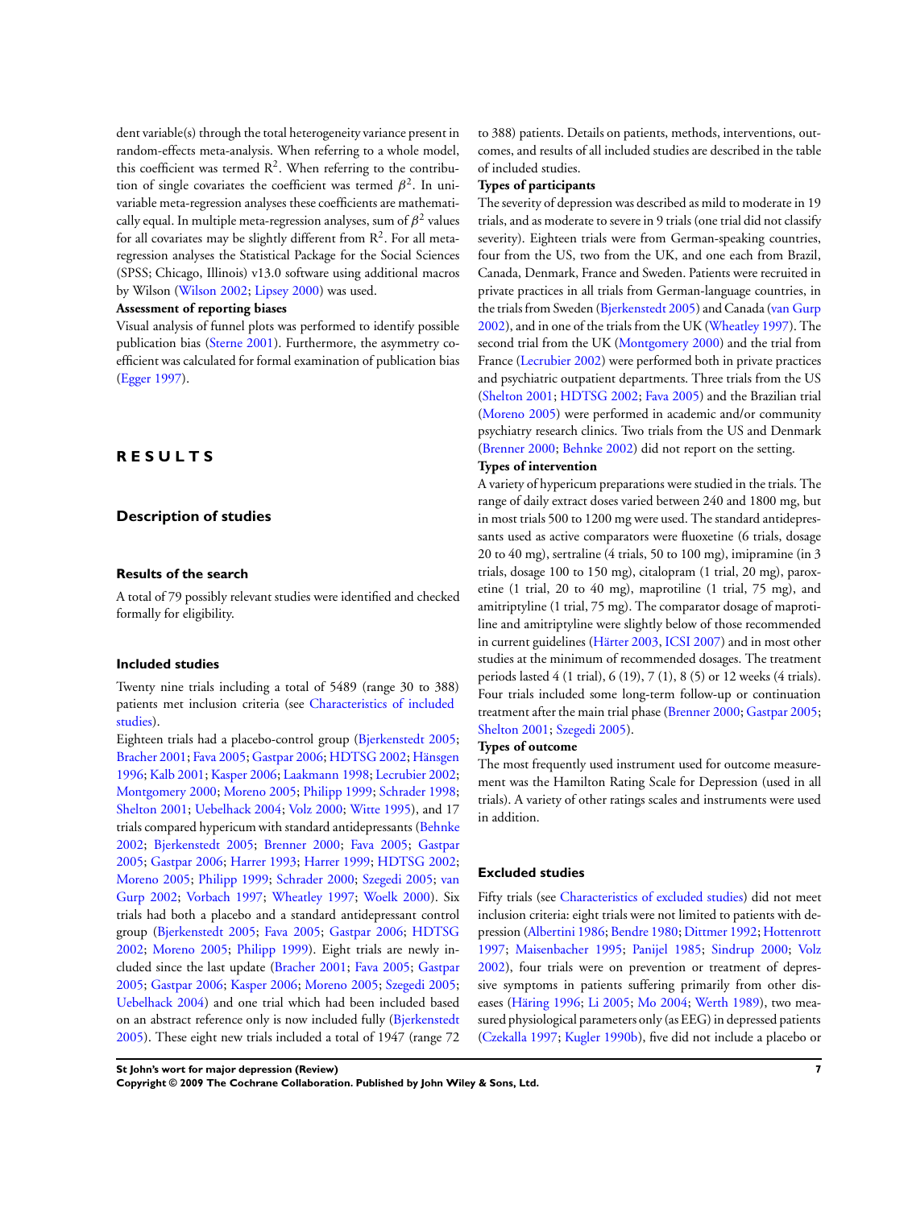dent variable(s) through the total heterogeneity variance present in random-effects meta-analysis. When referring to a whole model, this coefficient was termed $R^2$. When referring to the contribution of single covariates the coefficient was termed $\beta^2$. In univariable meta-regression analyses these coefficients are mathematically equal. In multiple meta-regression analyses, sum of $\beta^2$ values for all covariates may be slightly different from $R^2$. For all meta-regression analyses the Statistical Package for the Social Sciences (SPSS; Chicago, Illinois) v13.0 software using additional macros by Wilson (Wilson 2002; Lipsey 2000) was used.

**Assessment of reporting biases**

Visual analysis of funnel plots was performed to identify possible publication bias (Sterne 2001). Furthermore, the asymmetry coefficient was calculated for formal examination of publication bias (Egger 1997).

# RESULTS

## Description of studies

### Results of the search

A total of 79 possibly relevant studies were identified and checked formally for eligibility.

### Included studies

Twenty nine trials including a total of 5489 (range 30 to 388) patients met inclusion criteria (see Characteristics of included studies).

Eighteen trials had a placebo-control group (Bjerkenstedt 2005; Bracher 2001; Fava 2005; Gastpar 2006; HDTSG 2002; Hänsgen 1996; Kalb 2001; Kasper 2006; Laakmann 1998; Lecrubier 2002; Montgomery 2000; Moreno 2005; Philipp 1999; Schrader 1998; Shelton 2001; Uebelhack 2004; Volz 2000; Witte 1995), and 17 trials compared hypericum with standard antidepressants (Behnke 2002; Bjerkenstedt 2005; Brenner 2000; Fava 2005; Gastpar 2005; Gastpar 2006; Harrer 1993; Harrer 1999; HDTSG 2002; Moreno 2005; Philipp 1999; Schrader 2000; Szegedi 2005; van Gurp 2002; Vorbach 1997; Wheatley 1997; Woelk 2000). Six trials had both a placebo and a standard antidepressant control group (Bjerkenstedt 2005; Fava 2005; Gastpar 2006; HDTSG 2002; Moreno 2005; Philipp 1999). Eight trials are newly included since the last update (Bracher 2001; Fava 2005; Gastpar 2005; Gastpar 2006; Kasper 2006; Moreno 2005; Szegedi 2005; Uebelhack 2004) and one trial which had been included based on an abstract reference only is now included fully (Bjerkenstedt 2005). These eight new trials included a total of 1947 (range 72 to 388) patients. Details on patients, methods, interventions, outcomes, and results of all included studies are described in the table of included studies.

**Types of participants**

The severity of depression was described as mild to moderate in 19 trials, and as moderate to severe in 9 trials (one trial did not classify severity). Eighteen trials were from German-speaking countries, four from the US, two from the UK, and one each from Brazil, Canada, Denmark, France and Sweden. Patients were recruited in private practices in all trials from German-language countries, in the trials from Sweden (Bjerkenstedt 2005) and Canada (van Gurp 2002), and in one of the trials from the UK (Wheatley 1997). The second trial from the UK (Montgomery 2000) and the trial from France (Lecrubier 2002) were performed both in private practices and psychiatric outpatient departments. Three trials from the US (Shelton 2001; HDTSG 2002; Fava 2005) and the Brazilian trial (Moreno 2005) were performed in academic and/or community psychiatry research clinics. Two trials from the US and Denmark (Brenner 2000; Behnke 2002) did not report on the setting.

**Types of intervention**

A variety of hypericum preparations were studied in the trials. The range of daily extract doses varied between 240 and 1800 mg, but in most trials 500 to 1200 mg were used. The standard antidepressants used as active comparators were fluoxetine (6 trials, dosage 20 to 40 mg), sertraline (4 trials, 50 to 100 mg), imipramine (in 3 trials, dosage 100 to 150 mg), citalopram (1 trial, 20 mg), paroxetine (1 trial, 20 to 40 mg), maprotiline (1 trial, 75 mg), and amitriptyline (1 trial, 75 mg). The comparator dosage of maprotiline and amitriptyline were slightly below of those recommended in current guidelines (Härter 2003, ICSI 2007) and in most other studies at the minimum of recommended dosages. The treatment periods lasted 4 (1 trial), 6 (19), 7 (1), 8 (5) or 12 weeks (4 trials). Four trials included some long-term follow-up or continuation treatment after the main trial phase (Brenner 2000; Gastpar 2005; Shelton 2001; Szegedi 2005).

**Types of outcome**

The most frequently used instrument used for outcome measurement was the Hamilton Rating Scale for Depression (used in all trials). A variety of other ratings scales and instruments were used in addition.

### Excluded studies

Fifty trials (see Characteristics of excluded studies) did not meet inclusion criteria: eight trials were not limited to patients with depression (Albertini 1986; Bendre 1980; Dittmer 1992; Hottenrott 1997; Maisenbacher 1995; Panijel 1985; Sindrup 2000; Volz 2002), four trials were on prevention or treatment of depressive symptoms in patients suffering primarily from other diseases (Häring 1996; Li 2005; Mo 2004; Werth 1989), two measured physiological parameters only (as EEG) in depressed patients (Czekalla 1997; Kugler 1990b), five did not include a placebo or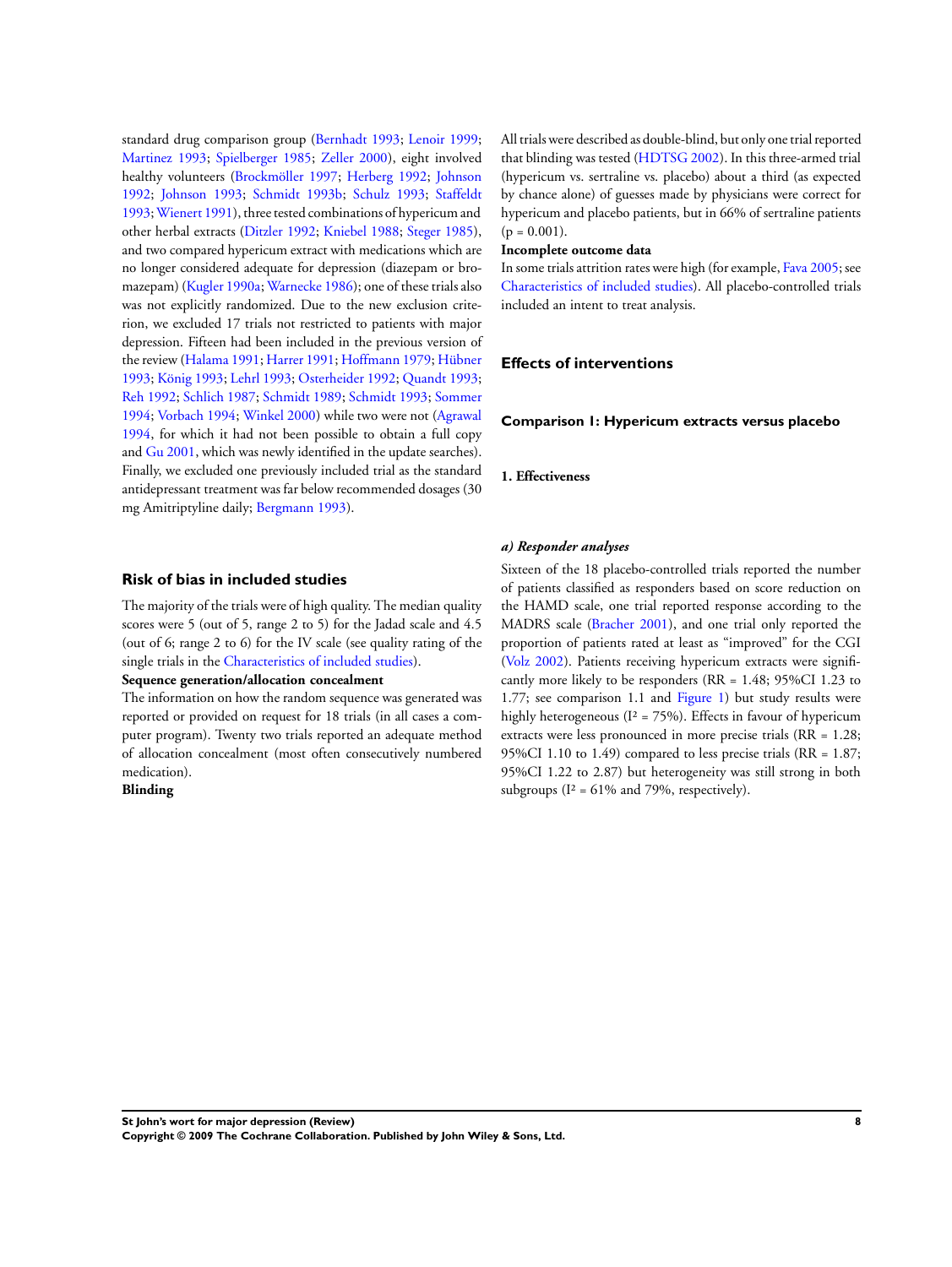standard drug comparison group (Bernhadt 1993; Lenoir 1999; Martinez 1993; Spielberger 1985; Zeller 2000), eight involved healthy volunteers (Brockmöller 1997; Herberg 1992; Johnson 1992; Johnson 1993; Schmidt 1993b; Schulz 1993; Staffeldt 1993; Wienert 1991), three tested combinations of hypericum and other herbal extracts (Ditzler 1992; Kniebel 1988; Steger 1985), and two compared hypericum extract with medications which are no longer considered adequate for depression (diazepam or bromazepam) (Kugler 1990a; Warnecke 1986); one of these trials also was not explicitly randomized. Due to the new exclusion criterion, we excluded 17 trials not restricted to patients with major depression. Fifteen had been included in the previous version of the review (Halama 1991; Harrer 1991; Hoffmann 1979; Hübner 1993; König 1993; Lehrl 1993; Osterheider 1992; Quandt 1993; Reh 1992; Schlich 1987; Schmidt 1989; Schmidt 1993; Sommer 1994; Vorbach 1994; Winkel 2000) while two were not (Agrawal 1994, for which it had not been possible to obtain a full copy and Gu 2001, which was newly identified in the update searches). Finally, we excluded one previously included trial as the standard antidepressant treatment was far below recommended dosages (30 mg Amitriptyline daily; Bergmann 1993).

## Risk of bias in included studies

The majority of the trials were of high quality. The median quality scores were 5 (out of 5, range 2 to 5) for the Jadad scale and 4.5 (out of 6; range 2 to 6) for the IV scale (see quality rating of the single trials in the Characteristics of included studies).

**Sequence generation/allocation concealment**

The information on how the random sequence was generated was reported or provided on request for 18 trials (in all cases a computer program). Twenty two trials reported an adequate method of allocation concealment (most often consecutively numbered medication).

**Blinding**

All trials were described as double-blind, but only one trial reported that blinding was tested (HDTSG 2002). In this three-armed trial (hypericum vs. sertraline vs. placebo) about a third (as expected by chance alone) of guesses made by physicians were correct for hypericum and placebo patients, but in 66% of sertraline patients ($p = 0.001$).

**Incomplete outcome data**

In some trials attrition rates were high (for example, Fava 2005; see Characteristics of included studies). All placebo-controlled trials included an intent to treat analysis.

## Effects of interventions

### Comparison 1: Hypericum extracts versus placebo

#### 1. Effectiveness

##### *a) Responder analyses*

Sixteen of the 18 placebo-controlled trials reported the number of patients classified as responders based on score reduction on the HAMD scale, one trial reported response according to the MADRS scale (Bracher 2001), and one trial only reported the proportion of patients rated at least as "improved" for the CGI (Volz 2002). Patients receiving hypericum extracts were significantly more likely to be responders (RR = 1.48; 95%CI 1.23 to 1.77; see comparison 1.1 and Figure 1) but study results were highly heterogeneous ($I^2 = 75\%$). Effects in favour of hypericum extracts were less pronounced in more precise trials (RR = 1.28; 95%CI 1.10 to 1.49) compared to less precise trials (RR = 1.87; 95%CI 1.22 to 2.87) but heterogeneity was still strong in both subgroups ($I^2 = 61\%$ and 79%, respectively).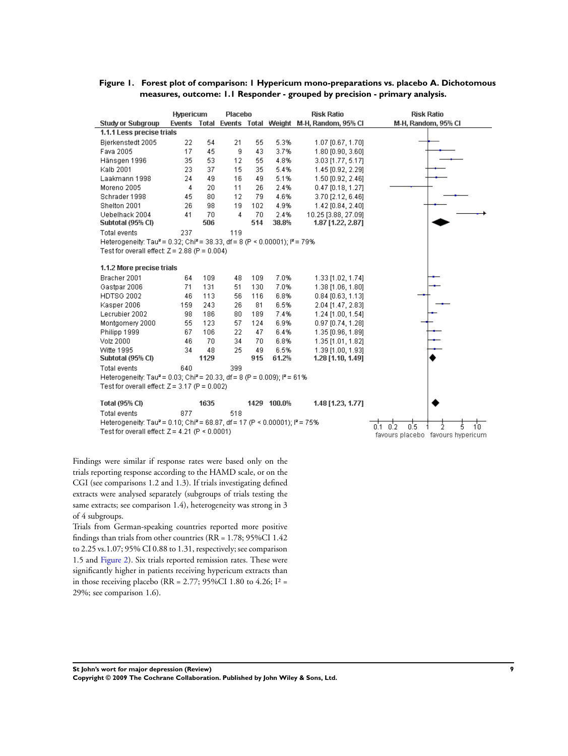**Figure 1. Forest plot of comparison: 1 Hypericum mono-preparations vs. placebo A. Dichotomous measures, outcome: 1.1 Responder - grouped by precision - primary analysis.**

| Study or Subgroup | Hypericum Events | Hypericum Total | Placebo Events | Placebo Total | Weight | Risk Ratio M-H, Random, 95% CI |
|---|---|---|---|---|---|---|
| **1.1.1 Less precise trials** | | | | | | |
| Bjerkenstedt 2005 | 22 | 54 | 21 | 55 | 5.3% | 1.07 [0.67, 1.70] |
| Fava 2005 | 17 | 45 | 9 | 43 | 3.7% | 1.80 [0.90, 3.60] |
| Hänsgen 1996 | 35 | 53 | 12 | 55 | 4.8% | 3.03 [1.77, 5.17] |
| Kalb 2001 | 23 | 37 | 15 | 35 | 5.4% | 1.45 [0.92, 2.29] |
| Laakmann 1998 | 24 | 49 | 16 | 49 | 5.1% | 1.50 [0.92, 2.46] |
| Moreno 2005 | 4 | 20 | 11 | 26 | 2.4% | 0.47 [0.18, 1.27] |
| Schrader 1998 | 45 | 80 | 12 | 79 | 4.6% | 3.70 [2.12, 6.46] |
| Shelton 2001 | 26 | 98 | 19 | 102 | 4.9% | 1.42 [0.84, 2.40] |
| Uebelhack 2004 | 41 | 70 | 4 | 70 | 2.4% | 10.25 [3.88, 27.09] |
| **Subtotal (95% CI)** | | **506** | | **514** | **38.8%** | **1.87 [1.22, 2.87]** |
| Total events | 237 | | 119 | | | |
| Heterogeneity: Tau² = 0.32; Chi² = 38.33, df = 8 (P < 0.00001); I² = 79% | | | | | | |
| Test for overall effect: Z = 2.88 (P = 0.004) | | | | | | |
| **1.1.2 More precise trials** | | | | | | |
| Bracher 2001 | 64 | 109 | 48 | 109 | 7.0% | 1.33 [1.02, 1.74] |
| Gastpar 2006 | 71 | 131 | 51 | 130 | 7.0% | 1.38 [1.06, 1.80] |
| HDTSG 2002 | 46 | 113 | 56 | 116 | 6.8% | 0.84 [0.63, 1.13] |
| Kasper 2006 | 159 | 243 | 26 | 81 | 6.5% | 2.04 [1.47, 2.83] |
| Lecrubier 2002 | 98 | 186 | 80 | 189 | 7.4% | 1.24 [1.00, 1.54] |
| Montgomery 2000 | 55 | 123 | 57 | 124 | 6.9% | 0.97 [0.74, 1.28] |
| Philipp 1999 | 67 | 106 | 22 | 47 | 6.4% | 1.35 [0.96, 1.89] |
| Volz 2000 | 46 | 70 | 34 | 70 | 6.8% | 1.35 [1.01, 1.82] |
| Witte 1995 | 34 | 48 | 25 | 49 | 6.5% | 1.39 [1.00, 1.93] |
| **Subtotal (95% CI)** | | **1129** | | **915** | **61.2%** | **1.28 [1.10, 1.49]** |
| Total events | 640 | | 399 | | | |
| Heterogeneity: Tau² = 0.03; Chi² = 20.33, df = 8 (P = 0.009); I² = 61% | | | | | | |
| Test for overall effect: Z = 3.17 (P = 0.002) | | | | | | |
| **Total (95% CI)** | | **1635** | | **1429** | **100.0%** | **1.48 [1.23, 1.77]** |
| Total events | 877 | | 518 | | | |
| Heterogeneity: Tau² = 0.10; Chi² = 68.87, df = 17 (P < 0.00001); I² = 75% | | | | | | |
| Test for overall effect: Z = 4.21 (P < 0.0001) | | | | | | |

Risk Ratio M-H, Random, 95% CI: 0.1 0.2 0.5 1 2 5 10 — favours placebo / favours hypericum

Findings were similar if response rates were based only on the trials reporting response according to the HAMD scale, or on the CGI (see comparisons 1.2 and 1.3). If trials investigating defined extracts were analysed separately (subgroups of trials testing the same extracts; see comparison 1.4), heterogeneity was strong in 3 of 4 subgroups.

Trials from German-speaking countries reported more positive findings than trials from other countries (RR = 1.78; 95%CI 1.42 to 2.25 vs.1.07; 95% CI 0.88 to 1.31, respectively; see comparison 1.5 and Figure 2). Six trials reported remission rates. These were significantly higher in patients receiving hypericum extracts than in those receiving placebo (RR = 2.77; 95%CI 1.80 to 4.26; $I^2$ = 29%; see comparison 1.6).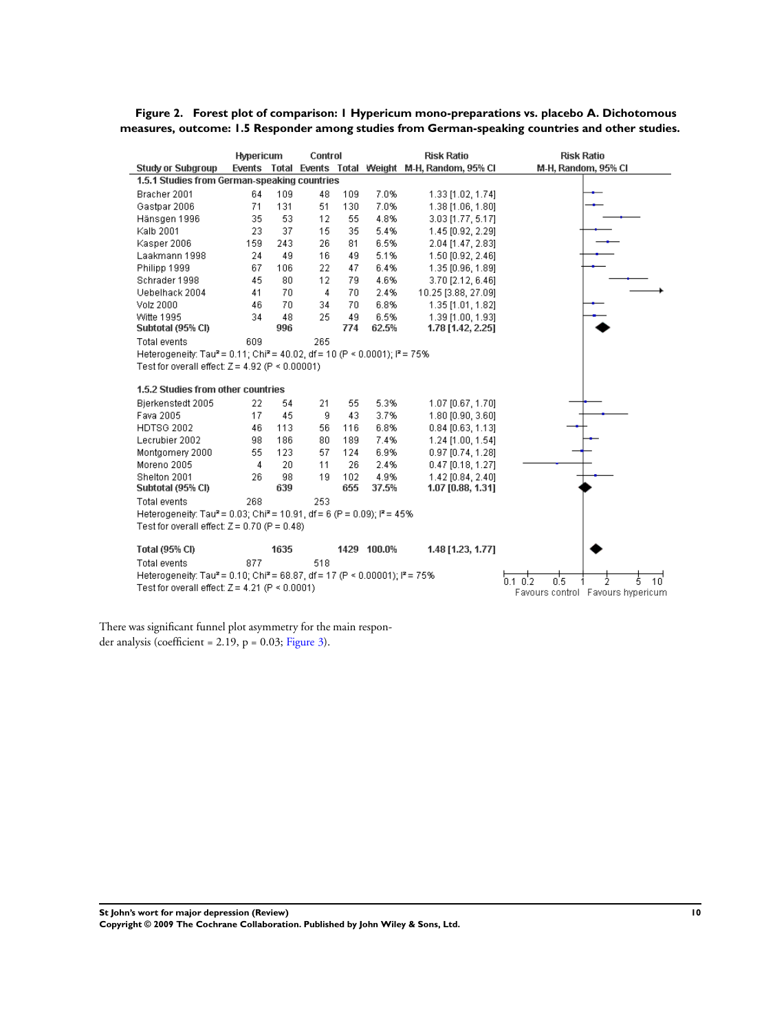**Figure 2. Forest plot of comparison: 1 Hypericum mono-preparations vs. placebo A. Dichotomous measures, outcome: 1.5 Responder among studies from German-speaking countries and other studies.**

| Study or Subgroup | Hypericum Events | Hypericum Total | Control Events | Control Total | Weight | Risk Ratio M-H, Random, 95% CI |
|---|---|---|---|---|---|---|
| **1.5.1 Studies from German-speaking countries** | | | | | | |
| Bracher 2001 | 64 | 109 | 48 | 109 | 7.0% | 1.33 [1.02, 1.74] |
| Gastpar 2006 | 71 | 131 | 51 | 130 | 7.0% | 1.38 [1.06, 1.80] |
| Hänsgen 1996 | 35 | 53 | 12 | 55 | 4.8% | 3.03 [1.77, 5.17] |
| Kalb 2001 | 23 | 37 | 15 | 35 | 5.4% | 1.45 [0.92, 2.29] |
| Kasper 2006 | 159 | 243 | 26 | 81 | 6.5% | 2.04 [1.47, 2.83] |
| Laakmann 1998 | 24 | 49 | 16 | 49 | 5.1% | 1.50 [0.92, 2.46] |
| Philipp 1999 | 67 | 106 | 22 | 47 | 6.4% | 1.35 [0.96, 1.89] |
| Schrader 1998 | 45 | 80 | 12 | 79 | 4.6% | 3.70 [2.12, 6.46] |
| Uebelhack 2004 | 41 | 70 | 4 | 70 | 2.4% | 10.25 [3.88, 27.09] |
| Volz 2000 | 46 | 70 | 34 | 70 | 6.8% | 1.35 [1.01, 1.82] |
| Witte 1995 | 34 | 48 | 25 | 49 | 6.5% | 1.39 [1.00, 1.93] |
| **Subtotal (95% CI)** | | **996** | | **774** | **62.5%** | **1.78 [1.42, 2.25]** |
| Total events | 609 | | 265 | | | |
| Heterogeneity: Tau² = 0.11; Chi² = 40.02, df = 10 (P < 0.0001); I² = 75% | | | | | | |
| Test for overall effect: Z = 4.92 (P < 0.00001) | | | | | | |
| **1.5.2 Studies from other countries** | | | | | | |
| Bjerkenstedt 2005 | 22 | 54 | 21 | 55 | 5.3% | 1.07 [0.67, 1.70] |
| Fava 2005 | 17 | 45 | 9 | 43 | 3.7% | 1.80 [0.90, 3.60] |
| HDTSG 2002 | 46 | 113 | 56 | 116 | 6.8% | 0.84 [0.63, 1.13] |
| Lecrubier 2002 | 98 | 186 | 80 | 189 | 7.4% | 1.24 [1.00, 1.54] |
| Montgomery 2000 | 55 | 123 | 57 | 124 | 6.9% | 0.97 [0.74, 1.28] |
| Moreno 2005 | 4 | 20 | 11 | 26 | 2.4% | 0.47 [0.18, 1.27] |
| Shelton 2001 | 26 | 98 | 19 | 102 | 4.9% | 1.42 [0.84, 2.40] |
| **Subtotal (95% CI)** | | **639** | | **655** | **37.5%** | **1.07 [0.88, 1.31]** |
| Total events | 268 | | 253 | | | |
| Heterogeneity: Tau² = 0.03; Chi² = 10.91, df = 6 (P = 0.09); I² = 45% | | | | | | |
| Test for overall effect: Z = 0.70 (P = 0.48) | | | | | | |
| **Total (95% CI)** | | **1635** | | **1429** | **100.0%** | **1.48 [1.23, 1.77]** |
| Total events | 877 | | 518 | | | |
| Heterogeneity: Tau² = 0.10; Chi² = 68.87, df = 17 (P < 0.00001); I² = 75% | | | | | | |
| Test for overall effect: Z = 4.21 (P < 0.0001) | | | | | | |

Risk Ratio M-H, Random, 95% CI: 0.1 0.2 0.5 1 2 5 10 — Favours control / Favours hypericum

There was significant funnel plot asymmetry for the main responder analysis (coefficient = 2.19, p = 0.03; Figure 3).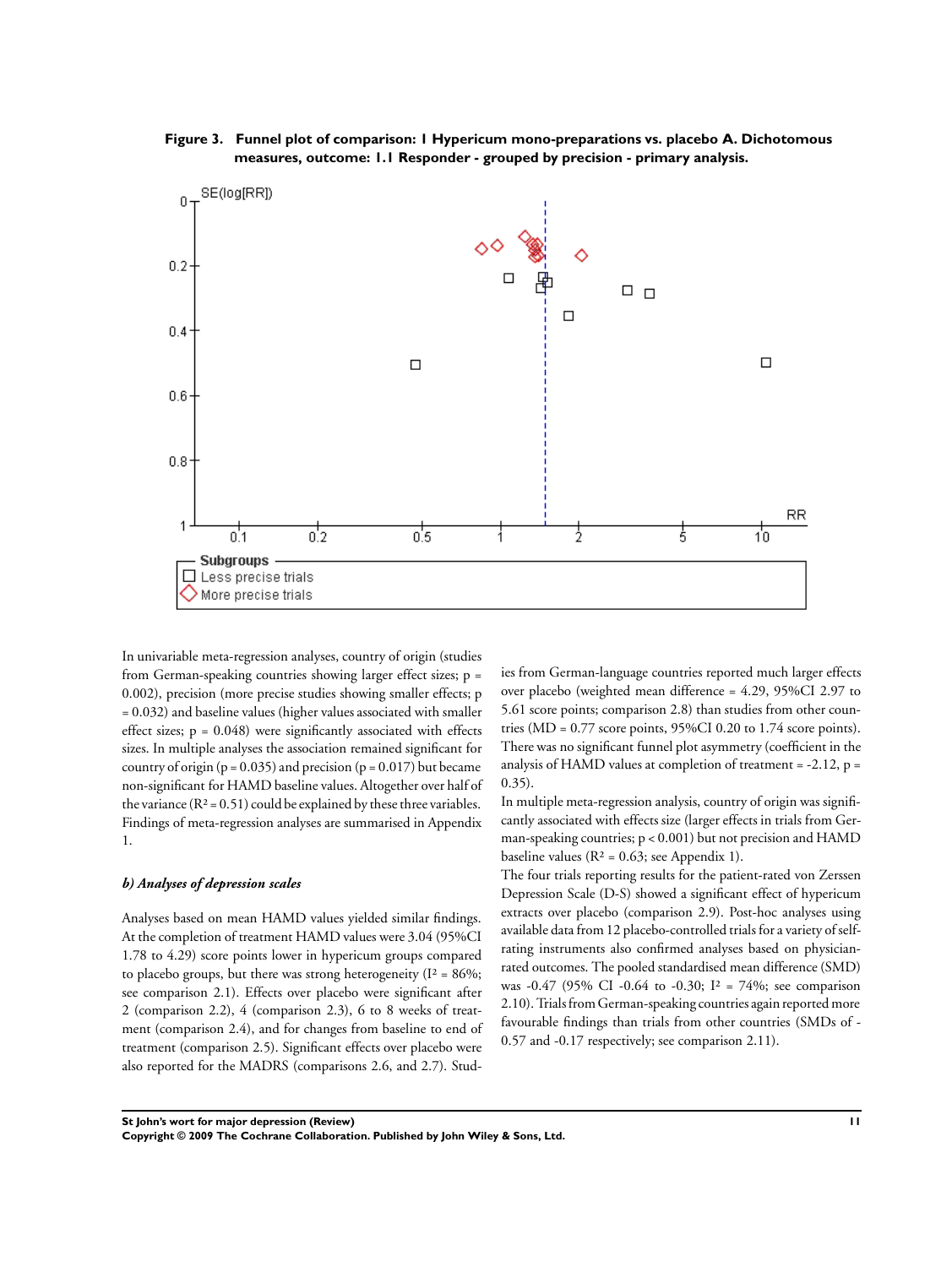**Figure 3. Funnel plot of comparison: 1 Hypericum mono-preparations vs. placebo A. Dichotomous measures, outcome: 1.1 Responder - grouped by precision - primary analysis.**

In univariable meta-regression analyses, country of origin (studies from German-speaking countries showing larger effect sizes; p = 0.002), precision (more precise studies showing smaller effects; p = 0.032) and baseline values (higher values associated with smaller effect sizes; p = 0.048) were significantly associated with effects sizes. In multiple analyses the association remained significant for country of origin (p = 0.035) and precision (p = 0.017) but became non-significant for HAMD baseline values. Altogether over half of the variance ($R^2 = 0.51$) could be explained by these three variables. Findings of meta-regression analyses are summarised in Appendix 1.

### *b) Analyses of depression scales*

Analyses based on mean HAMD values yielded similar findings. At the completion of treatment HAMD values were 3.04 (95%CI 1.78 to 4.29) score points lower in hypericum groups compared to placebo groups, but there was strong heterogeneity ($I^2 = 86\%$; see comparison 2.1). Effects over placebo were significant after 2 (comparison 2.2), 4 (comparison 2.3), 6 to 8 weeks of treatment (comparison 2.4), and for changes from baseline to end of treatment (comparison 2.5). Significant effects over placebo were also reported for the MADRS (comparisons 2.6, and 2.7). Studies from German-language countries reported much larger effects over placebo (weighted mean difference = 4.29, 95%CI 2.97 to 5.61 score points; comparison 2.8) than studies from other countries (MD = 0.77 score points, 95%CI 0.20 to 1.74 score points). There was no significant funnel plot asymmetry (coefficient in the analysis of HAMD values at completion of treatment = -2.12, p = 0.35).

In multiple meta-regression analysis, country of origin was significantly associated with effects size (larger effects in trials from German-speaking countries; p < 0.001) but not precision and HAMD baseline values ($R^2 = 0.63$; see Appendix 1).

The four trials reporting results for the patient-rated von Zerssen Depression Scale (D-S) showed a significant effect of hypericum extracts over placebo (comparison 2.9). Post-hoc analyses using available data from 12 placebo-controlled trials for a variety of self-rating instruments also confirmed analyses based on physician-rated outcomes. The pooled standardised mean difference (SMD) was -0.47 (95% CI -0.64 to -0.30; $I^2 = 74\%$; see comparison 2.10). Trials from German-speaking countries again reported more favourable findings than trials from other countries (SMDs of -0.57 and -0.17 respectively; see comparison 2.11).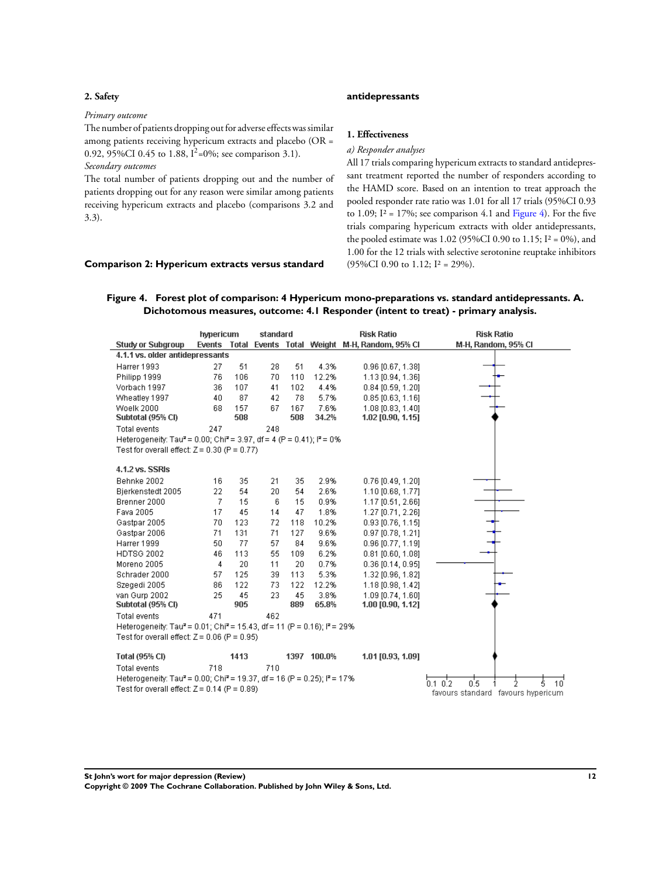## 2. Safety

*Primary outcome*

The number of patients dropping out for adverse effects was similar among patients receiving hypericum extracts and placebo (OR = 0.92, 95%CI 0.45 to 1.88, $I^2$=0%; see comparison 3.1).

*Secondary outcomes*

The total number of patients dropping out and the number of patients dropping out for any reason were similar among patients receiving hypericum extracts and placebo (comparisons 3.2 and 3.3).

### Comparison 2: Hypericum extracts versus standard antidepressants

## 1. Effectiveness

*a) Responder analyses*

All 17 trials comparing hypericum extracts to standard antidepressant treatment reported the number of responders according to the HAMD score. Based on an intention to treat approach the pooled responder rate ratio was 1.01 for all 17 trials (95%CI 0.93 to 1.09; $I^2$ = 17%; see comparison 4.1 and Figure 4). For the five trials comparing hypericum extracts with older antidepressants, the pooled estimate was 1.02 (95%CI 0.90 to 1.15; $I^2$ = 0%), and 1.00 for the 12 trials with selective serotonine reuptake inhibitors (95%CI 0.90 to 1.12; $I^2$ = 29%).

**Figure 4. Forest plot of comparison: 4 Hypericum mono-preparations vs. standard antidepressants. A. Dichotomous measures, outcome: 4.1 Responder (intent to treat) - primary analysis.**

| Study or Subgroup | hypericum Events | hypericum Total | standard Events | standard Total | Weight | Risk Ratio M-H, Random, 95% CI |
|---|---|---|---|---|---|---|
| **4.1.1 vs. older antidepressants** | | | | | | |
| Harrer 1993 | 27 | 51 | 28 | 51 | 4.3% | 0.96 [0.67, 1.38] |
| Philipp 1999 | 76 | 106 | 70 | 110 | 12.2% | 1.13 [0.94, 1.36] |
| Vorbach 1997 | 36 | 107 | 41 | 102 | 4.4% | 0.84 [0.59, 1.20] |
| Wheatley 1997 | 40 | 87 | 42 | 78 | 5.7% | 0.85 [0.63, 1.16] |
| Woelk 2000 | 68 | 157 | 67 | 167 | 7.6% | 1.08 [0.83, 1.40] |
| **Subtotal (95% CI)** | | **508** | | **508** | **34.2%** | **1.02 [0.90, 1.15]** |
| Total events | 247 | | 248 | | | |
| Heterogeneity: Tau² = 0.00; Chi² = 3.97, df = 4 (P = 0.41); I² = 0% | | | | | | |
| Test for overall effect: Z = 0.30 (P = 0.77) | | | | | | |
| **4.1.2 vs. SSRIs** | | | | | | |
| Behnke 2002 | 16 | 35 | 21 | 35 | 2.9% | 0.76 [0.49, 1.20] |
| Bjerkenstedt 2005 | 22 | 54 | 20 | 54 | 2.6% | 1.10 [0.68, 1.77] |
| Brenner 2000 | 7 | 15 | 6 | 15 | 0.9% | 1.17 [0.51, 2.66] |
| Fava 2005 | 17 | 45 | 14 | 47 | 1.8% | 1.27 [0.71, 2.26] |
| Gastpar 2005 | 70 | 123 | 72 | 118 | 10.2% | 0.93 [0.76, 1.15] |
| Gastpar 2006 | 71 | 131 | 71 | 127 | 9.6% | 0.97 [0.78, 1.21] |
| Harrer 1999 | 50 | 77 | 57 | 84 | 9.6% | 0.96 [0.77, 1.19] |
| HDTSG 2002 | 46 | 113 | 55 | 109 | 6.2% | 0.81 [0.60, 1.08] |
| Moreno 2005 | 4 | 20 | 11 | 20 | 0.7% | 0.36 [0.14, 0.95] |
| Schrader 2000 | 57 | 125 | 39 | 113 | 5.3% | 1.32 [0.96, 1.82] |
| Szegedi 2005 | 86 | 122 | 73 | 122 | 12.2% | 1.18 [0.98, 1.42] |
| van Gurp 2002 | 25 | 45 | 23 | 45 | 3.8% | 1.09 [0.74, 1.60] |
| **Subtotal (95% CI)** | | **905** | | **889** | **65.8%** | **1.00 [0.90, 1.12]** |
| Total events | 471 | | 462 | | | |
| Heterogeneity: Tau² = 0.01; Chi² = 15.43, df = 11 (P = 0.16); I² = 29% | | | | | | |
| Test for overall effect: Z = 0.06 (P = 0.95) | | | | | | |
| **Total (95% CI)** | | **1413** | | **1397** | **100.0%** | **1.01 [0.93, 1.09]** |
| Total events | 718 | | 710 | | | |
| Heterogeneity: Tau² = 0.00; Chi² = 19.37, df = 16 (P = 0.25); I² = 17% | | | | | | |
| Test for overall effect: Z = 0.14 (P = 0.89) | | | | | | |

Axis: 0.1 0.2 0.5 1 2 5 10 — favours standard / favours hypericum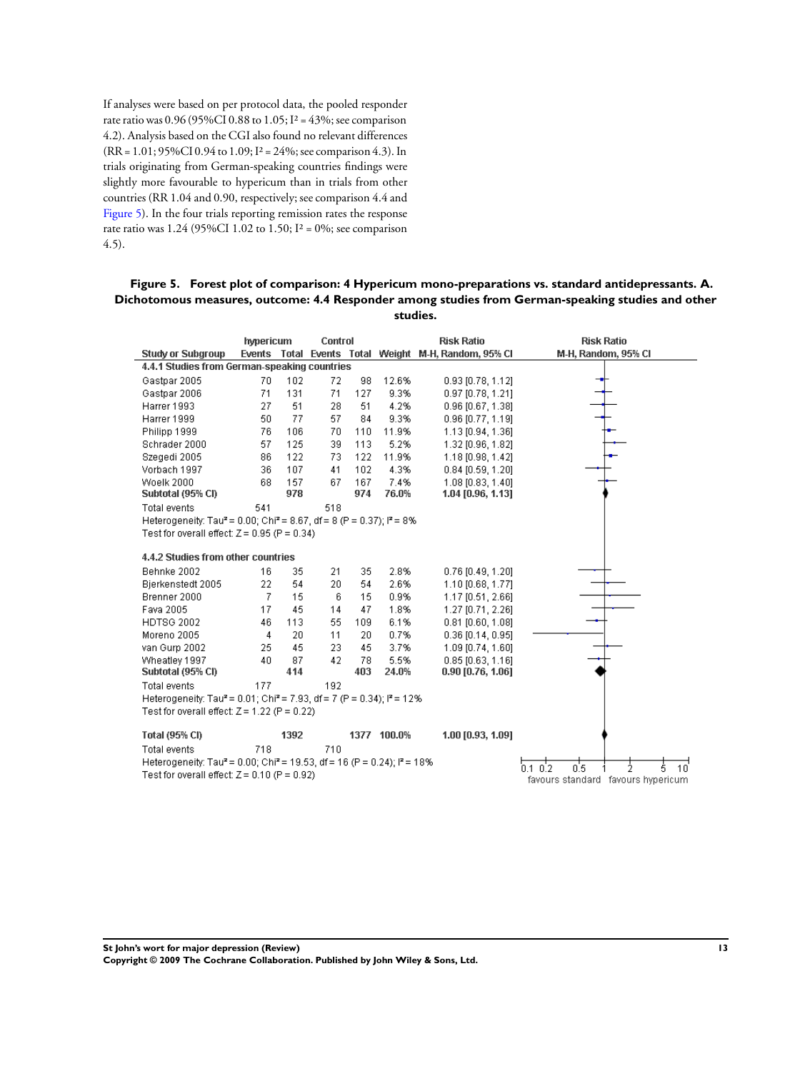If analyses were based on per protocol data, the pooled responder rate ratio was 0.96 (95%CI 0.88 to 1.05; $I^2$ = 43%; see comparison 4.2). Analysis based on the CGI also found no relevant differences (RR = 1.01; 95%CI 0.94 to 1.09; $I^2$ = 24%; see comparison 4.3). In trials originating from German-speaking countries findings were slightly more favourable to hypericum than in trials from other countries (RR 1.04 and 0.90, respectively; see comparison 4.4 and Figure 5). In the four trials reporting remission rates the response rate ratio was 1.24 (95%CI 1.02 to 1.50; $I^2$ = 0%; see comparison 4.5).

**Figure 5. Forest plot of comparison: 4 Hypericum mono-preparations vs. standard antidepressants. A. Dichotomous measures, outcome: 4.4 Responder among studies from German-speaking studies and other studies.**

| Study or Subgroup | hypericum Events | hypericum Total | Control Events | Control Total | Weight | Risk Ratio M-H, Random, 95% CI |
|---|---|---|---|---|---|---|
| **4.4.1 Studies from German-speaking countries** | | | | | | |
| Gastpar 2005 | 70 | 102 | 72 | 98 | 12.6% | 0.93 [0.78, 1.12] |
| Gastpar 2006 | 71 | 131 | 71 | 127 | 9.3% | 0.97 [0.78, 1.21] |
| Harrer 1993 | 27 | 51 | 28 | 51 | 4.2% | 0.96 [0.67, 1.38] |
| Harrer 1999 | 50 | 77 | 57 | 84 | 9.3% | 0.96 [0.77, 1.19] |
| Philipp 1999 | 76 | 106 | 70 | 110 | 11.9% | 1.13 [0.94, 1.36] |
| Schrader 2000 | 57 | 125 | 39 | 113 | 5.2% | 1.32 [0.96, 1.82] |
| Szegedi 2005 | 86 | 122 | 73 | 122 | 11.9% | 1.18 [0.98, 1.42] |
| Vorbach 1997 | 36 | 107 | 41 | 102 | 4.3% | 0.84 [0.59, 1.20] |
| Woelk 2000 | 68 | 157 | 67 | 167 | 7.4% | 1.08 [0.83, 1.40] |
| **Subtotal (95% CI)** | | **978** | | **974** | **76.0%** | **1.04 [0.96, 1.13]** |
| Total events | 541 | | 518 | | | |
| Heterogeneity: Tau² = 0.00; Chi² = 8.67, df = 8 (P = 0.37); I² = 8% | | | | | | |
| Test for overall effect: Z = 0.95 (P = 0.34) | | | | | | |
| **4.4.2 Studies from other countries** | | | | | | |
| Behnke 2002 | 16 | 35 | 21 | 35 | 2.8% | 0.76 [0.49, 1.20] |
| Bjerkenstedt 2005 | 22 | 54 | 20 | 54 | 2.6% | 1.10 [0.68, 1.77] |
| Brenner 2000 | 7 | 15 | 6 | 15 | 0.9% | 1.17 [0.51, 2.66] |
| Fava 2005 | 17 | 45 | 14 | 47 | 1.8% | 1.27 [0.71, 2.26] |
| HDTSG 2002 | 46 | 113 | 55 | 109 | 6.1% | 0.81 [0.60, 1.08] |
| Moreno 2005 | 4 | 20 | 11 | 20 | 0.7% | 0.36 [0.14, 0.95] |
| van Gurp 2002 | 25 | 45 | 23 | 45 | 3.7% | 1.09 [0.74, 1.60] |
| Wheatley 1997 | 40 | 87 | 42 | 78 | 5.5% | 0.85 [0.63, 1.16] |
| **Subtotal (95% CI)** | | **414** | | **403** | **24.0%** | **0.90 [0.76, 1.06]** |
| Total events | 177 | | 192 | | | |
| Heterogeneity: Tau² = 0.01; Chi² = 7.93, df = 7 (P = 0.34); I² = 12% | | | | | | |
| Test for overall effect: Z = 1.22 (P = 0.22) | | | | | | |
| **Total (95% CI)** | | **1392** | | **1377** | **100.0%** | **1.00 [0.93, 1.09]** |
| Total events | 718 | | 710 | | | |
| Heterogeneity: Tau² = 0.00; Chi² = 19.53, df = 16 (P = 0.24); I² = 18% | | | | | | |
| Test for overall effect: Z = 0.10 (P = 0.92) | | | | | | |

Risk Ratio M-H, Random, 95% CI: 0.1 0.2 0.5 1 2 5 10 — favours standard / favours hypericum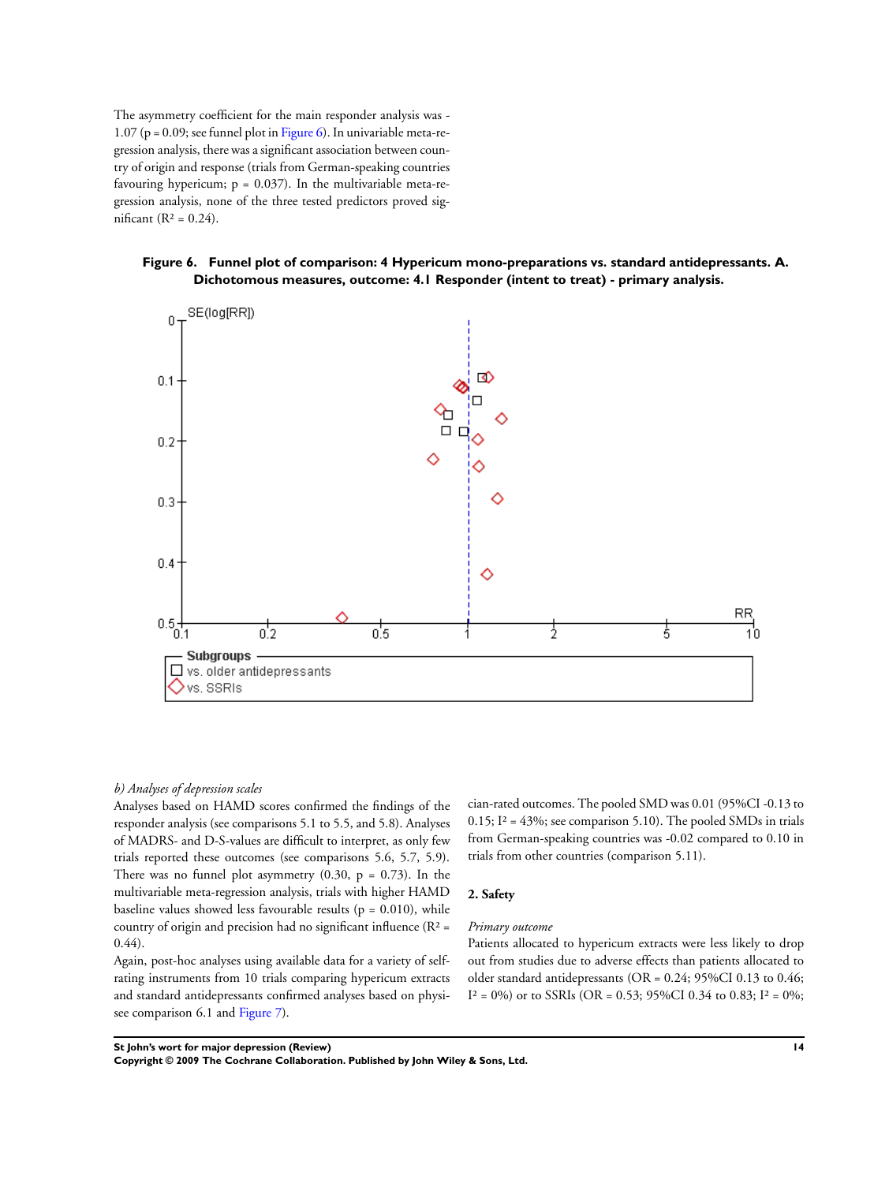The asymmetry coefficient for the main responder analysis was -1.07 ($p = 0.09$; see funnel plot in Figure 6). In univariable meta-regression analysis, there was a significant association between country of origin and response (trials from German-speaking countries favouring hypericum; $p = 0.037$). In the multivariable meta-regression analysis, none of the three tested predictors proved significant ($R^2 = 0.24$).

**Figure 6. Funnel plot of comparison: 4 Hypericum mono-preparations vs. standard antidepressants. A. Dichotomous measures, outcome: 4.1 Responder (intent to treat) - primary analysis.**

*b) Analyses of depression scales*

Analyses based on HAMD scores confirmed the findings of the responder analysis (see comparisons 5.1 to 5.5, and 5.8). Analyses of MADRS- and D-S-values are difficult to interpret, as only few trials reported these outcomes (see comparisons 5.6, 5.7, 5.9). There was no funnel plot asymmetry (0.30, $p = 0.73$). In the multivariable meta-regression analysis, trials with higher HAMD baseline values showed less favourable results ($p = 0.010$), while country of origin and precision had no significant influence ($R^2 = 0.44$).

Again, post-hoc analyses using available data for a variety of self-rating instruments from 10 trials comparing hypericum extracts and standard antidepressants confirmed analyses based on physician-rated outcomes. The pooled SMD was 0.01 (95%CI -0.13 to 0.15; $I^2 = 43\%$; see comparison 5.10). The pooled SMDs in trials from German-speaking countries was -0.02 compared to 0.10 in trials from other countries (comparison 5.11).

## 2. Safety

*Primary outcome*

Patients allocated to hypericum extracts were less likely to drop out from studies due to adverse effects than patients allocated to older standard antidepressants (OR = 0.24; 95%CI 0.13 to 0.46; $I^2 = 0\%$) or to SSRIs (OR = 0.53; 95%CI 0.34 to 0.83; $I^2 = 0\%$;

see comparison 6.1 and Figure 7).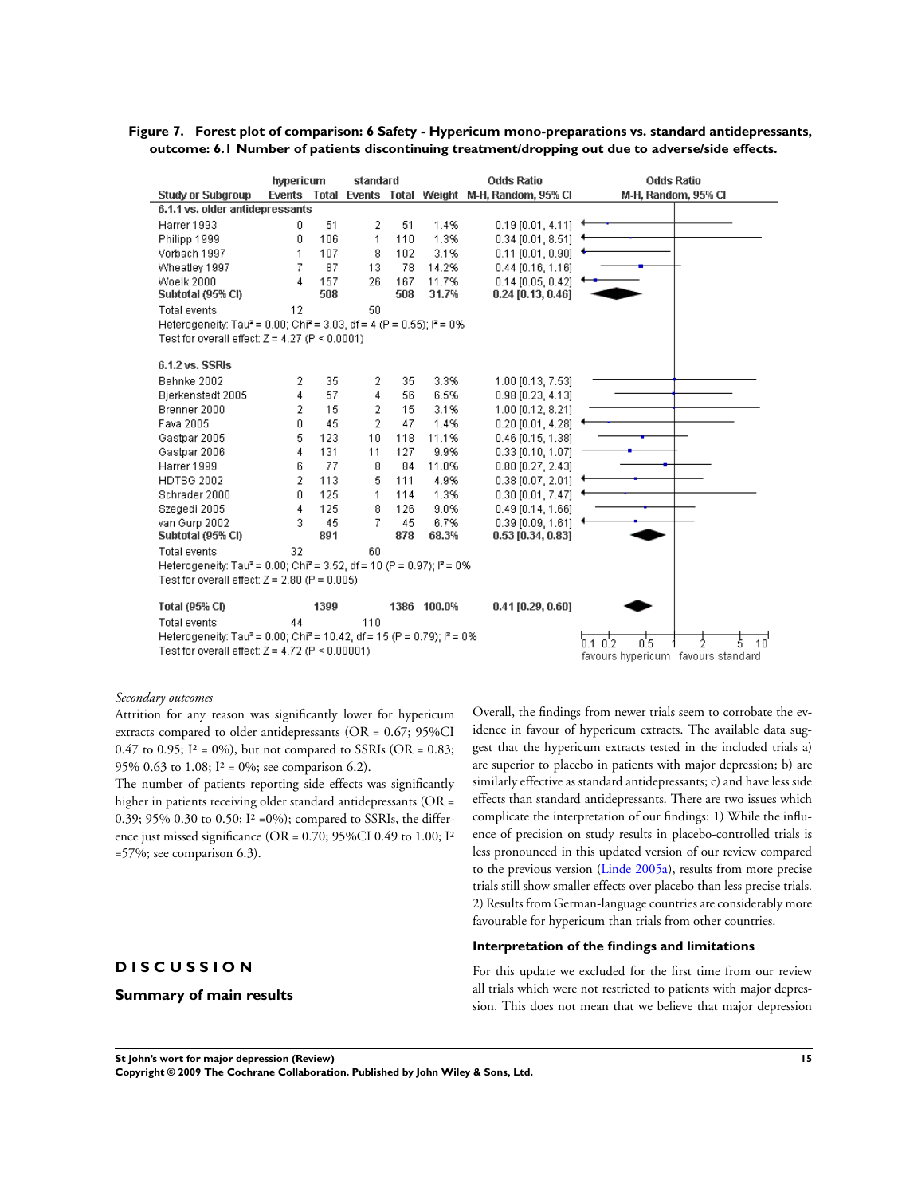**Figure 7. Forest plot of comparison: 6 Safety - Hypericum mono-preparations vs. standard antidepressants, outcome: 6.1 Number of patients discontinuing treatment/dropping out due to adverse/side effects.**

| Study or Subgroup | hypericum Events | hypericum Total | standard Events | standard Total | Weight | Odds Ratio M-H, Random, 95% CI |
|---|---|---|---|---|---|---|
| **6.1.1 vs. older antidepressants** | | | | | | |
| Harrer 1993 | 0 | 51 | 2 | 51 | 1.4% | 0.19 [0.01, 4.11] |
| Philipp 1999 | 0 | 106 | 1 | 110 | 1.3% | 0.34 [0.01, 8.51] |
| Vorbach 1997 | 1 | 107 | 8 | 102 | 3.1% | 0.11 [0.01, 0.90] |
| Wheatley 1997 | 7 | 87 | 13 | 78 | 14.2% | 0.44 [0.16, 1.16] |
| Woelk 2000 | 4 | 157 | 26 | 167 | 11.7% | 0.14 [0.05, 0.42] |
| **Subtotal (95% CI)** | | **508** | | **508** | **31.7%** | **0.24 [0.13, 0.46]** |
| Total events | 12 | | 50 | | | |
| Heterogeneity: Tau² = 0.00; Chi² = 3.03, df = 4 (P = 0.55); I² = 0% | | | | | | |
| Test for overall effect: Z = 4.27 (P < 0.0001) | | | | | | |
| **6.1.2 vs. SSRIs** | | | | | | |
| Behnke 2002 | 2 | 35 | 2 | 35 | 3.3% | 1.00 [0.13, 7.53] |
| Bjerkenstedt 2005 | 4 | 57 | 4 | 56 | 6.5% | 0.98 [0.23, 4.13] |
| Brenner 2000 | 2 | 15 | 2 | 15 | 3.1% | 1.00 [0.12, 8.21] |
| Fava 2005 | 0 | 45 | 2 | 47 | 1.4% | 0.20 [0.01, 4.28] |
| Gastpar 2005 | 5 | 123 | 10 | 118 | 11.1% | 0.46 [0.15, 1.38] |
| Gastpar 2006 | 4 | 131 | 11 | 127 | 9.9% | 0.33 [0.10, 1.07] |
| Harrer 1999 | 6 | 77 | 8 | 84 | 11.0% | 0.80 [0.27, 2.43] |
| HDTSG 2002 | 2 | 113 | 5 | 111 | 4.9% | 0.38 [0.07, 2.01] |
| Schrader 2000 | 0 | 125 | 1 | 114 | 1.3% | 0.30 [0.01, 7.47] |
| Szegedi 2005 | 4 | 125 | 8 | 126 | 9.0% | 0.49 [0.14, 1.66] |
| van Gurp 2002 | 3 | 45 | 7 | 45 | 6.7% | 0.39 [0.09, 1.61] |
| **Subtotal (95% CI)** | | **891** | | **878** | **68.3%** | **0.53 [0.34, 0.83]** |
| Total events | 32 | | 60 | | | |
| Heterogeneity: Tau² = 0.00; Chi² = 3.52, df = 10 (P = 0.97); I² = 0% | | | | | | |
| Test for overall effect: Z = 2.80 (P = 0.005) | | | | | | |
| **Total (95% CI)** | | **1399** | | **1386** | **100.0%** | **0.41 [0.29, 0.60]** |
| Total events | 44 | | 110 | | | |
| Heterogeneity: Tau² = 0.00; Chi² = 10.42, df = 15 (P = 0.79); I² = 0% | | | | | | |
| Test for overall effect: Z = 4.72 (P < 0.00001) | | | | | | |

favours hypericum | favours standard

*Secondary outcomes*

Attrition for any reason was significantly lower for hypericum extracts compared to older antidepressants (OR = 0.67; 95%CI 0.47 to 0.95; $I^2$ = 0%), but not compared to SSRIs (OR = 0.83; 95% 0.63 to 1.08; $I^2$ = 0%; see comparison 6.2).

The number of patients reporting side effects was significantly higher in patients receiving older standard antidepressants (OR = 0.39; 95% 0.30 to 0.50; $I^2$ =0%); compared to SSRIs, the difference just missed significance (OR = 0.70; 95%CI 0.49 to 1.00; $I^2$ =57%; see comparison 6.3).

# DISCUSSION

## Summary of main results

Overall, the findings from newer trials seem to corroborate the evidence in favour of hypericum extracts. The available data suggest that the hypericum extracts tested in the included trials a) are superior to placebo in patients with major depression; b) are similarly effective as standard antidepressants; c) and have less side effects than standard antidepressants. There are two issues which complicate the interpretation of our findings: 1) While the influence of precision on study results in placebo-controlled trials is less pronounced in this updated version of our review compared to the previous version (Linde 2005a), results from more precise trials still show smaller effects over placebo than less precise trials. 2) Results from German-language countries are considerably more favourable for hypericum than trials from other countries.

### Interpretation of the findings and limitations

For this update we excluded for the first time from our review all trials which were not restricted to patients with major depression. This does not mean that we believe that major depression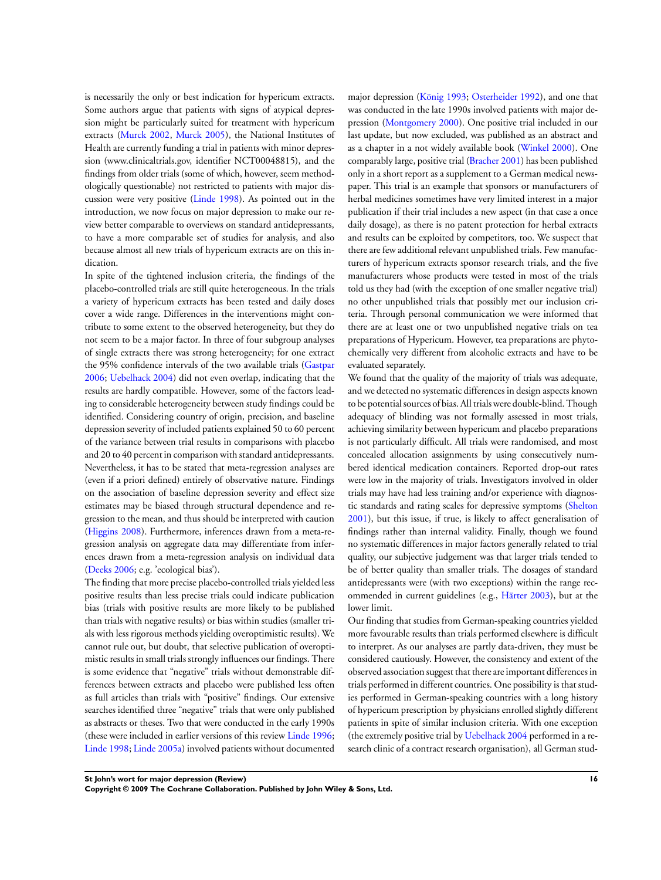is necessarily the only or best indication for hypericum extracts. Some authors argue that patients with signs of atypical depression might be particularly suited for treatment with hypericum extracts (Murck 2002, Murck 2005), the National Institutes of Health are currently funding a trial in patients with minor depression (www.clinicaltrials.gov, identifier NCT00048815), and the findings from older trials (some of which, however, seem methodologically questionable) not restricted to patients with major discussion were very positive (Linde 1998). As pointed out in the introduction, we now focus on major depression to make our review better comparable to overviews on standard antidepressants, to have a more comparable set of studies for analysis, and also because almost all new trials of hypericum extracts are on this indication.

In spite of the tightened inclusion criteria, the findings of the placebo-controlled trials are still quite heterogeneous. In the trials a variety of hypericum extracts has been tested and daily doses cover a wide range. Differences in the interventions might contribute to some extent to the observed heterogeneity, but they do not seem to be a major factor. In three of four subgroup analyses of single extracts there was strong heterogeneity; for one extract the 95% confidence intervals of the two available trials (Gastpar 2006; Uebelhack 2004) did not even overlap, indicating that the results are hardly compatible. However, some of the factors leading to considerable heterogeneity between study findings could be identified. Considering country of origin, precision, and baseline depression severity of included patients explained 50 to 60 percent of the variance between trial results in comparisons with placebo and 20 to 40 percent in comparison with standard antidepressants. Nevertheless, it has to be stated that meta-regression analyses are (even if a priori defined) entirely of observative nature. Findings on the association of baseline depression severity and effect size estimates may be biased through structural dependence and regression to the mean, and thus should be interpreted with caution (Higgins 2008). Furthermore, inferences drawn from a meta-regression analysis on aggregate data may differentiate from inferences drawn from a meta-regression analysis on individual data (Deeks 2006; e.g. 'ecological bias').

The finding that more precise placebo-controlled trials yielded less positive results than less precise trials could indicate publication bias (trials with positive results are more likely to be published than trials with negative results) or bias within studies (smaller trials with less rigorous methods yielding overoptimistic results). We cannot rule out, but doubt, that selective publication of overoptimistic results in small trials strongly influences our findings. There is some evidence that "negative" trials without demonstrable differences between extracts and placebo were published less often as full articles than trials with "positive" findings. Our extensive searches identified three "negative" trials that were only published as abstracts or theses. Two that were conducted in the early 1990s (these were included in earlier versions of this review Linde 1996; Linde 1998; Linde 2005a) involved patients without documented major depression (König 1993; Osterheider 1992), and one that was conducted in the late 1990s involved patients with major depression (Montgomery 2000). One positive trial included in our last update, but now excluded, was published as an abstract and as a chapter in a not widely available book (Winkel 2000). One comparably large, positive trial (Bracher 2001) has been published only in a short report as a supplement to a German medical newspaper. This trial is an example that sponsors or manufacturers of herbal medicines sometimes have very limited interest in a major publication if their trial includes a new aspect (in that case a once daily dosage), as there is no patent protection for herbal extracts and results can be exploited by competitors, too. We suspect that there are few additional relevant unpublished trials. Few manufacturers of hypericum extracts sponsor research trials, and the five manufacturers whose products were tested in most of the trials told us they had (with the exception of one smaller negative trial) no other unpublished trials that possibly met our inclusion criteria. Through personal communication we were informed that there are at least one or two unpublished negative trials on tea preparations of Hypericum. However, tea preparations are phytochemically very different from alcoholic extracts and have to be evaluated separately.

We found that the quality of the majority of trials was adequate, and we detected no systematic differences in design aspects known to be potential sources of bias. All trials were double-blind. Though adequacy of blinding was not formally assessed in most trials, achieving similarity between hypericum and placebo preparations is not particularly difficult. All trials were randomised, and most concealed allocation assignments by using consecutively numbered identical medication containers. Reported drop-out rates were low in the majority of trials. Investigators involved in older trials may have had less training and/or experience with diagnostic standards and rating scales for depressive symptoms (Shelton 2001), but this issue, if true, is likely to affect generalisation of findings rather than internal validity. Finally, though we found no systematic differences in major factors generally related to trial quality, our subjective judgement was that larger trials tended to be of better quality than smaller trials. The dosages of standard antidepressants were (with two exceptions) within the range recommended in current guidelines (e.g., Härter 2003), but at the lower limit.

Our finding that studies from German-speaking countries yielded more favourable results than trials performed elsewhere is difficult to interpret. As our analyses are partly data-driven, they must be considered cautiously. However, the consistency and extent of the observed association suggest that there are important differences in trials performed in different countries. One possibility is that studies performed in German-speaking countries with a long history of hypericum prescription by physicians enrolled slightly different patients in spite of similar inclusion criteria. With one exception (the extremely positive trial by Uebelhack 2004 performed in a research clinic of a contract research organisation), all German stud-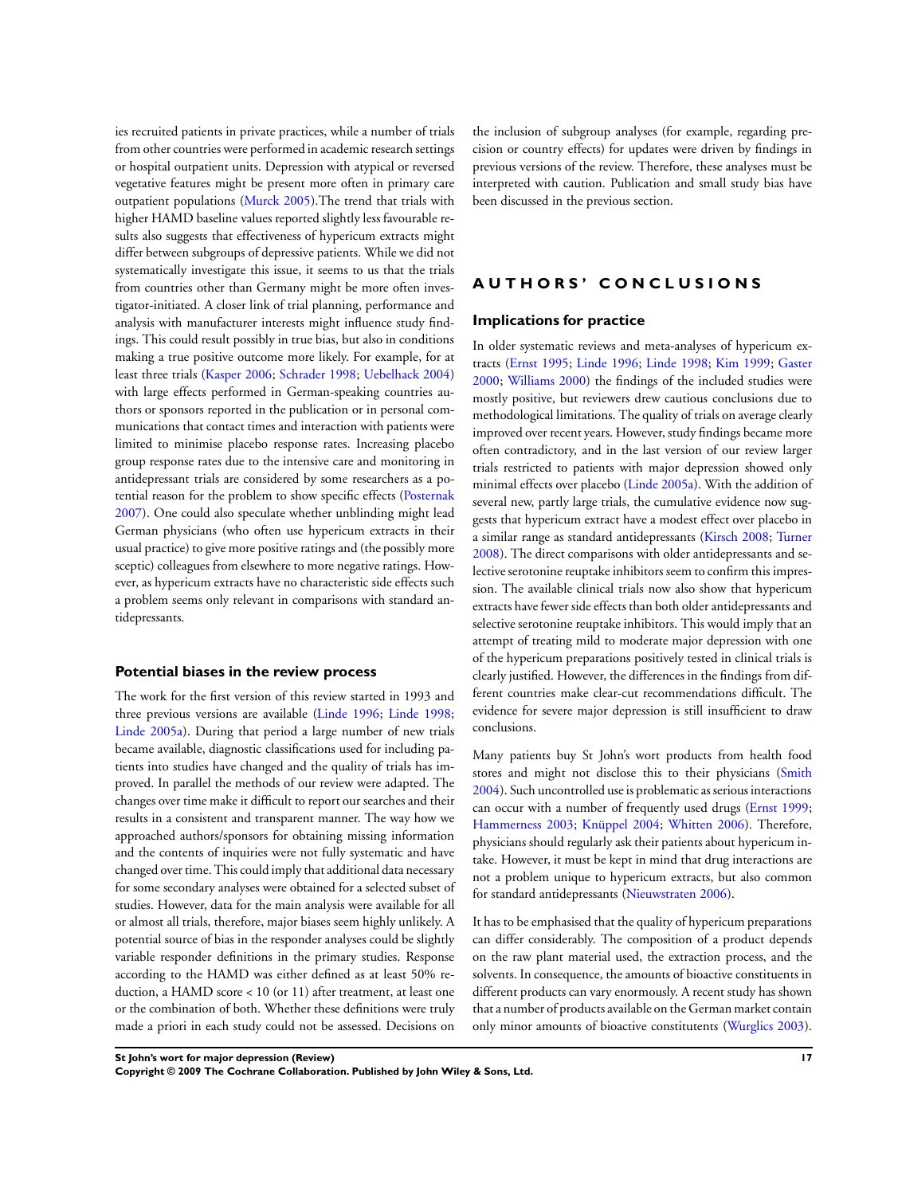ies recruited patients in private practices, while a number of trials from other countries were performed in academic research settings or hospital outpatient units. Depression with atypical or reversed vegetative features might be present more often in primary care outpatient populations (Murck 2005).The trend that trials with higher HAMD baseline values reported slightly less favourable results also suggests that effectiveness of hypericum extracts might differ between subgroups of depressive patients. While we did not systematically investigate this issue, it seems to us that the trials from countries other than Germany might be more often investigator-initiated. A closer link of trial planning, performance and analysis with manufacturer interests might influence study findings. This could result possibly in true bias, but also in conditions making a true positive outcome more likely. For example, for at least three trials (Kasper 2006; Schrader 1998; Uebelhack 2004) with large effects performed in German-speaking countries authors or sponsors reported in the publication or in personal communications that contact times and interaction with patients were limited to minimise placebo response rates. Increasing placebo group response rates due to the intensive care and monitoring in antidepressant trials are considered by some researchers as a potential reason for the problem to show specific effects (Posternak 2007). One could also speculate whether unblinding might lead German physicians (who often use hypericum extracts in their usual practice) to give more positive ratings and (the possibly more sceptic) colleagues from elsewhere to more negative ratings. However, as hypericum extracts have no characteristic side effects such a problem seems only relevant in comparisons with standard antidepressants.

### Potential biases in the review process

The work for the first version of this review started in 1993 and three previous versions are available (Linde 1996; Linde 1998; Linde 2005a). During that period a large number of new trials became available, diagnostic classifications used for including patients into studies have changed and the quality of trials has improved. In parallel the methods of our review were adapted. The changes over time make it difficult to report our searches and their results in a consistent and transparent manner. The way how we approached authors/sponsors for obtaining missing information and the contents of inquiries were not fully systematic and have changed over time. This could imply that additional data necessary for some secondary analyses were obtained for a selected subset of studies. However, data for the main analysis were available for all or almost all trials, therefore, major biases seem highly unlikely. A potential source of bias in the responder analyses could be slightly variable responder definitions in the primary studies. Response according to the HAMD was either defined as at least 50% reduction, a HAMD score < 10 (or 11) after treatment, at least one or the combination of both. Whether these definitions were truly made a priori in each study could not be assessed. Decisions on the inclusion of subgroup analyses (for example, regarding precision or country effects) for updates were driven by findings in previous versions of the review. Therefore, these analyses must be interpreted with caution. Publication and small study bias have been discussed in the previous section.

# AUTHORS' CONCLUSIONS

### Implications for practice

In older systematic reviews and meta-analyses of hypericum extracts (Ernst 1995; Linde 1996; Linde 1998; Kim 1999; Gaster 2000; Williams 2000) the findings of the included studies were mostly positive, but reviewers drew cautious conclusions due to methodological limitations. The quality of trials on average clearly improved over recent years. However, study findings became more often contradictory, and in the last version of our review larger trials restricted to patients with major depression showed only minimal effects over placebo (Linde 2005a). With the addition of several new, partly large trials, the cumulative evidence now suggests that hypericum extract have a modest effect over placebo in a similar range as standard antidepressants (Kirsch 2008; Turner 2008). The direct comparisons with older antidepressants and selective serotonine reuptake inhibitors seem to confirm this impression. The available clinical trials now also show that hypericum extracts have fewer side effects than both older antidepressants and selective serotonine reuptake inhibitors. This would imply that an attempt of treating mild to moderate major depression with one of the hypericum preparations positively tested in clinical trials is clearly justified. However, the differences in the findings from different countries make clear-cut recommendations difficult. The evidence for severe major depression is still insufficient to draw conclusions.

Many patients buy St John's wort products from health food stores and might not disclose this to their physicians (Smith 2004). Such uncontrolled use is problematic as serious interactions can occur with a number of frequently used drugs (Ernst 1999; Hammerness 2003; Knüppel 2004; Whitten 2006). Therefore, physicians should regularly ask their patients about hypericum intake. However, it must be kept in mind that drug interactions are not a problem unique to hypericum extracts, but also common for standard antidepressants (Nieuwstraten 2006).

It has to be emphasised that the quality of hypericum preparations can differ considerably. The composition of a product depends on the raw plant material used, the extraction process, and the solvents. In consequence, the amounts of bioactive constituents in different products can vary enormously. A recent study has shown that a number of products available on the German market contain only minor amounts of bioactive constitutents (Wurglics 2003).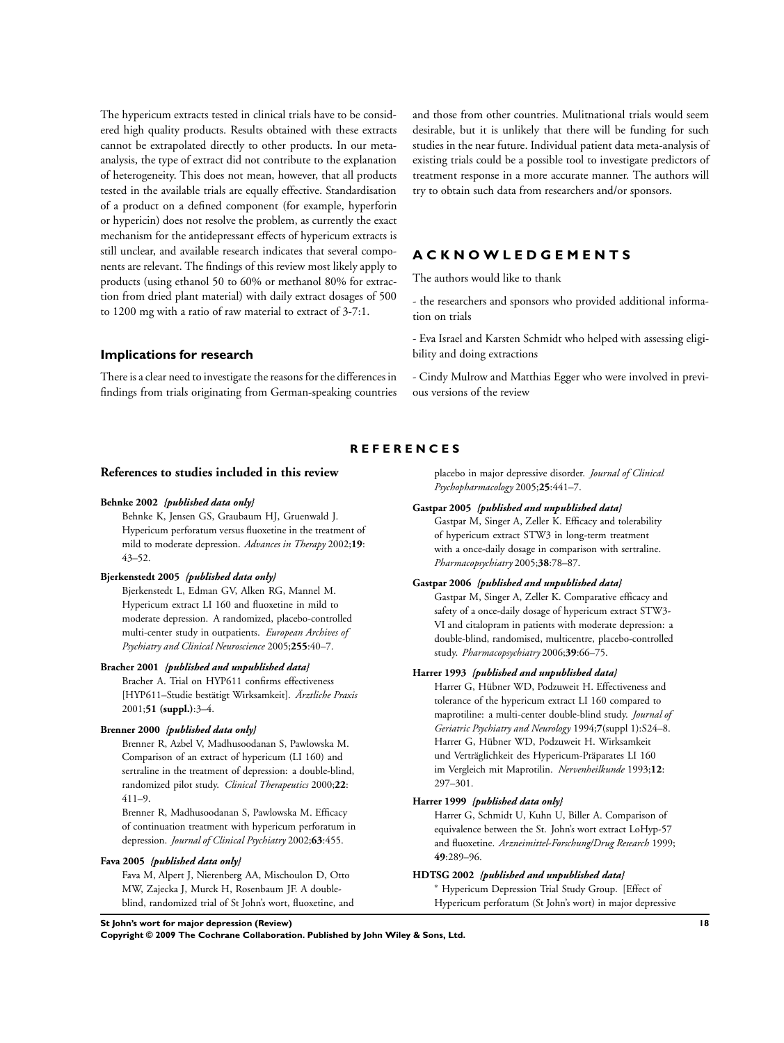The hypericum extracts tested in clinical trials have to be considered high quality products. Results obtained with these extracts cannot be extrapolated directly to other products. In our meta-analysis, the type of extract did not contribute to the explanation of heterogeneity. This does not mean, however, that all products tested in the available trials are equally effective. Standardisation of a product on a defined component (for example, hyperforin or hypericin) does not resolve the problem, as currently the exact mechanism for the antidepressant effects of hypericum extracts is still unclear, and available research indicates that several components are relevant. The findings of this review most likely apply to products (using ethanol 50 to 60% or methanol 80% for extraction from dried plant material) with daily extract dosages of 500 to 1200 mg with a ratio of raw material to extract of 3-7:1.

### Implications for research

There is a clear need to investigate the reasons for the differences in findings from trials originating from German-speaking countries and those from other countries. Mulitnational trials would seem desirable, but it is unlikely that there will be funding for such studies in the near future. Individual patient data meta-analysis of existing trials could be a possible tool to investigate predictors of treatment response in a more accurate manner. The authors will try to obtain such data from researchers and/or sponsors.

## ACKNOWLEDGEMENTS

The authors would like to thank

- the researchers and sponsors who provided additional information on trials

- Eva Israel and Karsten Schmidt who helped with assessing eligibility and doing extractions

- Cindy Mulrow and Matthias Egger who were involved in previous versions of the review

## REFERENCES

### References to studies included in this review

**Behnke 2002** *{published data only}*

Behnke K, Jensen GS, Graubaum HJ, Gruenwald J. Hypericum perforatum versus fluoxetine in the treatment of mild to moderate depression. *Advances in Therapy* 2002;**19**: 43–52.

**Bjerkenstedt 2005** *{published data only}*

Bjerkenstedt L, Edman GV, Alken RG, Mannel M. Hypericum extract LI 160 and fluoxetine in mild to moderate depression. A randomized, placebo-controlled multi-center study in outpatients. *European Archives of Psychiatry and Clinical Neuroscience* 2005;**255**:40–7.

**Bracher 2001** *{published and unpublished data}*

Bracher A. Trial on HYP611 confirms effectiveness [HYP611–Studie bestätigt Wirksamkeit]. *Ärztliche Praxis* 2001;**51 (suppl.)**:3–4.

**Brenner 2000** *{published data only}*

Brenner R, Azbel V, Madhusoodanan S, Pawlowska M. Comparison of an extract of hypericum (LI 160) and sertraline in the treatment of depression: a double-blind, randomized pilot study. *Clinical Therapeutics* 2000;**22**: 411–9.

Brenner R, Madhusoodanan S, Pawlowska M. Efficacy of continuation treatment with hypericum perforatum in depression. *Journal of Clinical Psychiatry* 2002;**63**:455.

**Fava 2005** *{published data only}*

Fava M, Alpert J, Nierenberg AA, Mischoulon D, Otto MW, Zajecka J, Murck H, Rosenbaum JF. A double-blind, randomized trial of St John's wort, fluoxetine, and placebo in major depressive disorder. *Journal of Clinical Psychopharmacology* 2005;**25**:441–7.

**Gastpar 2005** *{published and unpublished data}*

Gastpar M, Singer A, Zeller K. Efficacy and tolerability of hypericum extract STW3 in long-term treatment with a once-daily dosage in comparison with sertraline. *Pharmacopsychiatry* 2005;**38**:78–87.

**Gastpar 2006** *{published and unpublished data}*

Gastpar M, Singer A, Zeller K. Comparative efficacy and safety of a once-daily dosage of hypericum extract STW3-VI and citalopram in patients with moderate depression: a double-blind, randomised, multicentre, placebo-controlled study. *Pharmacopsychiatry* 2006;**39**:66–75.

**Harrer 1993** *{published and unpublished data}*

Harrer G, Hübner WD, Podzuweit H. Effectiveness and tolerance of the hypericum extract LI 160 compared to maprotiline: a multi-center double-blind study. *Journal of Geriatric Psychiatry and Neurology* 1994;**7**(suppl 1):S24–8.

Harrer G, Hübner WD, Podzuweit H. Wirksamkeit und Verträglichkeit des Hypericum-Präparates LI 160 im Vergleich mit Maprotilin. *Nervenheilkunde* 1993;**12**: 297–301.

**Harrer 1999** *{published data only}*

Harrer G, Schmidt U, Kuhn U, Biller A. Comparison of equivalence between the St. John's wort extract LoHyp-57 and fluoxetine. *Arzneimittel-Forschung/Drug Research* 1999; **49**:289–96.

**HDTSG 2002** *{published and unpublished data}*

* Hypericum Depression Trial Study Group. [Effect of Hypericum perforatum (St John's wort) in major depressive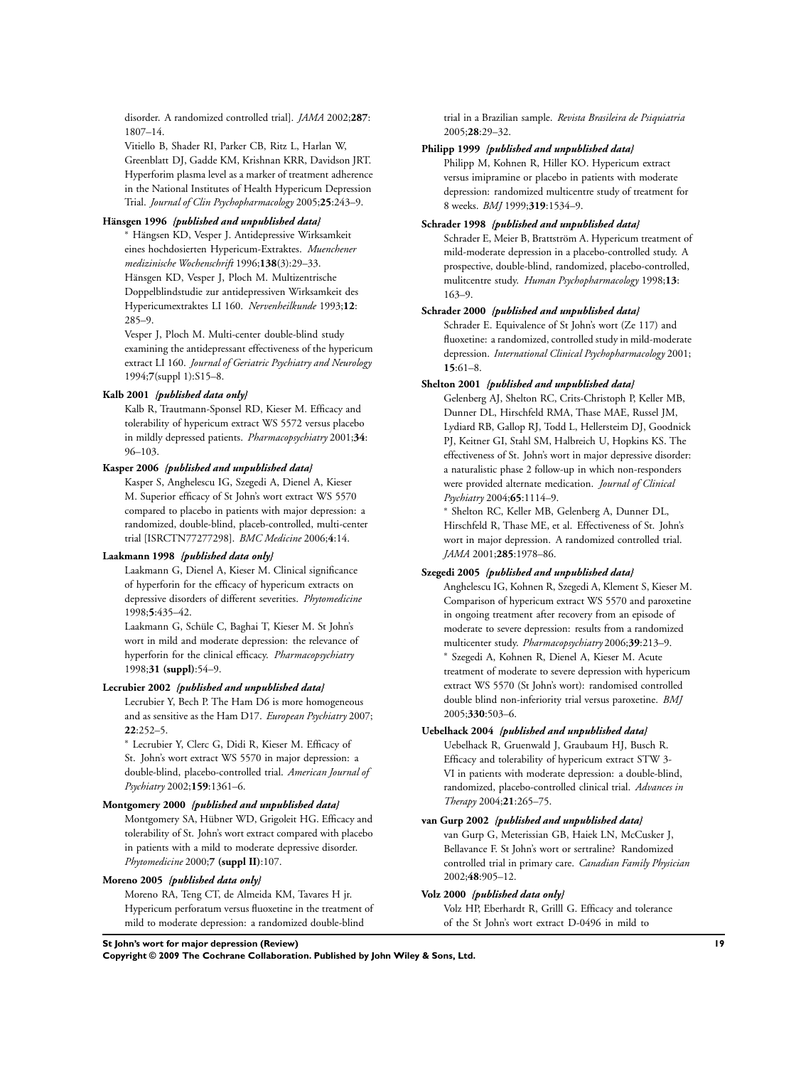disorder. A randomized controlled trial]. *JAMA* 2002;**287**: 1807–14.

Vitiello B, Shader RI, Parker CB, Ritz L, Harlan W, Greenblatt DJ, Gadde KM, Krishnan KRR, Davidson JRT. Hyperforim plasma level as a marker of treatment adherence in the National Institutes of Health Hypericum Depression Trial. *Journal of Clin Psychopharmacology* 2005;**25**:243–9.

**Hänsgen 1996** *{published and unpublished data}*

\* Hängsen KD, Vesper J. Antidepressive Wirksamkeit eines hochdosierten Hypericum-Extraktes. *Muenchener medizinische Wochenschrift* 1996;**138**(3):29–33.

Hänsgen KD, Vesper J, Ploch M. Multizentrische Doppelblindstudie zur antidepressiven Wirksamkeit des Hypericumextraktes LI 160. *Nervenheilkunde* 1993;**12**: 285–9.

Vesper J, Ploch M. Multi-center double-blind study examining the antidepressant effectiveness of the hypericum extract LI 160. *Journal of Geriatric Psychiatry and Neurology* 1994;**7**(suppl 1):S15–8.

**Kalb 2001** *{published data only}*

Kalb R, Trautmann-Sponsel RD, Kieser M. Efficacy and tolerability of hypericum extract WS 5572 versus placebo in mildly depressed patients. *Pharmacopsychiatry* 2001;**34**: 96–103.

**Kasper 2006** *{published and unpublished data}*

Kasper S, Anghelescu IG, Szegedi A, Dienel A, Kieser M. Superior efficacy of St John's wort extract WS 5570 compared to placebo in patients with major depression: a randomized, double-blind, placeb-controlled, multi-center trial [ISRCTN77277298]. *BMC Medicine* 2006;**4**:14.

**Laakmann 1998** *{published data only}*

Laakmann G, Dienel A, Kieser M. Clinical significance of hyperforin for the efficacy of hypericum extracts on depressive disorders of different severities. *Phytomedicine* 1998;**5**:435–42.

Laakmann G, Schüle C, Baghai T, Kieser M. St John's wort in mild and moderate depression: the relevance of hyperforin for the clinical efficacy. *Pharmacopsychiatry* 1998;**31 (suppl)**:54–9.

**Lecrubier 2002** *{published and unpublished data}*

Lecrubier Y, Bech P. The Ham D6 is more homogeneous and as sensitive as the Ham D17. *European Psychiatry* 2007; **22**:252–5.

\* Lecrubier Y, Clerc G, Didi R, Kieser M. Efficacy of St. John's wort extract WS 5570 in major depression: a double-blind, placebo-controlled trial. *American Journal of Psychiatry* 2002;**159**:1361–6.

**Montgomery 2000** *{published and unpublished data}*

Montgomery SA, Hübner WD, Grigoleit HG. Efficacy and tolerability of St. John's wort extract compared with placebo in patients with a mild to moderate depressive disorder. *Phytomedicine* 2000;**7 (suppl II)**:107.

**Moreno 2005** *{published data only}*

Moreno RA, Teng CT, de Almeida KM, Tavares H jr. Hypericum perforatum versus fluoxetine in the treatment of mild to moderate depression: a randomized double-blind trial in a Brazilian sample. *Revista Brasileira de Psiquiatria* 2005;**28**:29–32.

**Philipp 1999** *{published and unpublished data}*

Philipp M, Kohnen R, Hiller KO. Hypericum extract versus imipramine or placebo in patients with moderate depression: randomized multicentre study of treatment for 8 weeks. *BMJ* 1999;**319**:1534–9.

**Schrader 1998** *{published and unpublished data}*

Schrader E, Meier B, Brattström A. Hypericum treatment of mild-moderate depression in a placebo-controlled study. A prospective, double-blind, randomized, placebo-controlled, mulitcenter study. *Human Psychopharmacology* 1998;**13**: 163–9.

**Schrader 2000** *{published and unpublished data}*

Schrader E. Equivalence of St John's wort (Ze 117) and fluoxetine: a randomized, controlled study in mild-moderate depression. *International Clinical Psychopharmacology* 2001; **15**:61–8.

**Shelton 2001** *{published and unpublished data}*

Gelenberg AJ, Shelton RC, Crits-Christoph P, Keller MB, Dunner DL, Hirschfeld RMA, Thase MAE, Russel JM, Lydiard RB, Gallop RJ, Todd L, Hellersteim DJ, Goodnick PJ, Keitner GI, Stahl SM, Halbreich U, Hopkins KS. The effectiveness of St. John's wort in major depressive disorder: a naturalistic phase 2 follow-up in which non-responders were provided alternate medication. *Journal of Clinical Psychiatry* 2004;**65**:1114–9.

\* Shelton RC, Keller MB, Gelenberg A, Dunner DL, Hirschfeld R, Thase ME, et al. Effectiveness of St. John's wort in major depression. A randomized controlled trial. *JAMA* 2001;**285**:1978–86.

**Szegedi 2005** *{published and unpublished data}*

Anghelescu IG, Kohnen R, Szegedi A, Klement S, Kieser M. Comparison of hypericum extract WS 5570 and paroxetine in ongoing treatment after recovery from an episode of moderate to severe depression: results from a randomized multicenter study. *Pharmacopsychiatry* 2006;**39**:213–9.

\* Szegedi A, Kohnen R, Dienel A, Kieser M. Acute treatment of moderate to severe depression with hypericum extract WS 5570 (St John's wort): randomised controlled double blind non-inferiority trial versus paroxetine. *BMJ* 2005;**330**:503–6.

**Uebelhack 2004** *{published and unpublished data}*

Uebelhack R, Gruenwald J, Graubaum HJ, Busch R. Efficacy and tolerability of hypericum extract STW 3-VI in patients with moderate depression: a double-blind, randomized, placebo-controlled clinical trial. *Advances in Therapy* 2004;**21**:265–75.

**van Gurp 2002** *{published and unpublished data}*

van Gurp G, Meterissian GB, Haiek LN, McCusker J, Bellavance F. St John's wort or sertraline? Randomized controlled trial in primary care. *Canadian Family Physician* 2002;**48**:905–12.

**Volz 2000** *{published data only}*

Volz HP, Eberhardt R, Grilll G. Efficacy and tolerance of the St John's wort extract D-0496 in mild to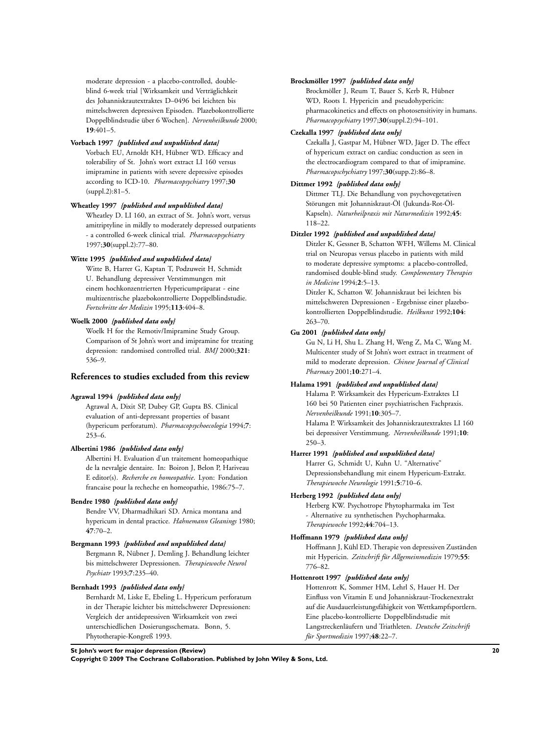moderate depression - a placebo-controlled, double-blind 6-week trial [Wirksamkeit und Verträglichkeit des Johanniskrautextraktes D–0496 bei leichten bis mittelschweren depressiven Episoden. Plazebokontrollierte Doppelblindstudie über 6 Wochen]. *Nervenheilkunde* 2000; **19**:401–5.

**Vorbach 1997** *{published and unpublished data}*

Vorbach EU, Arnoldt KH, Hübner WD. Efficacy and tolerability of St. John's wort extract LI 160 versus imipramine in patients with severe depressive episodes according to ICD-10. *Pharmacopsychiatry* 1997;**30** (suppl.2):81–5.

**Wheatley 1997** *{published and unpublished data}*

Wheatley D. LI 160, an extract of St. John's wort, versus amitriptyline in mildly to moderately depressed outpatients - a controlled 6-week clinical trial. *Pharmacopsychiatry* 1997;**30**(suppl.2):77–80.

**Witte 1995** *{published and unpublished data}*

Witte B, Harrer G, Kaptan T, Podzuweit H, Schmidt U. Behandlung depressiver Verstimmungen mit einem hochkonzentrierten Hypericumpräparat - eine multizentrische plazebokontrollierte Doppelblindstudie. *Fortschritte der Medizin* 1995;**113**:404–8.

**Woelk 2000** *{published data only}*

Woelk H for the Remotiv/Imipramine Study Group. Comparison of St John's wort and imipramine for treating depression: randomised controlled trial. *BMJ* 2000;**321**: 536–9.

## References to studies excluded from this review

**Agrawal 1994** *{published data only}*

Agrawal A, Dixit SP, Dubey GP, Gupta BS. Clinical evaluation of anti-depressant properties of basant (hypericum perforatum). *Pharmacopsychoecologia* 1994;**7**: 253–6.

**Albertini 1986** *{published data only}*

Albertini H. Evaluation d'un traitement homeopathique de la nevralgie dentaire. In: Boiron J, Belon P, Hariveau E editor(s). *Recherche en homeopathie*. Lyon: Fondation francaise pour la recheche en homeopathie, 1986:75–7.

**Bendre 1980** *{published data only}*

Bendre VV, Dharmadhikari SD. Arnica montana and hypericum in dental practice. *Hahnemann Gleanings* 1980; **47**:70–2.

**Bergmann 1993** *{published and unpublished data}*

Bergmann R, Nübner J, Demling J. Behandlung leichter bis mittelschwerer Depressionen. *Therapiewoche Neurol Psychiatr* 1993;**7**:235–40.

**Bernhadt 1993** *{published data only}*

Bernhardt M, Liske E, Ebeling L. Hypericum perforatum in der Therapie leichter bis mittelschwerer Depressionen: Vergleich der antidepressiven Wirksamkeit von zwei unterschiedlichen Dosierungsschemata. Bonn, 5. Phytotherapie-Kongreß 1993.

**Brockmöller 1997** *{published data only}*

Brockmöller J, Reum T, Bauer S, Kerb R, Hübner WD, Roots I. Hypericin and pseudohypericin: pharmacokinetics and effects on photosensitivity in humans. *Pharmacopsychiatry* 1997;**30**(suppl.2):94–101.

**Czekalla 1997** *{published data only}*

Czekalla J, Gastpar M, Hübner WD, Jäger D. The effect of hypericum extract on cardiac conduction as seen in the electrocardiogram compared to that of imipramine. *Pharmacopschychiatry* 1997;**30**(supp.2):86–8.

**Dittmer 1992** *{published data only}*

Dittmer TLJ. Die Behandlung von psychovegetativen Störungen mit Johanniskraut-Öl (Jukunda-Rot-Öl-Kapseln). *Naturheilpraxis mit Naturmedizin* 1992;**45**: 118–22.

**Ditzler 1992** *{published and unpublished data}*

Ditzler K, Gessner B, Schatton WFH, Willems M. Clinical trial on Neuropas versus placebo in patients with mild to moderate depressive symptoms: a placebo-controlled, randomised double-blind study. *Complementary Therapies in Medicine* 1994;**2**:5–13.

Ditzler K, Schatton W. Johanniskraut bei leichten bis mittelschweren Depressionen - Ergebnisse einer plazebo-kontrollierten Doppelblindstudie. *Heilkunst* 1992;**104**: 263–70.

**Gu 2001** *{published data only}*

Gu N, Li H, Shu L. Zhang H, Weng Z, Ma C, Wang M. Multicenter study of St John's wort extract in treatment of mild to moderate depression. *Chinese Journal of Clinical Pharmacy* 2001;**10**:271–4.

**Halama 1991** *{published and unpublished data}*

Halama P. Wirksamkeit des Hypericum-Extraktes LI 160 bei 50 Patienten einer psychiatrischen Fachpraxis. *Nervenheilkunde* 1991;**10**:305–7.

Halama P. Wirksamkeit des Johanniskrautextraktes LI 160 bei depressiver Verstimmung. *Nervenheilkunde* 1991;**10**: 250–3.

**Harrer 1991** *{published and unpublished data}*

Harrer G, Schmidt U, Kuhn U. "Alternative" Depressionsbehandlung mit einem Hypericum-Extrakt. *Therapiewoche Neurologie* 1991;**5**:710–6.

**Herberg 1992** *{published data only}*

Herberg KW. Psychotrope Phytopharmaka im Test - Alternative zu synthetischen Psychopharmaka. *Therapiewoche* 1992;**44**:704–13.

**Hoffmann 1979** *{published data only}*

Hoffmann J, Kühl ED. Therapie von depressiven Zuständen mit Hypericin. *Zeitschrift für Allgemeinmedizin* 1979;**55**: 776–82.

**Hottenrott 1997** *{published data only}*

Hottenrott K, Sommer HM, Lehrl S, Hauer H. Der Einfluss von Vitamin E und Johanniskraut-Trockenextrakt auf die Ausdauerleistungsfähigkeit von Wettkampfsportlern. Eine placebo-kontrollierte Doppelblindstudie mit Langstreckenläufern und Triathleten. *Deutsche Zeitschrift für Sportmedizin* 1997;**48**:22–7.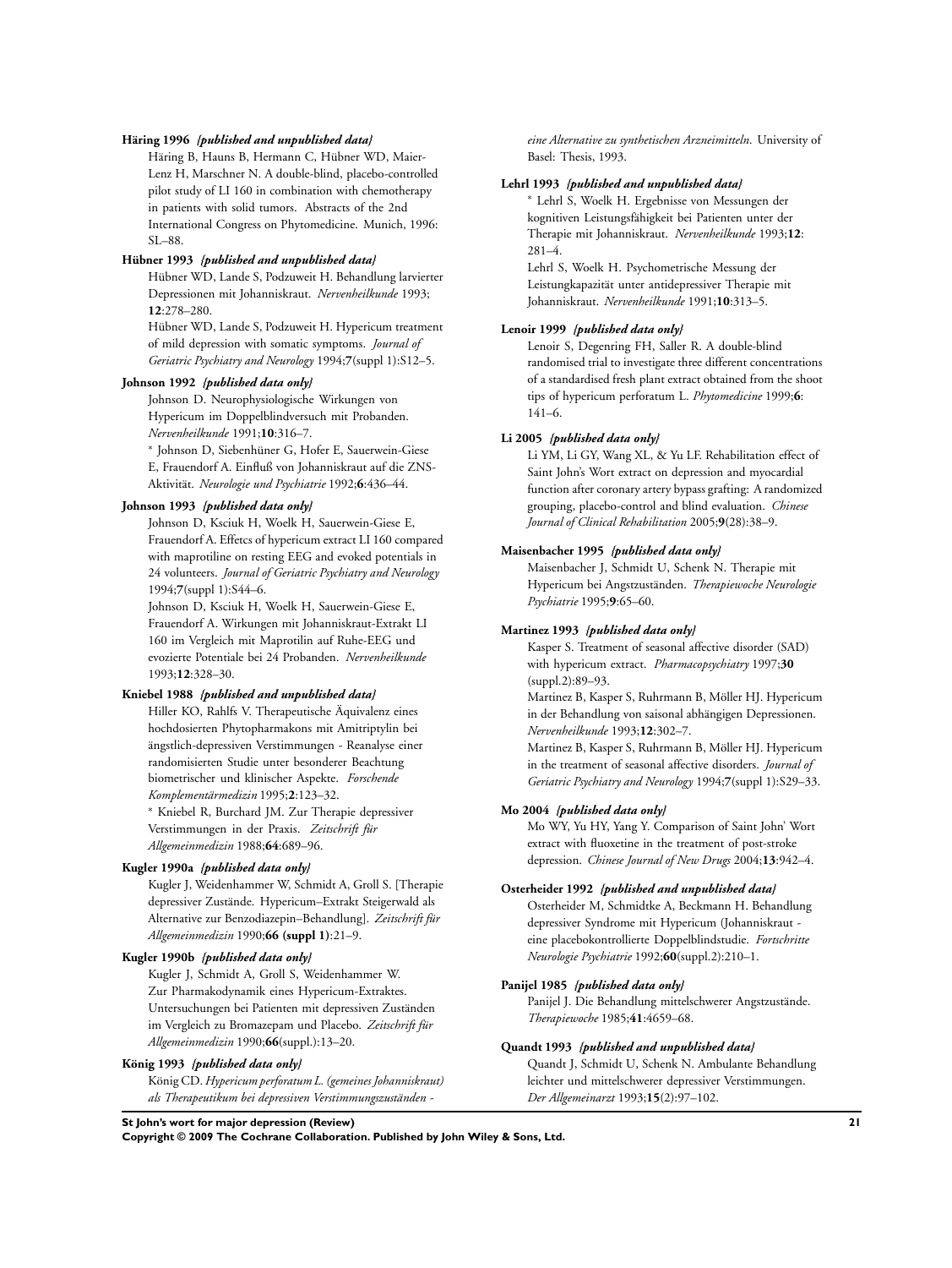**Häring 1996** *{published and unpublished data}*

Häring B, Hauns B, Hermann C, Hübner WD, Maier-Lenz H, Marschner N. A double-blind, placebo-controlled pilot study of LI 160 in combination with chemotherapy in patients with solid tumors. Abstracts of the 2nd International Congress on Phytomedicine. Munich, 1996: SL–88.

**Hübner 1993** *{published and unpublished data}*

Hübner WD, Lande S, Podzuweit H. Behandlung larvierter Depressionen mit Johanniskraut. *Nervenheilkunde* 1993;**12**:278–280.

Hübner WD, Lande S, Podzuweit H. Hypericum treatment of mild depression with somatic symptoms. *Journal of Geriatric Psychiatry and Neurology* 1994;**7**(suppl 1):S12–5.

**Johnson 1992** *{published data only}*

Johnson D. Neurophysiologische Wirkungen von Hypericum im Doppelblindversuch mit Probanden. *Nervenheilkunde* 1991;**10**:316–7.

* Johnson D, Siebenhüner G, Hofer E, Sauerwein-Giese E, Frauendorf A. Einfluß von Johanniskraut auf die ZNS-Aktivität. *Neurologie und Psychiatrie* 1992;**6**:436–44.

**Johnson 1993** *{published data only}*

Johnson D, Ksciuk H, Woelk H, Sauerwein-Giese E, Frauendorf A. Effetcs of hypericum extract LI 160 compared with maprotiline on resting EEG and evoked potentials in 24 volunteers. *Journal of Geriatric Psychiatry and Neurology* 1994;**7**(suppl 1):S44–6.

Johnson D, Ksciuk H, Woelk H, Sauerwein-Giese E, Frauendorf A. Wirkungen mit Johanniskraut-Extrakt LI 160 im Vergleich mit Maprotilin auf Ruhe-EEG und evozierte Potentiale bei 24 Probanden. *Nervenheilkunde* 1993;**12**:328–30.

**Kniebel 1988** *{published and unpublished data}*

Hiller KO, Rahlfs V. Therapeutische Äquivalenz eines hochdosierten Phytopharmakons mit Amitriptylin bei ängstlich-depressiven Verstimmungen - Reanalyse einer randomisierten Studie unter besonderer Beachtung biometrischer und klinischer Aspekte. *Forschende Komplementärmedizin* 1995;**2**:123–32.

* Kniebel R, Burchard JM. Zur Therapie depressiver Verstimmungen in der Praxis. *Zeitschrift für Allgemeinmedizin* 1988;**64**:689–96.

**Kugler 1990a** *{published data only}*

Kugler J, Weidenhammer W, Schmidt A, Groll S. [Therapie depressiver Zustände. Hypericum–Extrakt Steigerwald als Alternative zur Benzodiazepin–Behandlung]. *Zeitschrift für Allgemeinmedizin* 1990;**66 (suppl 1)**:21–9.

**Kugler 1990b** *{published data only}*

Kugler J, Schmidt A, Groll S, Weidenhammer W. Zur Pharmakodynamik eines Hypericum-Extraktes. Untersuchungen bei Patienten mit depressiven Zuständen im Vergleich zu Bromazepam und Placebo. *Zeitschrift für Allgemeinmedizin* 1990;**66**(suppl.):13–20.

**König 1993** *{published data only}*

König CD. *Hypericum perforatum L. (gemeines Johanniskraut) als Therapeutikum bei depressiven Verstimmungszuständen - eine Alternative zu synthetischen Arzneimitteln*. University of Basel: Thesis, 1993.

**Lehrl 1993** *{published and unpublished data}*

* Lehrl S, Woelk H. Ergebnisse von Messungen der kognitiven Leistungsfähigkeit bei Patienten unter der Therapie mit Johanniskraut. *Nervenheilkunde* 1993;**12**:281–4.

Lehrl S, Woelk H. Psychometrische Messung der Leistungkapazität unter antidepressiver Therapie mit Johanniskraut. *Nervenheilkunde* 1991;**10**:313–5.

**Lenoir 1999** *{published data only}*

Lenoir S, Degenring FH, Saller R. A double-blind randomised trial to investigate three different concentrations of a standardised fresh plant extract obtained from the shoot tips of hypericum perforatum L. *Phytomedicine* 1999;**6**:141–6.

**Li 2005** *{published data only}*

Li YM, Li GY, Wang XL, & Yu LF. Rehabilitation effect of Saint John's Wort extract on depression and myocardial function after coronary artery bypass grafting: A randomized grouping, placebo-control and blind evaluation. *Chinese Journal of Clinical Rehabilitation* 2005;**9**(28):38–9.

**Maisenbacher 1995** *{published data only}*

Maisenbacher J, Schmidt U, Schenk N. Therapie mit Hypericum bei Angstzuständen. *Therapiewoche Neurologie Psychiatrie* 1995;**9**:65–60.

**Martinez 1993** *{published data only}*

Kasper S. Treatment of seasonal affective disorder (SAD) with hypericum extract. *Pharmacopsychiatry* 1997;**30** (suppl.2):89–93.

Martinez B, Kasper S, Ruhrmann B, Möller HJ. Hypericum in der Behandlung von saisonal abhängigen Depressionen. *Nervenheilkunde* 1993;**12**:302–7.

Martinez B, Kasper S, Ruhrmann B, Möller HJ. Hypericum in the treatment of seasonal affective disorders. *Journal of Geriatric Psychiatry and Neurology* 1994;**7**(suppl 1):S29–33.

**Mo 2004** *{published data only}*

Mo WY, Yu HY, Yang Y. Comparison of Saint John' Wort extract with fluoxetine in the treatment of post-stroke depression. *Chinese Journal of New Drugs* 2004;**13**:942–4.

**Osterheider 1992** *{published and unpublished data}*

Osterheider M, Schmidtke A, Beckmann H. Behandlung depressiver Syndrome mit Hypericum (Johanniskraut - eine placebokontrollierte Doppelblindstudie. *Fortschritte Neurologie Psychiatrie* 1992;**60**(suppl.2):210–1.

**Panijel 1985** *{published data only}*

Panijel J. Die Behandlung mittelschwerer Angstzustände. *Therapiewoche* 1985;**41**:4659–68.

**Quandt 1993** *{published and unpublished data}*

Quandt J, Schmidt U, Schenk N. Ambulante Behandlung leichter und mittelschwerer depressiver Verstimmungen. *Der Allgemeinarzt* 1993;**15**(2):97–102.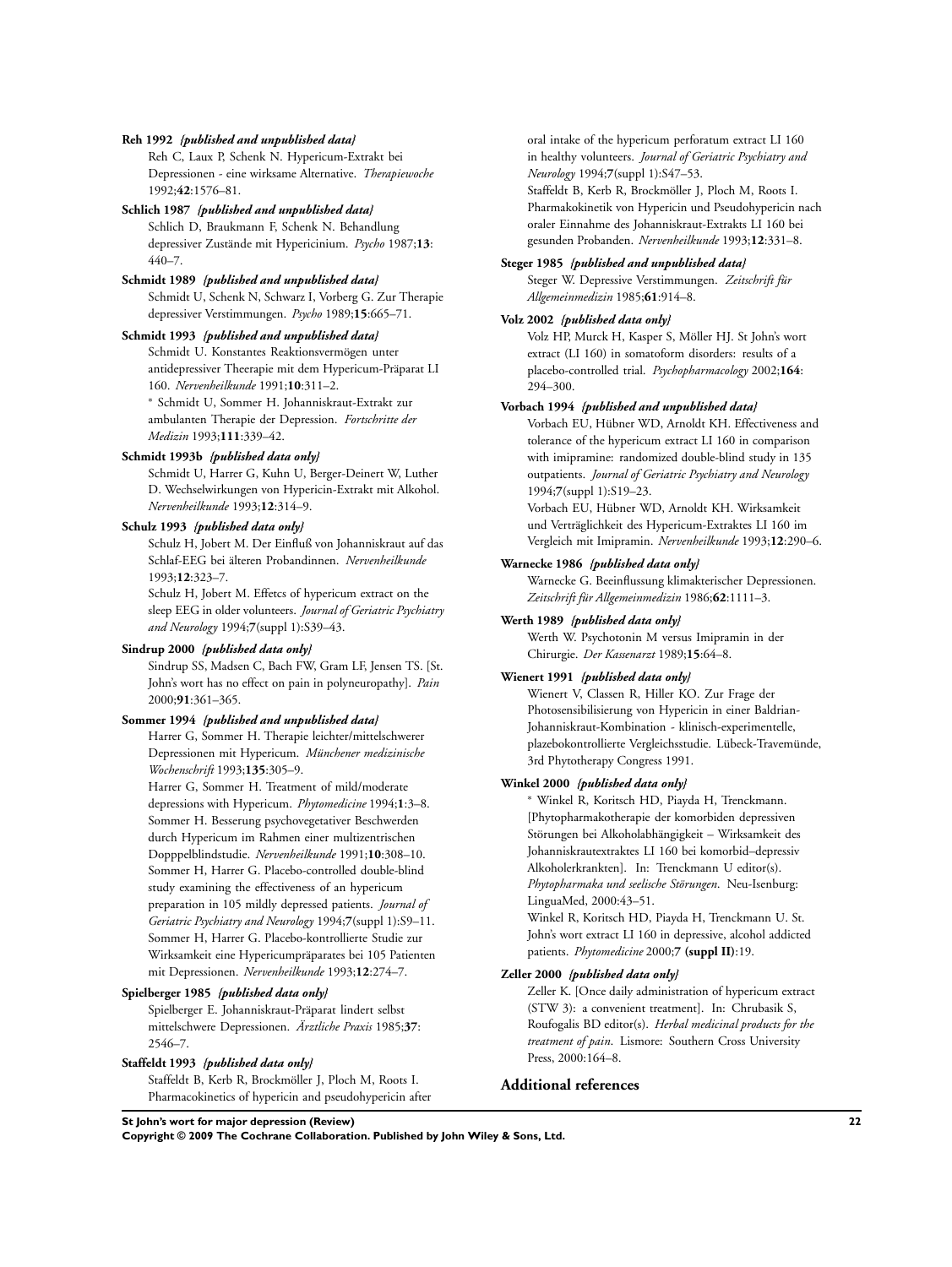**Reh 1992** *{published and unpublished data}*

Reh C, Laux P, Schenk N. Hypericum-Extrakt bei Depressionen - eine wirksame Alternative. *Therapiewoche* 1992;**42**:1576–81.

**Schlich 1987** *{published and unpublished data}*

Schlich D, Braukmann F, Schenk N. Behandlung depressiver Zustände mit Hypericinium. *Psycho* 1987;**13**: 440–7.

**Schmidt 1989** *{published and unpublished data}*

Schmidt U, Schenk N, Schwarz I, Vorberg G. Zur Therapie depressiver Verstimmungen. *Psycho* 1989;**15**:665–71.

**Schmidt 1993** *{published and unpublished data}*

Schmidt U. Konstantes Reaktionsvermögen unter antidepressiver Theerapie mit dem Hypericum-Präparat LI 160. *Nervenheilkunde* 1991;**10**:311–2.

* Schmidt U, Sommer H. Johanniskraut-Extrakt zur ambulanten Therapie der Depression. *Fortschritte der Medizin* 1993;**111**:339–42.

**Schmidt 1993b** *{published data only}*

Schmidt U, Harrer G, Kuhn U, Berger-Deinert W, Luther D. Wechselwirkungen von Hypericin-Extrakt mit Alkohol. *Nervenheilkunde* 1993;**12**:314–9.

**Schulz 1993** *{published data only}*

Schulz H, Jobert M. Der Einfluß von Johanniskraut auf das Schlaf-EEG bei älteren Probandinnen. *Nervenheilkunde* 1993;**12**:323–7.

Schulz H, Jobert M. Effetcs of hypericum extract on the sleep EEG in older volunteers. *Journal of Geriatric Psychiatry and Neurology* 1994;**7**(suppl 1):S39–43.

**Sindrup 2000** *{published data only}*

Sindrup SS, Madsen C, Bach FW, Gram LF, Jensen TS. [St. John's wort has no effect on pain in polyneuropathy]. *Pain* 2000;**91**:361–365.

**Sommer 1994** *{published and unpublished data}*

Harrer G, Sommer H. Therapie leichter/mittelschwerer Depressionen mit Hypericum. *Münchener medizinische Wochenschrift* 1993;**135**:305–9.

Harrer G, Sommer H. Treatment of mild/moderate depressions with Hypericum. *Phytomedicine* 1994;**1**:3–8.

Sommer H. Besserung psychovegetativer Beschwerden durch Hypericum im Rahmen einer multizentrischen Dopppelblindstudie. *Nervenheilkunde* 1991;**10**:308–10.

Sommer H, Harrer G. Placebo-controlled double-blind study examining the effectiveness of an hypericum preparation in 105 mildly depressed patients. *Journal of Geriatric Psychiatry and Neurology* 1994;**7**(suppl 1):S9–11.

Sommer H, Harrer G. Placebo-kontrollierte Studie zur Wirksamkeit eine Hypericumpräparates bei 105 Patienten mit Depressionen. *Nervenheilkunde* 1993;**12**:274–7.

**Spielberger 1985** *{published data only}*

Spielberger E. Johanniskraut-Präparat lindert selbst mittelschwere Depressionen. *Ärztliche Praxis* 1985;**37**: 2546–7.

**Staffeldt 1993** *{published data only}*

Staffeldt B, Kerb R, Brockmöller J, Ploch M, Roots I. Pharmacokinetics of hypericin and pseudohypericin after oral intake of the hypericum perforatum extract LI 160 in healthy volunteers. *Journal of Geriatric Psychiatry and Neurology* 1994;**7**(suppl 1):S47–53.

Staffeldt B, Kerb R, Brockmöller J, Ploch M, Roots I. Pharmakokinetik von Hypericin und Pseudohypericin nach oraler Einnahme des Johanniskraut-Extrakts LI 160 bei gesunden Probanden. *Nervenheilkunde* 1993;**12**:331–8.

**Steger 1985** *{published and unpublished data}*

Steger W. Depressive Verstimmungen. *Zeitschrift für Allgemeinmedizin* 1985;**61**:914–8.

**Volz 2002** *{published data only}*

Volz HP, Murck H, Kasper S, Möller HJ. St John's wort extract (LI 160) in somatoform disorders: results of a placebo-controlled trial. *Psychopharmacology* 2002;**164**: 294–300.

**Vorbach 1994** *{published and unpublished data}*

Vorbach EU, Hübner WD, Arnoldt KH. Effectiveness and tolerance of the hypericum extract LI 160 in comparison with imipramine: randomized double-blind study in 135 outpatients. *Journal of Geriatric Psychiatry and Neurology* 1994;**7**(suppl 1):S19–23.

Vorbach EU, Hübner WD, Arnoldt KH. Wirksamkeit und Verträglichkeit des Hypericum-Extraktes LI 160 im Vergleich mit Imipramin. *Nervenheilkunde* 1993;**12**:290–6.

**Warnecke 1986** *{published data only}*

Warnecke G. Beeinflussung klimakterischer Depressionen. *Zeitschrift für Allgemeinmedizin* 1986;**62**:1111–3.

**Werth 1989** *{published data only}*

Werth W. Psychotonin M versus Imipramin in der Chirurgie. *Der Kassenarzt* 1989;**15**:64–8.

**Wienert 1991** *{published data only}*

Wienert V, Classen R, Hiller KO. Zur Frage der Photosensibilisierung von Hypericin in einer Baldrian-Johanniskraut-Kombination - klinisch-experimentelle, plazebokontrollierte Vergleichsstudie. Lübeck-Travemünde, 3rd Phytotherapy Congress 1991.

**Winkel 2000** *{published data only}*

* Winkel R, Koritsch HD, Piayda H, Trenckmann. [Phytopharmakotherapie der komorbiden depressiven Störungen bei Alkoholabhängigkeit – Wirksamkeit des Johanniskrautextraktes LI 160 bei komorbid–depressiv Alkoholerkrankten]. In: Trenckmann U editor(s). *Phytopharmaka und seelische Störungen*. Neu-Isenburg: LinguaMed, 2000:43–51.

Winkel R, Koritsch HD, Piayda H, Trenckmann U. St. John's wort extract LI 160 in depressive, alcohol addicted patients. *Phytomedicine* 2000;**7** **(suppl II)**:19.

**Zeller 2000** *{published data only}*

Zeller K. [Once daily administration of hypericum extract (STW 3): a convenient treatment]. In: Chrubasik S, Roufogalis BD editor(s). *Herbal medicinal products for the treatment of pain*. Lismore: Southern Cross University Press, 2000:164–8.

## Additional references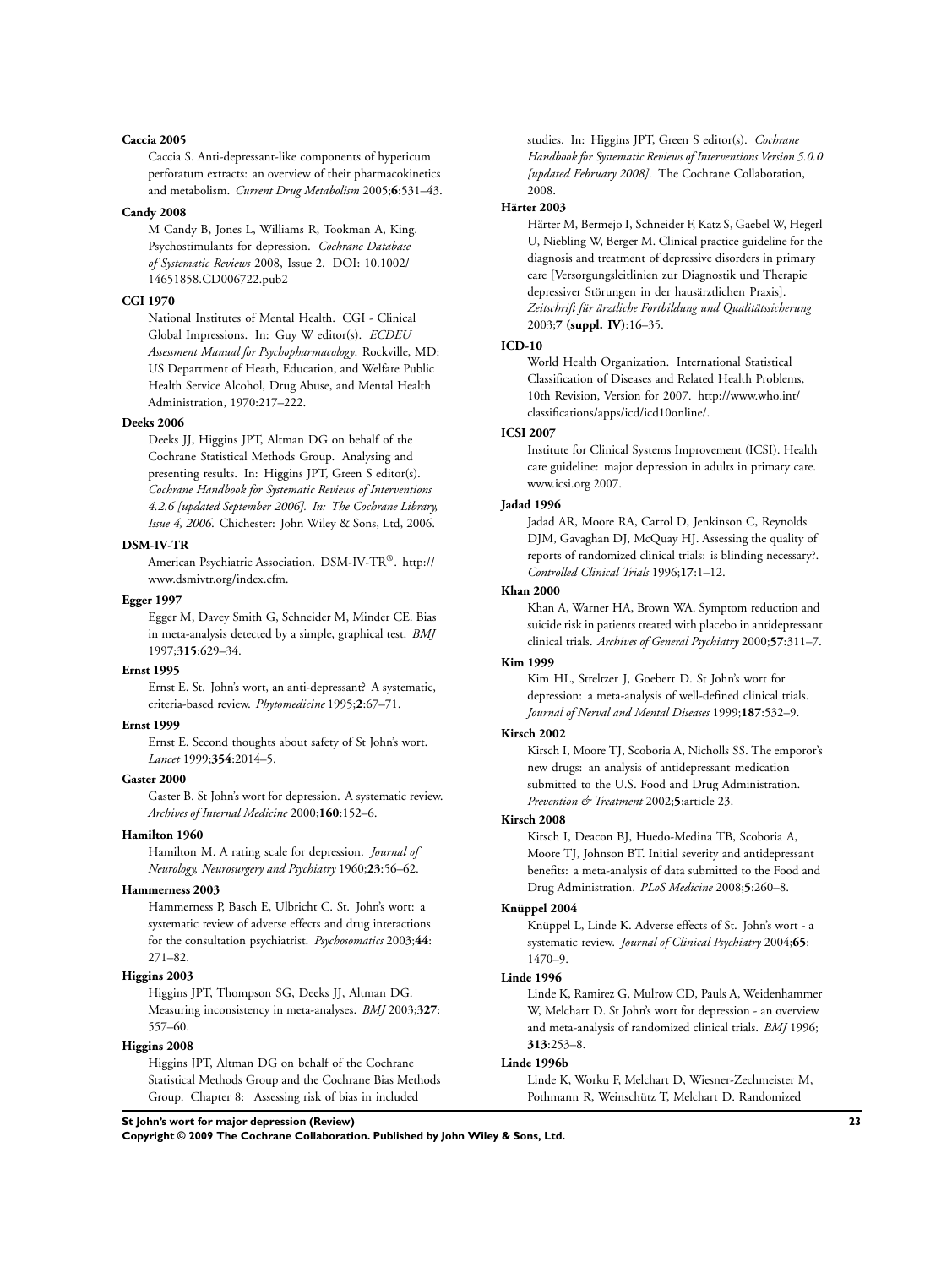**Caccia 2005**

Caccia S. Anti-depressant-like components of hypericum perforatum extracts: an overview of their pharmacokinetics and metabolism. *Current Drug Metabolism* 2005;**6**:531–43.

**Candy 2008**

M Candy B, Jones L, Williams R, Tookman A, King. Psychostimulants for depression. *Cochrane Database of Systematic Reviews* 2008, Issue 2. DOI: 10.1002/14651858.CD006722.pub2

**CGI 1970**

National Institutes of Mental Health. CGI - Clinical Global Impressions. In: Guy W editor(s). *ECDEU Assessment Manual for Psychopharmacology*. Rockville, MD: US Department of Heath, Education, and Welfare Public Health Service Alcohol, Drug Abuse, and Mental Health Administration, 1970:217–222.

**Deeks 2006**

Deeks JJ, Higgins JPT, Altman DG on behalf of the Cochrane Statistical Methods Group. Analysing and presenting results. In: Higgins JPT, Green S editor(s). *Cochrane Handbook for Systematic Reviews of Interventions 4.2.6 [updated September 2006]. In: The Cochrane Library, Issue 4, 2006*. Chichester: John Wiley & Sons, Ltd, 2006.

**DSM-IV-TR**

American Psychiatric Association. DSM-IV-TR®. http://www.dsmivtr.org/index.cfm.

**Egger 1997**

Egger M, Davey Smith G, Schneider M, Minder CE. Bias in meta-analysis detected by a simple, graphical test. *BMJ* 1997;**315**:629–34.

**Ernst 1995**

Ernst E. St. John's wort, an anti-depressant? A systematic, criteria-based review. *Phytomedicine* 1995;**2**:67–71.

**Ernst 1999**

Ernst E. Second thoughts about safety of St John's wort. *Lancet* 1999;**354**:2014–5.

**Gaster 2000**

Gaster B. St John's wort for depression. A systematic review. *Archives of Internal Medicine* 2000;**160**:152–6.

**Hamilton 1960**

Hamilton M. A rating scale for depression. *Journal of Neurology, Neurosurgery and Psychiatry* 1960;**23**:56–62.

**Hammerness 2003**

Hammerness P, Basch E, Ulbricht C. St. John's wort: a systematic review of adverse effects and drug interactions for the consultation psychiatrist. *Psychosomatics* 2003;**44**:271–82.

**Higgins 2003**

Higgins JPT, Thompson SG, Deeks JJ, Altman DG. Measuring inconsistency in meta-analyses. *BMJ* 2003;**327**:557–60.

**Higgins 2008**

Higgins JPT, Altman DG on behalf of the Cochrane Statistical Methods Group and the Cochrane Bias Methods Group. Chapter 8: Assessing risk of bias in included studies. In: Higgins JPT, Green S editor(s). *Cochrane Handbook for Systematic Reviews of Interventions Version 5.0.0 [updated February 2008]*. The Cochrane Collaboration, 2008.

**Härter 2003**

Härter M, Bermejo I, Schneider F, Katz S, Gaebel W, Hegerl U, Niebling W, Berger M. Clinical practice guideline for the diagnosis and treatment of depressive disorders in primary care [Versorgungsleitlinien zur Diagnostik und Therapie depressiver Störungen in der hausärztlichen Praxis]. *Zeitschrift für ärztliche Fortbildung und Qualitätssicherung* 2003;**7 (suppl. IV)**:16–35.

**ICD-10**

World Health Organization. International Statistical Classification of Diseases and Related Health Problems, 10th Revision, Version for 2007. http://www.who.int/classifications/apps/icd/icd10online/.

**ICSI 2007**

Institute for Clinical Systems Improvement (ICSI). Health care guideline: major depression in adults in primary care. www.icsi.org 2007.

**Jadad 1996**

Jadad AR, Moore RA, Carrol D, Jenkinson C, Reynolds DJM, Gavaghan DJ, McQuay HJ. Assessing the quality of reports of randomized clinical trials: is blinding necessary?. *Controlled Clinical Trials* 1996;**17**:1–12.

**Khan 2000**

Khan A, Warner HA, Brown WA. Symptom reduction and suicide risk in patients treated with placebo in antidepressant clinical trials. *Archives of General Psychiatry* 2000;**57**:311–7.

**Kim 1999**

Kim HL, Streltzer J, Goebert D. St John's wort for depression: a meta-analysis of well-defined clinical trials. *Journal of Nerval and Mental Diseases* 1999;**187**:532–9.

**Kirsch 2002**

Kirsch I, Moore TJ, Scoboria A, Nicholls SS. The emporor's new drugs: an analysis of antidepressant medication submitted to the U.S. Food and Drug Administration. *Prevention & Treatment* 2002;**5**:article 23.

**Kirsch 2008**

Kirsch I, Deacon BJ, Huedo-Medina TB, Scoboria A, Moore TJ, Johnson BT. Initial severity and antidepressant benefits: a meta-analysis of data submitted to the Food and Drug Administration. *PLoS Medicine* 2008;**5**:260–8.

**Knüppel 2004**

Knüppel L, Linde K. Adverse effects of St. John's wort - a systematic review. *Journal of Clinical Psychiatry* 2004;**65**:1470–9.

**Linde 1996**

Linde K, Ramirez G, Mulrow CD, Pauls A, Weidenhammer W, Melchart D. St John's wort for depression - an overview and meta-analysis of randomized clinical trials. *BMJ* 1996;**313**:253–8.

**Linde 1996b**

Linde K, Worku F, Melchart D, Wiesner-Zechmeister M, Pothmann R, Weinschütz T, Melchart D. Randomized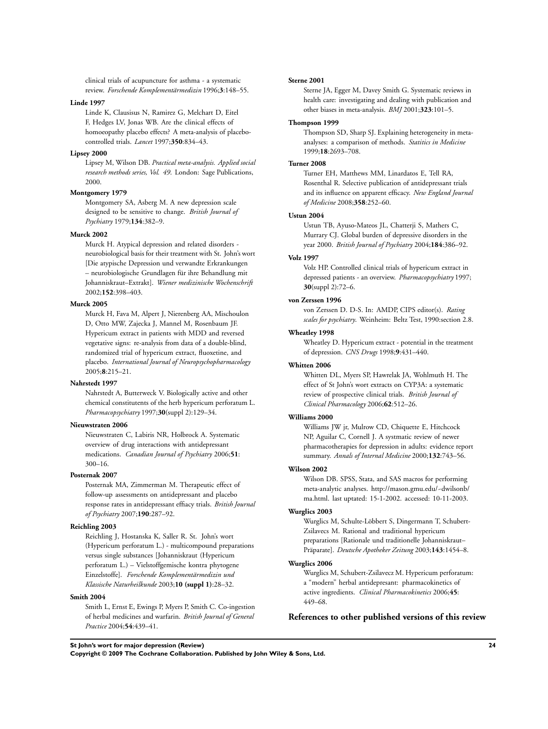clinical trials of acupuncture for asthma - a systematic review. *Forschende Komplementärmedizin* 1996;**3**:148–55.

**Linde 1997**

Linde K, Clausisus N, Ramirez G, Melchart D, Eitel F, Hedges LV, Jonas WB. Are the clinical effects of homoeopathy placebo effects? A meta-analysis of placebo-controlled trials. *Lancet* 1997;**350**:834–43.

**Lipsey 2000**

Lipsey M, Wilson DB. *Practical meta-analysis. Applied social research methods series, Vol. 49*. London: Sage Publications, 2000.

**Montgomery 1979**

Montgomery SA, Asberg M. A new depression scale designed to be sensitive to change. *British Journal of Psychiatry* 1979;**134**:382–9.

**Murck 2002**

Murck H. Atypical depression and related disorders - neurobiological basis for their treatment with St. John's wort [Die atypische Depression und verwandte Erkrankungen – neurobiologische Grundlagen für ihre Behandlung mit Johanniskraut–Extrakt]. *Wiener medizinische Wochenschrift* 2002;**152**:398–403.

**Murck 2005**

Murck H, Fava M, Alpert J, Nierenberg AA, Mischoulon D, Otto MW, Zajecka J, Mannel M, Rosenbaum JF. Hypericum extract in patients with MDD and reversed vegetative signs: re-analysis from data of a double-blind, randomized trial of hypericum extract, fluoxetine, and placebo. *International Journal of Neuropsychopharmacology* 2005;**8**:215–21.

**Nahrstedt 1997**

Nahrstedt A, Butterweck V. Biologically active and other chemical constitutents of the herb hypericum perforatum L. *Pharmacopsychiatry* 1997;**30**(suppl 2):129–34.

**Nieuwstraten 2006**

Nieuwstraten C, Labiris NR, Holbrock A. Systematic overview of drug interactions with antidepressant medications. *Canadian Journal of Psychiatry* 2006;**51**: 300–16.

**Posternak 2007**

Posternak MA, Zimmerman M. Therapeutic effect of follow-up assessments on antidepressant and placebo response rates in antidepressant effiacy trials. *British Journal of Psychiatry* 2007;**190**:287–92.

**Reichling 2003**

Reichling J, Hostanska K, Saller R. St. John's wort (Hypericum perforatum L.) - multicompound preparations versus single substances [Johanniskraut (Hypericum perforatum L.) – Vielstoffgemische kontra phytogene Einzelstoffe]. *Forschende Komplementärmedizin und Klassische Naturheilkunde* 2003;**10 (suppl 1)**:28–32.

**Smith 2004**

Smith L, Ernst E, Ewings P, Myers P, Smith C. Co-ingestion of herbal medicines and warfarin. *British Journal of General Practice* 2004;**54**:439–41.

**Sterne 2001**

Sterne JA, Egger M, Davey Smith G. Systematic reviews in health care: investigating and dealing with publication and other biases in meta-analysis. *BMJ* 2001;**323**:101–5.

**Thompson 1999**

Thompson SD, Sharp SJ. Explaining heterogeneity in meta-analyses: a comparison of methods. *Statitics in Medicine* 1999;**18**:2693–708.

**Turner 2008**

Turner EH, Matthews MM, Linardatos E, Tell RA, Rosenthal R. Selective publication of antidepressant trials and its influence on apparent efficacy. *New England Journal of Medicine* 2008;**358**:252–60.

**Ustun 2004**

Ustun TB, Ayuso-Mateos JL, Chatterji S, Mathers C, Murrary CJ. Global burden of depressive disorders in the year 2000. *British Journal of Psychiatry* 2004;**184**:386–92.

**Volz 1997**

Volz HP. Controlled clinical trials of hypericum extract in depressed patients - an overview. *Pharmacopsychiatry* 1997; **30**(suppl 2):72–6.

**von Zerssen 1996**

von Zerssen D. D-S. In: AMDP, CIPS editor(s). *Rating scales for psychiatry*. Weinheim: Beltz Test, 1990:section 2.8.

**Wheatley 1998**

Wheatley D. Hypericum extract - potential in the treatment of depression. *CNS Drugs* 1998;**9**:431–440.

**Whitten 2006**

Whitten DL, Myers SP, Hawrelak JA, Wohlmuth H. The effect of St John's wort extracts on CYP3A: a systematic review of prospective clinical trials. *British Journal of Clinical Pharmacology* 2006;**62**:512–26.

**Williams 2000**

Williams JW jr, Mulrow CD, Chiquette E, Hitchcock NP, Aguilar C, Cornell J. A systmatic review of newer pharmacotherapies for depression in adults: evidence report summary. *Annals of Internal Medicine* 2000;**132**:743–56.

**Wilson 2002**

Wilson DB. SPSS, Stata, and SAS macros for performing meta-analytic analyses. http://mason.gmu.edu/~dwilsonb/ma.html. last uptated: 15-1-2002. accessed: 10-11-2003.

**Wurglics 2003**

Wurglics M, Schulte-Löbbert S, Dingermann T, Schubert-Zsilavecs M. Rational and traditional hypericum preparations [Rationale und traditionelle Johanniskraut–Präparate]. *Deutsche Apotheker Zeitung* 2003;**143**:1454–8.

**Wurglics 2006**

Wurglics M, Schubert-Zsilavecz M. Hypericum perforatum: a "modern" herbal antidepresant: pharmacokinetics of active ingredients. *Clinical Pharmacokinetics* 2006;**45**: 449–68.

## References to other published versions of this review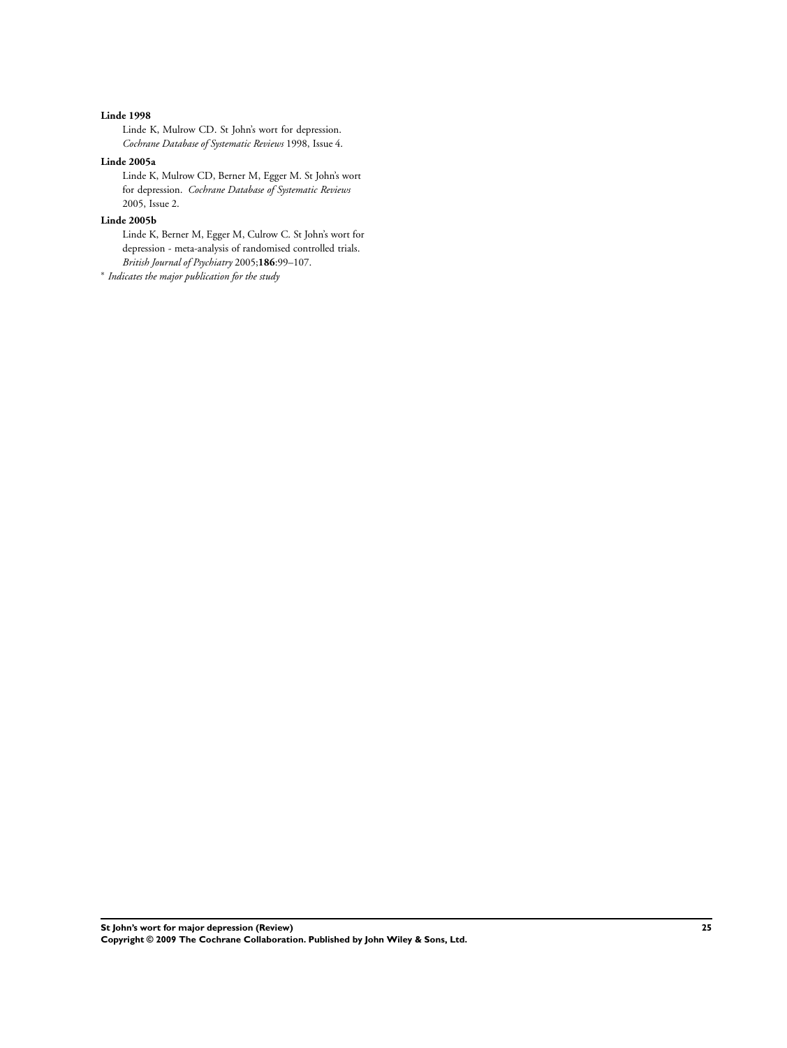**Linde 1998**

Linde K, Mulrow CD. St John's wort for depression. *Cochrane Database of Systematic Reviews* 1998, Issue 4.

**Linde 2005a**

Linde K, Mulrow CD, Berner M, Egger M. St John's wort for depression. *Cochrane Database of Systematic Reviews* 2005, Issue 2.

**Linde 2005b**

Linde K, Berner M, Egger M, Culrow C. St John's wort for depression - meta-analysis of randomised controlled trials. *British Journal of Psychiatry* 2005;**186**:99–107.

* *Indicates the major publication for the study*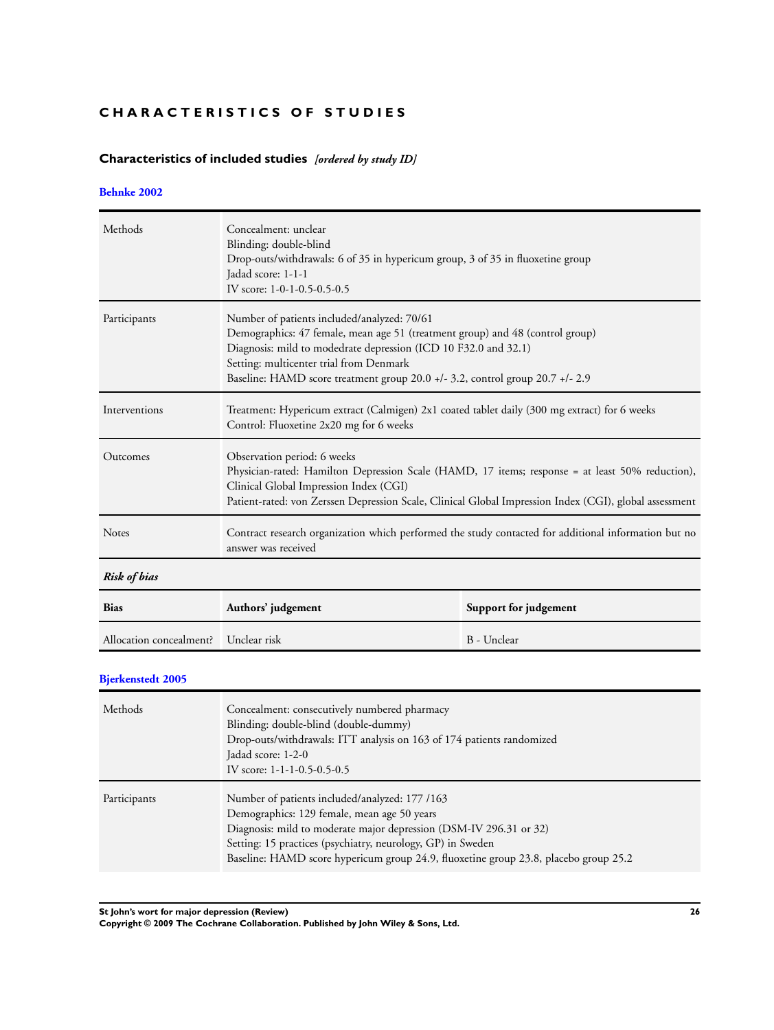# CHARACTERISTICS OF STUDIES

## Characteristics of included studies *[ordered by study ID]*

### Behnke 2002

| | |
|---|---|
| Methods | Concealment: unclear<br>Blinding: double-blind<br>Drop-outs/withdrawals: 6 of 35 in hypericum group, 3 of 35 in fluoxetine group<br>Jadad score: 1-1-1<br>IV score: 1-0-1-0.5-0.5-0.5 |
| Participants | Number of patients included/analyzed: 70/61<br>Demographics: 47 female, mean age 51 (treatment group) and 48 (control group)<br>Diagnosis: mild to modedrate depression (ICD 10 F32.0 and 32.1)<br>Setting: multicenter trial from Denmark<br>Baseline: HAMD score treatment group 20.0 +/- 3.2, control group 20.7 +/- 2.9 |
| Interventions | Treatment: Hypericum extract (Calmigen) 2x1 coated tablet daily (300 mg extract) for 6 weeks<br>Control: Fluoxetine 2x20 mg for 6 weeks |
| Outcomes | Observation period: 6 weeks<br>Physician-rated: Hamilton Depression Scale (HAMD, 17 items; response = at least 50% reduction), Clinical Global Impression Index (CGI)<br>Patient-rated: von Zerssen Depression Scale, Clinical Global Impression Index (CGI), global assessment |
| Notes | Contract research organization which performed the study contacted for additional information but no answer was received |

***Risk of bias***

| Bias | Authors' judgement | Support for judgement |
|---|---|---|
| Allocation concealment? | Unclear risk | B - Unclear |

### Bjerkenstedt 2005

| | |
|---|---|
| Methods | Concealment: consecutively numbered pharmacy<br>Blinding: double-blind (double-dummy)<br>Drop-outs/withdrawals: ITT analysis on 163 of 174 patients randomized<br>Jadad score: 1-2-0<br>IV score: 1-1-1-0.5-0.5-0.5 |
| Participants | Number of patients included/analyzed: 177 /163<br>Demographics: 129 female, mean age 50 years<br>Diagnosis: mild to moderate major depression (DSM-IV 296.31 or 32)<br>Setting: 15 practices (psychiatry, neurology, GP) in Sweden<br>Baseline: HAMD score hypericum group 24.9, fluoxetine group 23.8, placebo group 25.2 |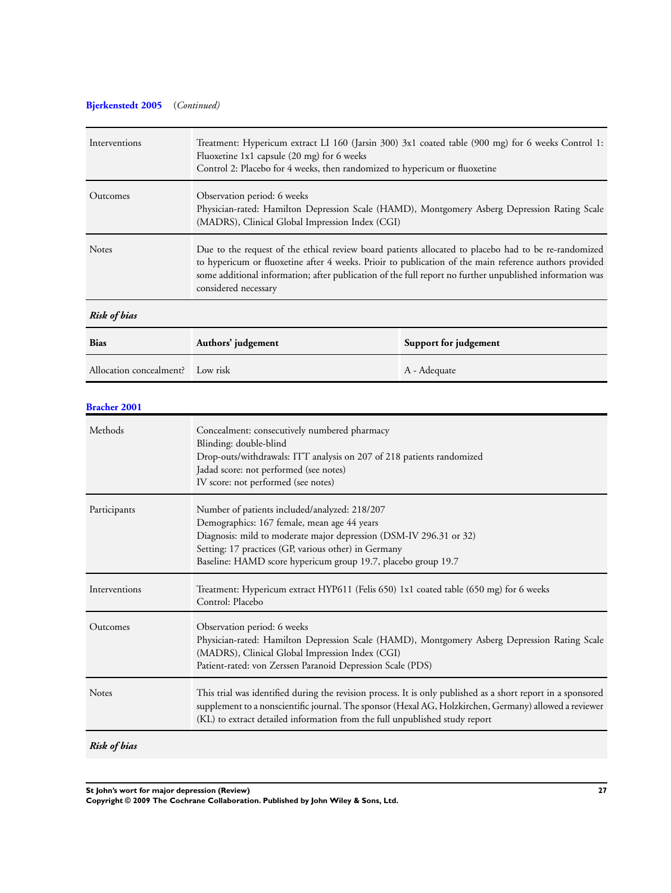**Bjerkenstedt 2005** (*Continued*)

| | |
|---|---|
| Interventions | Treatment: Hypericum extract LI 160 (Jarsin 300) 3x1 coated table (900 mg) for 6 weeks Control 1: Fluoxetine 1x1 capsule (20 mg) for 6 weeks<br>Control 2: Placebo for 4 weeks, then randomized to hypericum or fluoxetine |
| Outcomes | Observation period: 6 weeks<br>Physician-rated: Hamilton Depression Scale (HAMD), Montgomery Asberg Depression Rating Scale (MADRS), Clinical Global Impression Index (CGI) |
| Notes | Due to the request of the ethical review board patients allocated to placebo had to be re-randomized to hypericum or fluoxetine after 4 weeks. Prioir to publication of the main reference authors provided some additional information; after publication of the full report no further unpublished information was considered necessary |

***Risk of bias***

| Bias | Authors' judgement | Support for judgement |
|---|---|---|
| Allocation concealment? | Low risk | A - Adequate |

**Bracher 2001**

| | |
|---|---|
| Methods | Concealment: consecutively numbered pharmacy<br>Blinding: double-blind<br>Drop-outs/withdrawals: ITT analysis on 207 of 218 patients randomized<br>Jadad score: not performed (see notes)<br>IV score: not performed (see notes) |
| Participants | Number of patients included/analyzed: 218/207<br>Demographics: 167 female, mean age 44 years<br>Diagnosis: mild to moderate major depression (DSM-IV 296.31 or 32)<br>Setting: 17 practices (GP, various other) in Germany<br>Baseline: HAMD score hypericum group 19.7, placebo group 19.7 |
| Interventions | Treatment: Hypericum extract HYP611 (Felis 650) 1x1 coated table (650 mg) for 6 weeks<br>Control: Placebo |
| Outcomes | Observation period: 6 weeks<br>Physician-rated: Hamilton Depression Scale (HAMD), Montgomery Asberg Depression Rating Scale (MADRS), Clinical Global Impression Index (CGI)<br>Patient-rated: von Zerssen Paranoid Depression Scale (PDS) |
| Notes | This trial was identified during the revision process. It is only published as a short report in a sponsored supplement to a nonscientific journal. The sponsor (Hexal AG, Holzkirchen, Germany) allowed a reviewer (KL) to extract detailed information from the full unpublished study report |

***Risk of bias***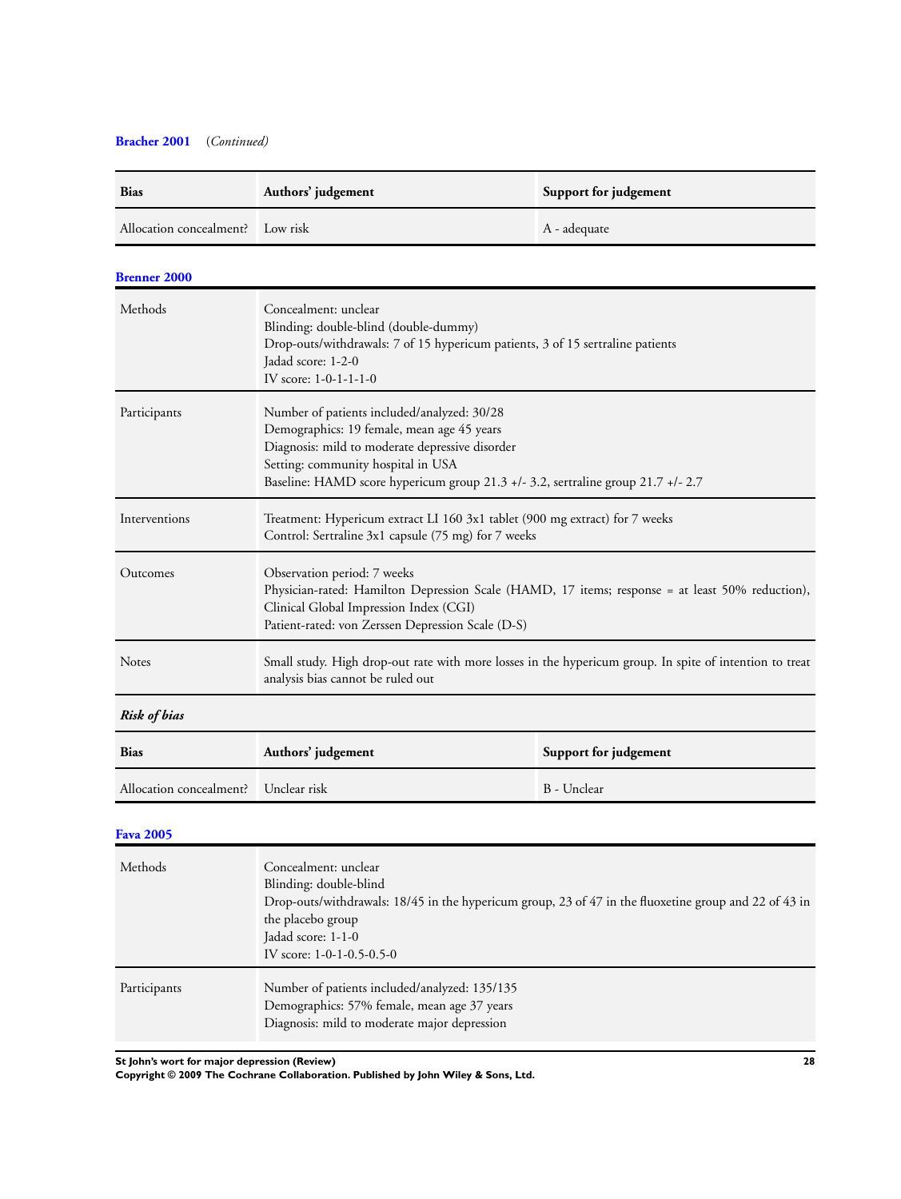**Bracher 2001** *(Continued)*

| Bias | Authors' judgement | Support for judgement |
|---|---|---|
| Allocation concealment? | Low risk | A - adequate |

**Brenner 2000**

| | |
|---|---|
| Methods | Concealment: unclear<br>Blinding: double-blind (double-dummy)<br>Drop-outs/withdrawals: 7 of 15 hypericum patients, 3 of 15 sertraline patients<br>Jadad score: 1-2-0<br>IV score: 1-0-1-1-1-0 |
| Participants | Number of patients included/analyzed: 30/28<br>Demographics: 19 female, mean age 45 years<br>Diagnosis: mild to moderate depressive disorder<br>Setting: community hospital in USA<br>Baseline: HAMD score hypericum group 21.3 +/- 3.2, sertraline group 21.7 +/- 2.7 |
| Interventions | Treatment: Hypericum extract LI 160 3x1 tablet (900 mg extract) for 7 weeks<br>Control: Sertraline 3x1 capsule (75 mg) for 7 weeks |
| Outcomes | Observation period: 7 weeks<br>Physician-rated: Hamilton Depression Scale (HAMD, 17 items; response = at least 50% reduction), Clinical Global Impression Index (CGI)<br>Patient-rated: von Zerssen Depression Scale (D-S) |
| Notes | Small study. High drop-out rate with more losses in the hypericum group. In spite of intention to treat analysis bias cannot be ruled out |

***Risk of bias***

| Bias | Authors' judgement | Support for judgement |
|---|---|---|
| Allocation concealment? | Unclear risk | B - Unclear |

**Fava 2005**

| | |
|---|---|
| Methods | Concealment: unclear<br>Blinding: double-blind<br>Drop-outs/withdrawals: 18/45 in the hypericum group, 23 of 47 in the fluoxetine group and 22 of 43 in the placebo group<br>Jadad score: 1-1-0<br>IV score: 1-0-1-0.5-0.5-0 |
| Participants | Number of patients included/analyzed: 135/135<br>Demographics: 57% female, mean age 37 years<br>Diagnosis: mild to moderate major depression |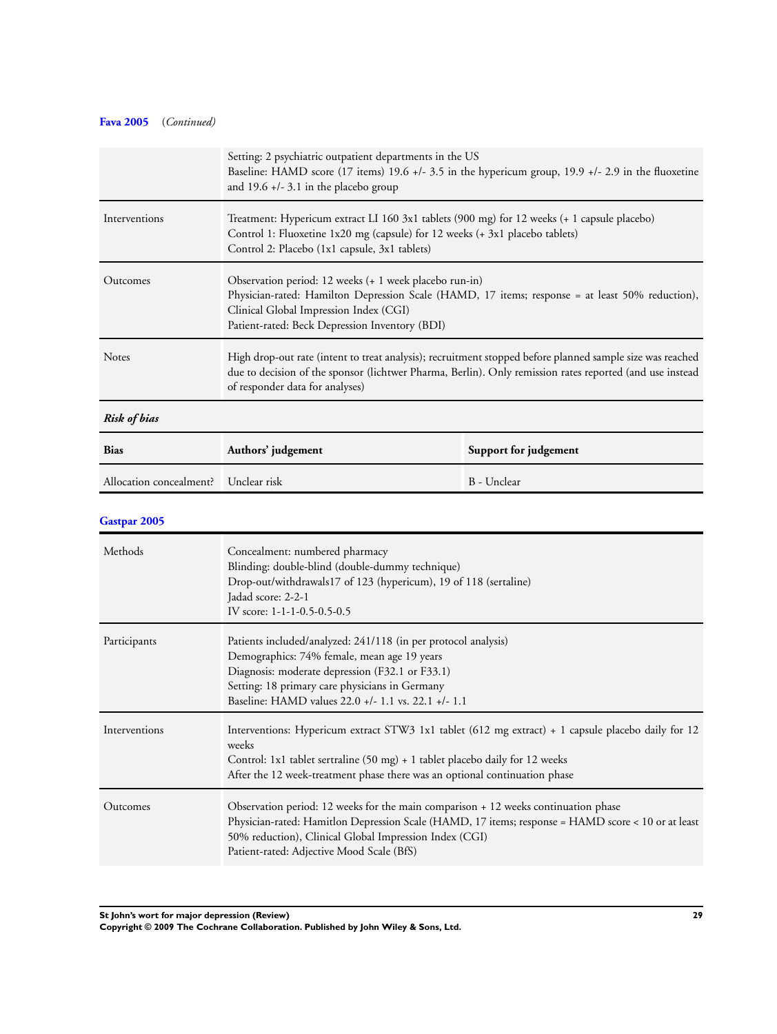**Fava 2005** (*Continued*)

| | |
|---|---|
| | Setting: 2 psychiatric outpatient departments in the US<br>Baseline: HAMD score (17 items) 19.6 +/- 3.5 in the hypericum group, 19.9 +/- 2.9 in the fluoxetine and 19.6 +/- 3.1 in the placebo group |
| Interventions | Treatment: Hypericum extract LI 160 3x1 tablets (900 mg) for 12 weeks (+ 1 capsule placebo)<br>Control 1: Fluoxetine 1x20 mg (capsule) for 12 weeks (+ 3x1 placebo tablets)<br>Control 2: Placebo (1x1 capsule, 3x1 tablets) |
| Outcomes | Observation period: 12 weeks (+ 1 week placebo run-in)<br>Physician-rated: Hamilton Depression Scale (HAMD, 17 items; response = at least 50% reduction), Clinical Global Impression Index (CGI)<br>Patient-rated: Beck Depression Inventory (BDI) |
| Notes | High drop-out rate (intent to treat analysis); recruitment stopped before planned sample size was reached due to decision of the sponsor (lichtwer Pharma, Berlin). Only remission rates reported (and use instead of responder data for analyses) |

***Risk of bias***

| Bias | Authors' judgement | Support for judgement |
|---|---|---|
| Allocation concealment? | Unclear risk | B - Unclear |

**Gastpar 2005**

| | |
|---|---|
| Methods | Concealment: numbered pharmacy<br>Blinding: double-blind (double-dummy technique)<br>Drop-out/withdrawals17 of 123 (hypericum), 19 of 118 (sertaline)<br>Jadad score: 2-2-1<br>IV score: 1-1-1-0.5-0.5-0.5 |
| Participants | Patients included/analyzed: 241/118 (in per protocol analysis)<br>Demographics: 74% female, mean age 19 years<br>Diagnosis: moderate depression (F32.1 or F33.1)<br>Setting: 18 primary care physicians in Germany<br>Baseline: HAMD values 22.0 +/- 1.1 vs. 22.1 +/- 1.1 |
| Interventions | Interventions: Hypericum extract STW3 1x1 tablet (612 mg extract) + 1 capsule placebo daily for 12 weeks<br>Control: 1x1 tablet sertraline (50 mg) + 1 tablet placebo daily for 12 weeks<br>After the 12 week-treatment phase there was an optional continuation phase |
| Outcomes | Observation period: 12 weeks for the main comparison + 12 weeks continuation phase<br>Physician-rated: Hamitlon Depression Scale (HAMD, 17 items; response = HAMD score < 10 or at least 50% reduction), Clinical Global Impression Index (CGI)<br>Patient-rated: Adjective Mood Scale (BfS) |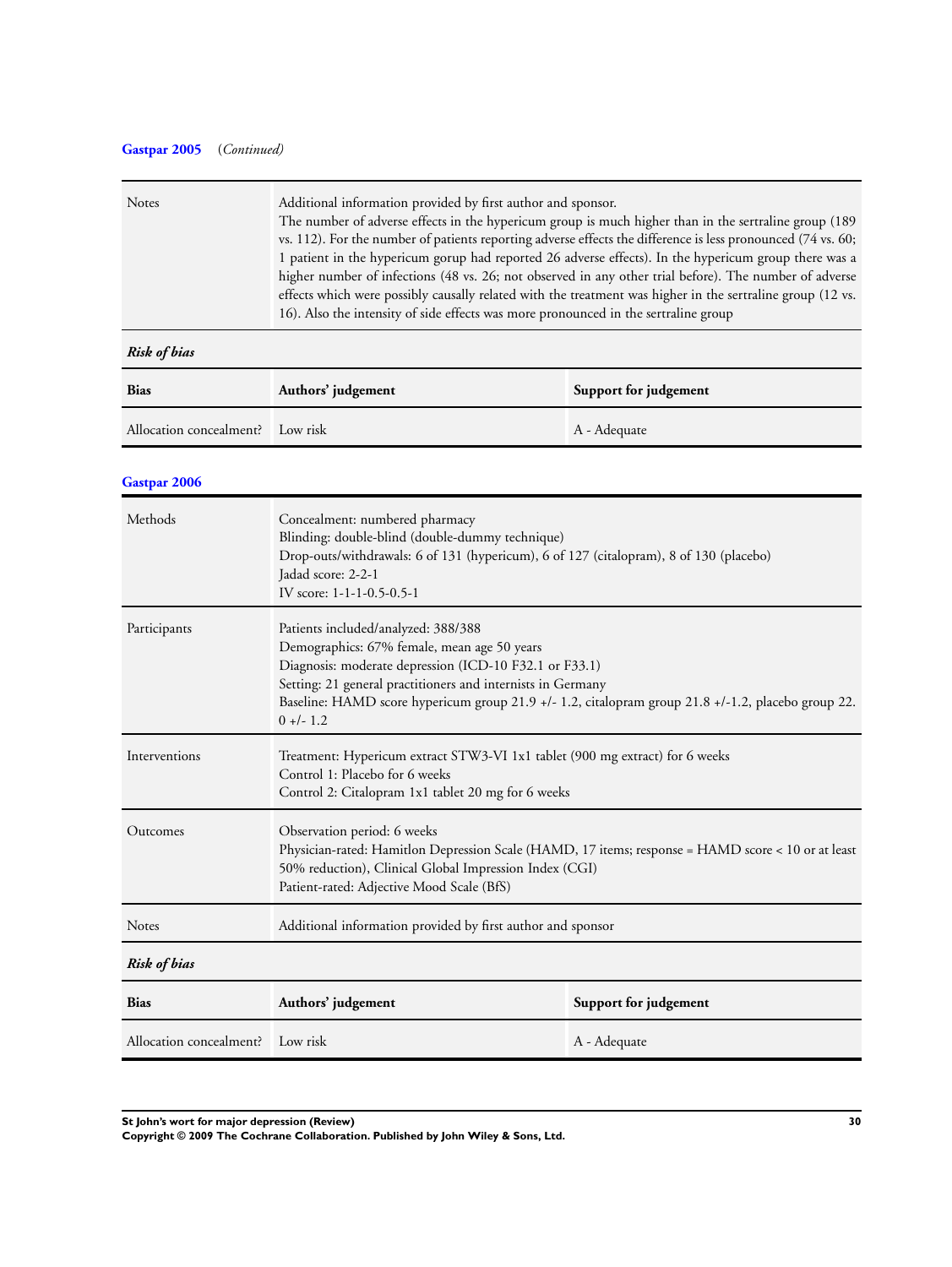**Gastpar 2005** (*Continued*)

| | |
|---|---|
| Notes | Additional information provided by first author and sponsor.<br>The number of adverse effects in the hypericum group is much higher than in the sertraline group (189 vs. 112). For the number of patients reporting adverse effects the difference is less pronounced (74 vs. 60; 1 patient in the hypericum gorup had reported 26 adverse effects). In the hypericum group there was a higher number of infections (48 vs. 26; not observed in any other trial before). The number of adverse effects which were possibly causally related with the treatment was higher in the sertraline group (12 vs. 16). Also the intensity of side effects was more pronounced in the sertraline group |

***Risk of bias***

| Bias | Authors' judgement | Support for judgement |
|---|---|---|
| Allocation concealment? | Low risk | A - Adequate |

**Gastpar 2006**

| | |
|---|---|
| Methods | Concealment: numbered pharmacy<br>Blinding: double-blind (double-dummy technique)<br>Drop-outs/withdrawals: 6 of 131 (hypericum), 6 of 127 (citalopram), 8 of 130 (placebo)<br>Jadad score: 2-2-1<br>IV score: 1-1-1-0.5-0.5-1 |
| Participants | Patients included/analyzed: 388/388<br>Demographics: 67% female, mean age 50 years<br>Diagnosis: moderate depression (ICD-10 F32.1 or F33.1)<br>Setting: 21 general practitioners and internists in Germany<br>Baseline: HAMD score hypericum group 21.9 +/- 1.2, citalopram group 21.8 +/-1.2, placebo group 22.0 +/- 1.2 |
| Interventions | Treatment: Hypericum extract STW3-VI 1x1 tablet (900 mg extract) for 6 weeks<br>Control 1: Placebo for 6 weeks<br>Control 2: Citalopram 1x1 tablet 20 mg for 6 weeks |
| Outcomes | Observation period: 6 weeks<br>Physician-rated: Hamitlon Depression Scale (HAMD, 17 items; response = HAMD score < 10 or at least 50% reduction), Clinical Global Impression Index (CGI)<br>Patient-rated: Adjective Mood Scale (BfS) |
| Notes | Additional information provided by first author and sponsor |

***Risk of bias***

| Bias | Authors' judgement | Support for judgement |
|---|---|---|
| Allocation concealment? | Low risk | A - Adequate |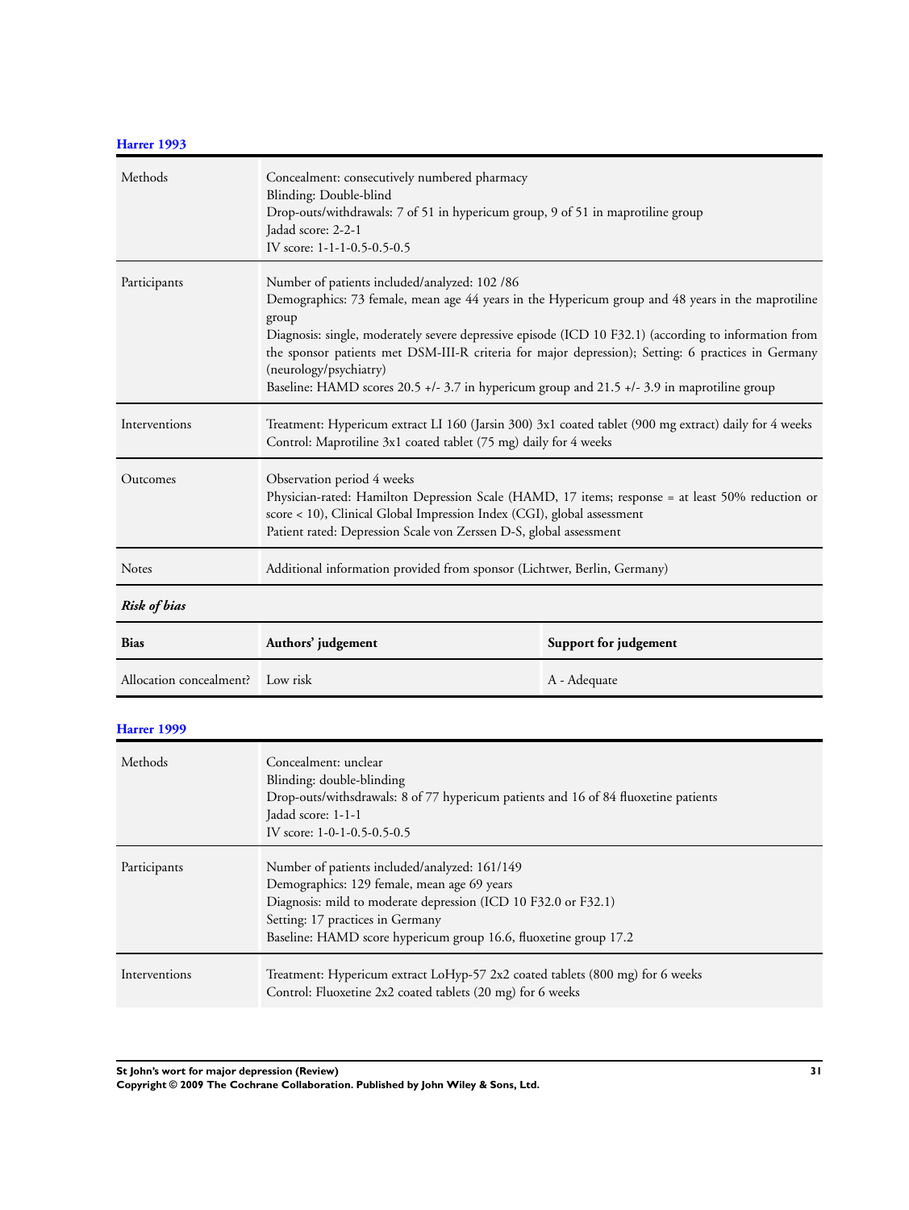### Harrer 1993

| | |
|---|---|
| Methods | Concealment: consecutively numbered pharmacy<br>Blinding: Double-blind<br>Drop-outs/withdrawals: 7 of 51 in hypericum group, 9 of 51 in maprotiline group<br>Jadad score: 2-2-1<br>IV score: 1-1-1-0.5-0.5-0.5 |
| Participants | Number of patients included/analyzed: 102 /86<br>Demographics: 73 female, mean age 44 years in the Hypericum group and 48 years in the maprotiline group<br>Diagnosis: single, moderately severe depressive episode (ICD 10 F32.1) (according to information from the sponsor patients met DSM-III-R criteria for major depression); Setting: 6 practices in Germany (neurology/psychiatry)<br>Baseline: HAMD scores 20.5 +/- 3.7 in hypericum group and 21.5 +/- 3.9 in maprotiline group |
| Interventions | Treatment: Hypericum extract LI 160 (Jarsin 300) 3x1 coated tablet (900 mg extract) daily for 4 weeks<br>Control: Maprotiline 3x1 coated tablet (75 mg) daily for 4 weeks |
| Outcomes | Observation period 4 weeks<br>Physician-rated: Hamilton Depression Scale (HAMD, 17 items; response = at least 50% reduction or score < 10), Clinical Global Impression Index (CGI), global assessment<br>Patient rated: Depression Scale von Zerssen D-S, global assessment |
| Notes | Additional information provided from sponsor (Lichtwer, Berlin, Germany) |

*Risk of bias*

| Bias | Authors' judgement | Support for judgement |
|---|---|---|
| Allocation concealment? | Low risk | A - Adequate |

### Harrer 1999

| | |
|---|---|
| Methods | Concealment: unclear<br>Blinding: double-blinding<br>Drop-outs/withsdrawals: 8 of 77 hypericum patients and 16 of 84 fluoxetine patients<br>Jadad score: 1-1-1<br>IV score: 1-0-1-0.5-0.5-0.5 |
| Participants | Number of patients included/analyzed: 161/149<br>Demographics: 129 female, mean age 69 years<br>Diagnosis: mild to moderate depression (ICD 10 F32.0 or F32.1)<br>Setting: 17 practices in Germany<br>Baseline: HAMD score hypericum group 16.6, fluoxetine group 17.2 |
| Interventions | Treatment: Hypericum extract LoHyp-57 2x2 coated tablets (800 mg) for 6 weeks<br>Control: Fluoxetine 2x2 coated tablets (20 mg) for 6 weeks |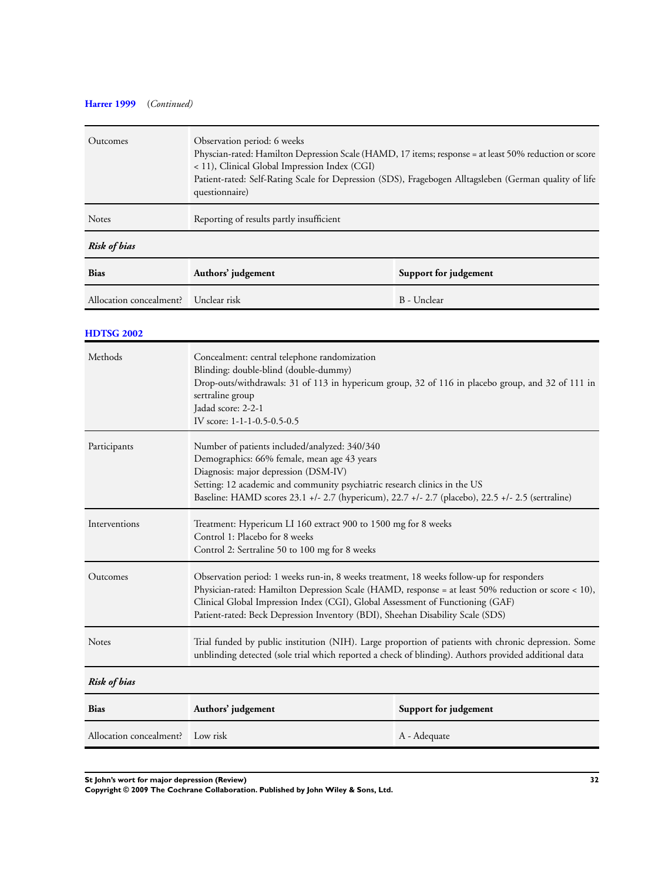**Harrer 1999** *(Continued)*

| | |
|---|---|
| Outcomes | Observation period: 6 weeks<br>Physcian-rated: Hamilton Depression Scale (HAMD, 17 items; response = at least 50% reduction or score < 11), Clinical Global Impression Index (CGI)<br>Patient-rated: Self-Rating Scale for Depression (SDS), Fragebogen Alltagsleben (German quality of life questionnaire) |
| Notes | Reporting of results partly insufficient |

***Risk of bias***

| Bias | Authors' judgement | Support for judgement |
|---|---|---|
| Allocation concealment? | Unclear risk | B - Unclear |

**HDTSG 2002**

| | |
|---|---|
| Methods | Concealment: central telephone randomization<br>Blinding: double-blind (double-dummy)<br>Drop-outs/withdrawals: 31 of 113 in hypericum group, 32 of 116 in placebo group, and 32 of 111 in sertraline group<br>Jadad score: 2-2-1<br>IV score: 1-1-1-0.5-0.5-0.5 |
| Participants | Number of patients included/analyzed: 340/340<br>Demographics: 66% female, mean age 43 years<br>Diagnosis: major depression (DSM-IV)<br>Setting: 12 academic and community psychiatric research clinics in the US<br>Baseline: HAMD scores 23.1 +/- 2.7 (hypericum), 22.7 +/- 2.7 (placebo), 22.5 +/- 2.5 (sertraline) |
| Interventions | Treatment: Hypericum LI 160 extract 900 to 1500 mg for 8 weeks<br>Control 1: Placebo for 8 weeks<br>Control 2: Sertraline 50 to 100 mg for 8 weeks |
| Outcomes | Observation period: 1 weeks run-in, 8 weeks treatment, 18 weeks follow-up for responders<br>Physician-rated: Hamilton Depression Scale (HAMD, response = at least 50% reduction or score < 10), Clinical Global Impression Index (CGI), Global Assessment of Functioning (GAF)<br>Patient-rated: Beck Depression Inventory (BDI), Sheehan Disability Scale (SDS) |
| Notes | Trial funded by public institution (NIH). Large proportion of patients with chronic depression. Some unblinding detected (sole trial which reported a check of blinding). Authors provided additional data |

***Risk of bias***

| Bias | Authors' judgement | Support for judgement |
|---|---|---|
| Allocation concealment? | Low risk | A - Adequate |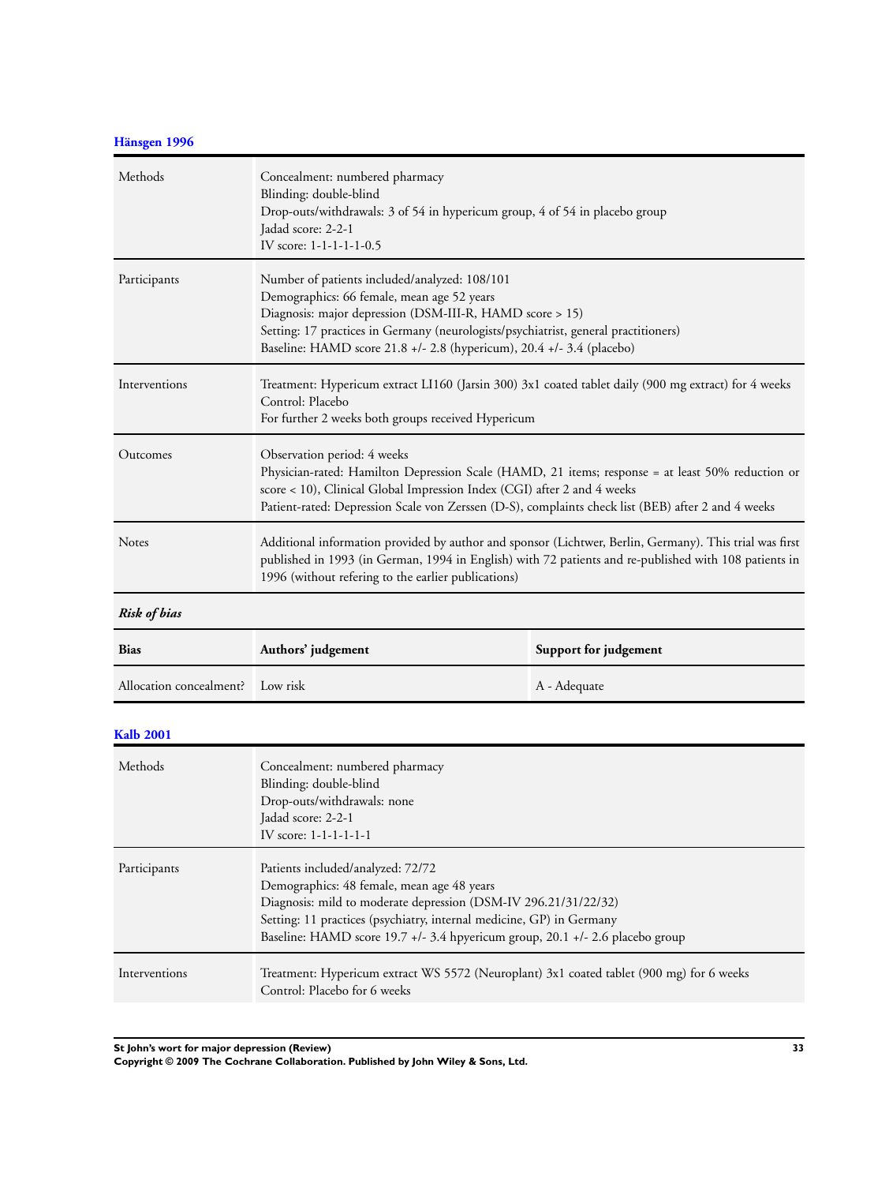### Hänsgen 1996

| | |
|---|---|
| Methods | Concealment: numbered pharmacy<br>Blinding: double-blind<br>Drop-outs/withdrawals: 3 of 54 in hypericum group, 4 of 54 in placebo group<br>Jadad score: 2-2-1<br>IV score: 1-1-1-1-1-0.5 |
| Participants | Number of patients included/analyzed: 108/101<br>Demographics: 66 female, mean age 52 years<br>Diagnosis: major depression (DSM-III-R, HAMD score > 15)<br>Setting: 17 practices in Germany (neurologists/psychiatrist, general practitioners)<br>Baseline: HAMD score 21.8 +/- 2.8 (hypericum), 20.4 +/- 3.4 (placebo) |
| Interventions | Treatment: Hypericum extract LI160 (Jarsin 300) 3x1 coated tablet daily (900 mg extract) for 4 weeks<br>Control: Placebo<br>For further 2 weeks both groups received Hypericum |
| Outcomes | Observation period: 4 weeks<br>Physician-rated: Hamilton Depression Scale (HAMD, 21 items; response = at least 50% reduction or score < 10), Clinical Global Impression Index (CGI) after 2 and 4 weeks<br>Patient-rated: Depression Scale von Zerssen (D-S), complaints check list (BEB) after 2 and 4 weeks |
| Notes | Additional information provided by author and sponsor (Lichtwer, Berlin, Germany). This trial was first published in 1993 (in German, 1994 in English) with 72 patients and re-published with 108 patients in 1996 (without refering to the earlier publications) |

***Risk of bias***

| Bias | Authors' judgement | Support for judgement |
|---|---|---|
| Allocation concealment? | Low risk | A - Adequate |

### Kalb 2001

| | |
|---|---|
| Methods | Concealment: numbered pharmacy<br>Blinding: double-blind<br>Drop-outs/withdrawals: none<br>Jadad score: 2-2-1<br>IV score: 1-1-1-1-1-1 |
| Participants | Patients included/analyzed: 72/72<br>Demographics: 48 female, mean age 48 years<br>Diagnosis: mild to moderate depression (DSM-IV 296.21/31/22/32)<br>Setting: 11 practices (psychiatry, internal medicine, GP) in Germany<br>Baseline: HAMD score 19.7 +/- 3.4 hpyericum group, 20.1 +/- 2.6 placebo group |
| Interventions | Treatment: Hypericum extract WS 5572 (Neuroplant) 3x1 coated tablet (900 mg) for 6 weeks<br>Control: Placebo for 6 weeks |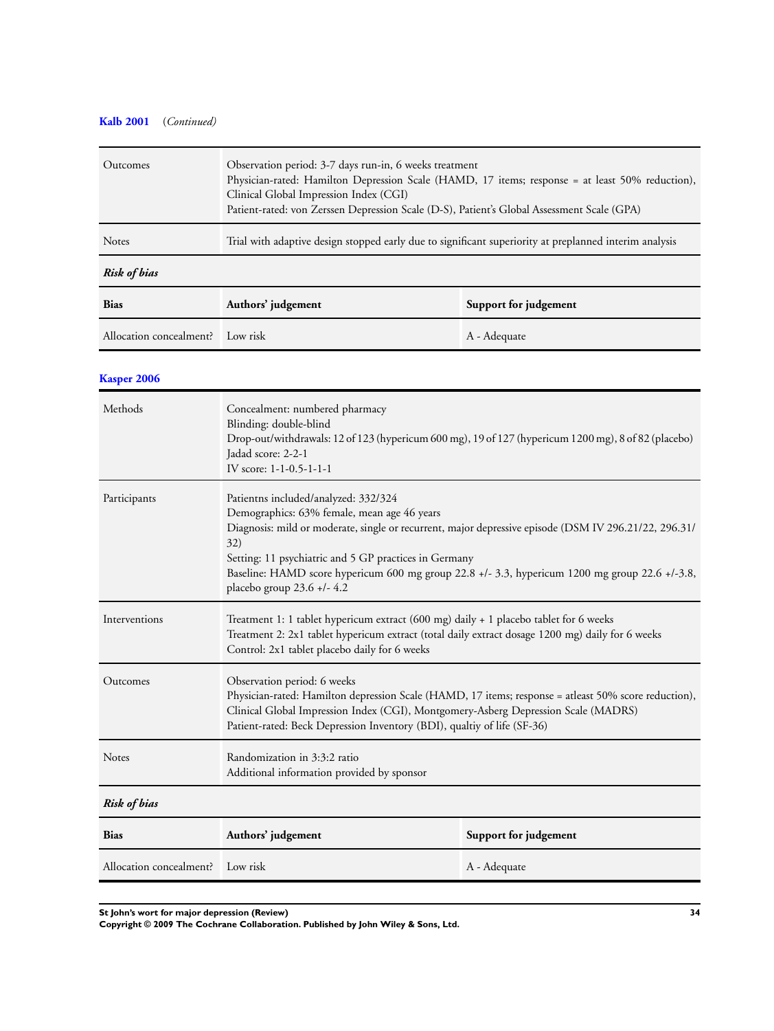**Kalb 2001** (*Continued*)

| | |
|---|---|
| Outcomes | Observation period: 3-7 days run-in, 6 weeks treatment<br>Physician-rated: Hamilton Depression Scale (HAMD, 17 items; response = at least 50% reduction), Clinical Global Impression Index (CGI)<br>Patient-rated: von Zerssen Depression Scale (D-S), Patient's Global Assessment Scale (GPA) |
| Notes | Trial with adaptive design stopped early due to significant superiority at preplanned interim analysis |

***Risk of bias***

| Bias | Authors' judgement | Support for judgement |
|---|---|---|
| Allocation concealment? | Low risk | A - Adequate |

**Kasper 2006**

| | |
|---|---|
| Methods | Concealment: numbered pharmacy<br>Blinding: double-blind<br>Drop-out/withdrawals: 12 of 123 (hypericum 600 mg), 19 of 127 (hypericum 1200 mg), 8 of 82 (placebo)<br>Jadad score: 2-2-1<br>IV score: 1-1-0.5-1-1-1 |
| Participants | Patientns included/analyzed: 332/324<br>Demographics: 63% female, mean age 46 years<br>Diagnosis: mild or moderate, single or recurrent, major depressive episode (DSM IV 296.21/22, 296.31/32)<br>Setting: 11 psychiatric and 5 GP practices in Germany<br>Baseline: HAMD score hypericum 600 mg group 22.8 +/- 3.3, hypericum 1200 mg group 22.6 +/-3.8, placebo group 23.6 +/- 4.2 |
| Interventions | Treatment 1: 1 tablet hypericum extract (600 mg) daily + 1 placebo tablet for 6 weeks<br>Treatment 2: 2x1 tablet hypericum extract (total daily extract dosage 1200 mg) daily for 6 weeks<br>Control: 2x1 tablet placebo daily for 6 weeks |
| Outcomes | Observation period: 6 weeks<br>Physician-rated: Hamilton depression Scale (HAMD, 17 items; response = atleast 50% score reduction), Clinical Global Impression Index (CGI), Montgomery-Asberg Depression Scale (MADRS)<br>Patient-rated: Beck Depression Inventory (BDI), qualtiy of life (SF-36) |
| Notes | Randomization in 3:3:2 ratio<br>Additional information provided by sponsor |

***Risk of bias***

| Bias | Authors' judgement | Support for judgement |
|---|---|---|
| Allocation concealment? | Low risk | A - Adequate |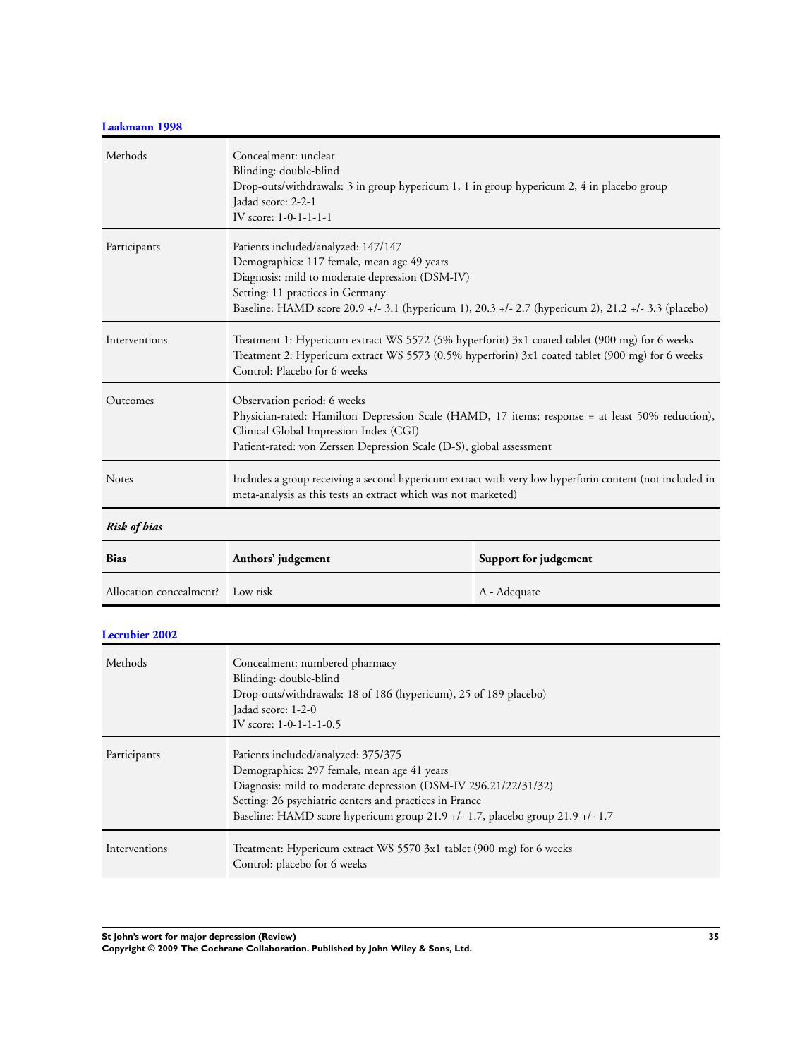**Laakmann 1998**

| | |
|---|---|
| Methods | Concealment: unclear<br>Blinding: double-blind<br>Drop-outs/withdrawals: 3 in group hypericum 1, 1 in group hypericum 2, 4 in placebo group<br>Jadad score: 2-2-1<br>IV score: 1-0-1-1-1-1 |
| Participants | Patients included/analyzed: 147/147<br>Demographics: 117 female, mean age 49 years<br>Diagnosis: mild to moderate depression (DSM-IV)<br>Setting: 11 practices in Germany<br>Baseline: HAMD score 20.9 +/- 3.1 (hypericum 1), 20.3 +/- 2.7 (hypericum 2), 21.2 +/- 3.3 (placebo) |
| Interventions | Treatment 1: Hypericum extract WS 5572 (5% hyperforin) 3x1 coated tablet (900 mg) for 6 weeks<br>Treatment 2: Hypericum extract WS 5573 (0.5% hyperforin) 3x1 coated tablet (900 mg) for 6 weeks<br>Control: Placebo for 6 weeks |
| Outcomes | Observation period: 6 weeks<br>Physician-rated: Hamilton Depression Scale (HAMD, 17 items; response = at least 50% reduction), Clinical Global Impression Index (CGI)<br>Patient-rated: von Zerssen Depression Scale (D-S), global assessment |
| Notes | Includes a group receiving a second hypericum extract with very low hyperforin content (not included in meta-analysis as this tests an extract which was not marketed) |

***Risk of bias***

| Bias | Authors' judgement | Support for judgement |
|---|---|---|
| Allocation concealment? | Low risk | A - Adequate |

**Lecrubier 2002**

| | |
|---|---|
| Methods | Concealment: numbered pharmacy<br>Blinding: double-blind<br>Drop-outs/withdrawals: 18 of 186 (hypericum), 25 of 189 placebo)<br>Jadad score: 1-2-0<br>IV score: 1-0-1-1-1-0.5 |
| Participants | Patients included/analyzed: 375/375<br>Demographics: 297 female, mean age 41 years<br>Diagnosis: mild to moderate depression (DSM-IV 296.21/22/31/32)<br>Setting: 26 psychiatric centers and practices in France<br>Baseline: HAMD score hypericum group 21.9 +/- 1.7, placebo group 21.9 +/- 1.7 |
| Interventions | Treatment: Hypericum extract WS 5570 3x1 tablet (900 mg) for 6 weeks<br>Control: placebo for 6 weeks |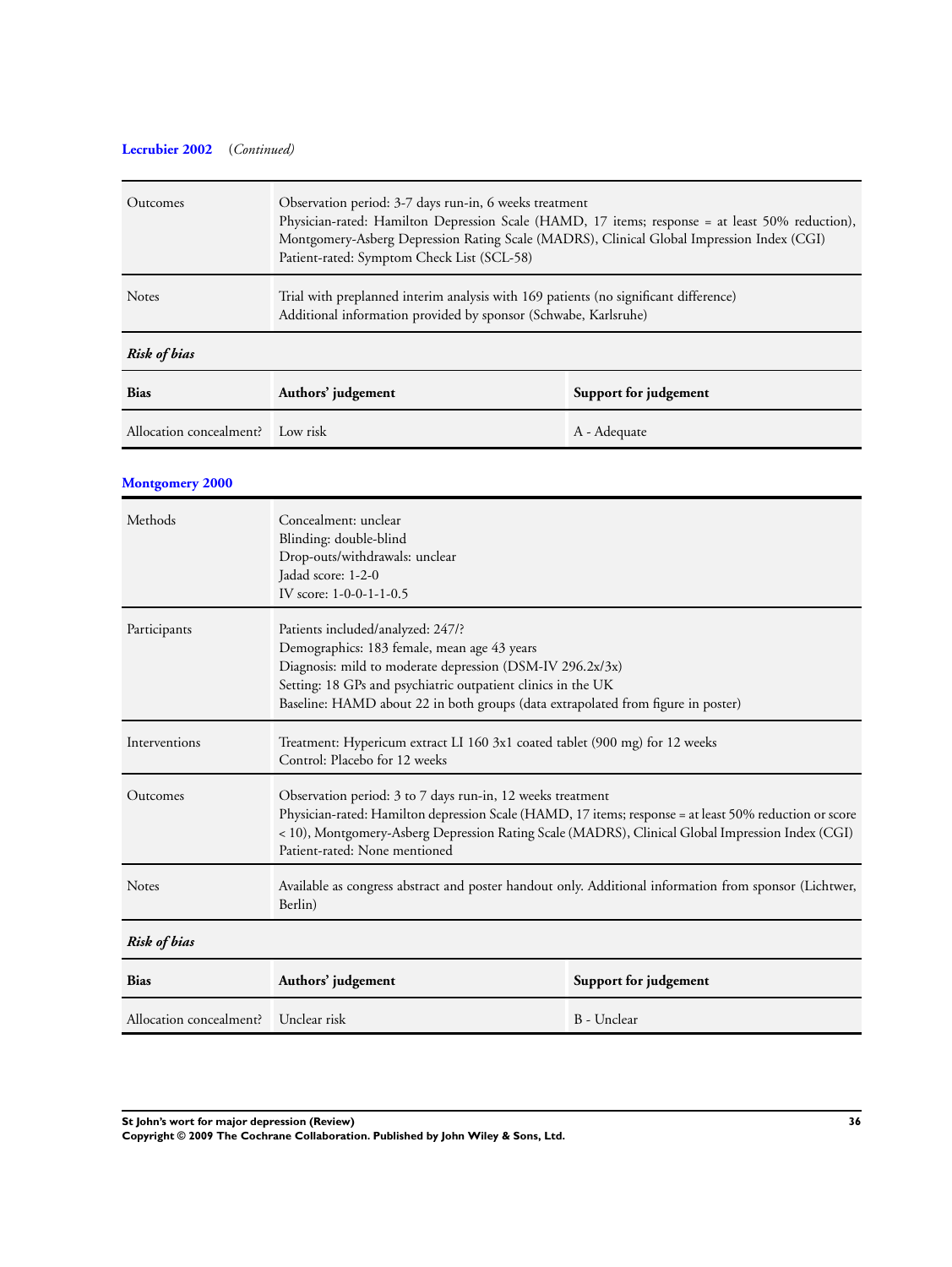**Lecrubier 2002** (*Continued*)

| | |
|---|---|
| Outcomes | Observation period: 3-7 days run-in, 6 weeks treatment<br>Physician-rated: Hamilton Depression Scale (HAMD, 17 items; response = at least 50% reduction), Montgomery-Asberg Depression Rating Scale (MADRS), Clinical Global Impression Index (CGI)<br>Patient-rated: Symptom Check List (SCL-58) |
| Notes | Trial with preplanned interim analysis with 169 patients (no significant difference)<br>Additional information provided by sponsor (Schwabe, Karlsruhe) |

***Risk of bias***

| Bias | Authors' judgement | Support for judgement |
|---|---|---|
| Allocation concealment? | Low risk | A - Adequate |

### Montgomery 2000

| | |
|---|---|
| Methods | Concealment: unclear<br>Blinding: double-blind<br>Drop-outs/withdrawals: unclear<br>Jadad score: 1-2-0<br>IV score: 1-0-0-1-1-0.5 |
| Participants | Patients included/analyzed: 247/?<br>Demographics: 183 female, mean age 43 years<br>Diagnosis: mild to moderate depression (DSM-IV 296.2x/3x)<br>Setting: 18 GPs and psychiatric outpatient clinics in the UK<br>Baseline: HAMD about 22 in both groups (data extrapolated from figure in poster) |
| Interventions | Treatment: Hypericum extract LI 160 3x1 coated tablet (900 mg) for 12 weeks<br>Control: Placebo for 12 weeks |
| Outcomes | Observation period: 3 to 7 days run-in, 12 weeks treatment<br>Physician-rated: Hamilton depression Scale (HAMD, 17 items; response = at least 50% reduction or score < 10), Montgomery-Asberg Depression Rating Scale (MADRS), Clinical Global Impression Index (CGI)<br>Patient-rated: None mentioned |
| Notes | Available as congress abstract and poster handout only. Additional information from sponsor (Lichtwer, Berlin) |

***Risk of bias***

| Bias | Authors' judgement | Support for judgement |
|---|---|---|
| Allocation concealment? | Unclear risk | B - Unclear |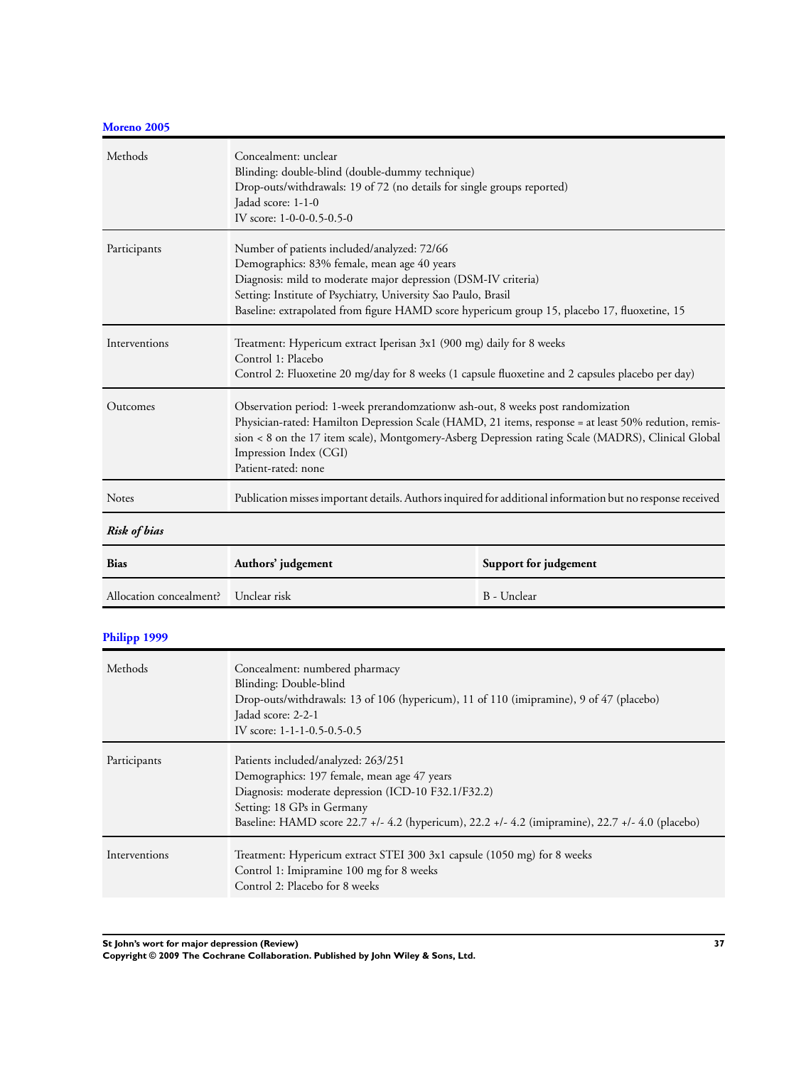### Moreno 2005

| | |
|---|---|
| Methods | Concealment: unclear<br>Blinding: double-blind (double-dummy technique)<br>Drop-outs/withdrawals: 19 of 72 (no details for single groups reported)<br>Jadad score: 1-1-0<br>IV score: 1-0-0-0.5-0.5-0 |
| Participants | Number of patients included/analyzed: 72/66<br>Demographics: 83% female, mean age 40 years<br>Diagnosis: mild to moderate major depression (DSM-IV criteria)<br>Setting: Institute of Psychiatry, University Sao Paulo, Brasil<br>Baseline: extrapolated from figure HAMD score hypericum group 15, placebo 17, fluoxetine, 15 |
| Interventions | Treatment: Hypericum extract Iperisan 3x1 (900 mg) daily for 8 weeks<br>Control 1: Placebo<br>Control 2: Fluoxetine 20 mg/day for 8 weeks (1 capsule fluoxetine and 2 capsules placebo per day) |
| Outcomes | Observation period: 1-week prerandomzationw ash-out, 8 weeks post randomization<br>Physician-rated: Hamilton Depression Scale (HAMD, 21 items, response = at least 50% redution, remission < 8 on the 17 item scale), Montgomery-Asberg Depression rating Scale (MADRS), Clinical Global Impression Index (CGI)<br>Patient-rated: none |
| Notes | Publication misses important details. Authors inquired for additional information but no response received |

*Risk of bias*

| Bias | Authors' judgement | Support for judgement |
|---|---|---|
| Allocation concealment? | Unclear risk | B - Unclear |

### Philipp 1999

| | |
|---|---|
| Methods | Concealment: numbered pharmacy<br>Blinding: Double-blind<br>Drop-outs/withdrawals: 13 of 106 (hypericum), 11 of 110 (imipramine), 9 of 47 (placebo)<br>Jadad score: 2-2-1<br>IV score: 1-1-1-0.5-0.5-0.5 |
| Participants | Patients included/analyzed: 263/251<br>Demographics: 197 female, mean age 47 years<br>Diagnosis: moderate depression (ICD-10 F32.1/F32.2)<br>Setting: 18 GPs in Germany<br>Baseline: HAMD score 22.7 +/- 4.2 (hypericum), 22.2 +/- 4.2 (imipramine), 22.7 +/- 4.0 (placebo) |
| Interventions | Treatment: Hypericum extract STEI 300 3x1 capsule (1050 mg) for 8 weeks<br>Control 1: Imipramine 100 mg for 8 weeks<br>Control 2: Placebo for 8 weeks |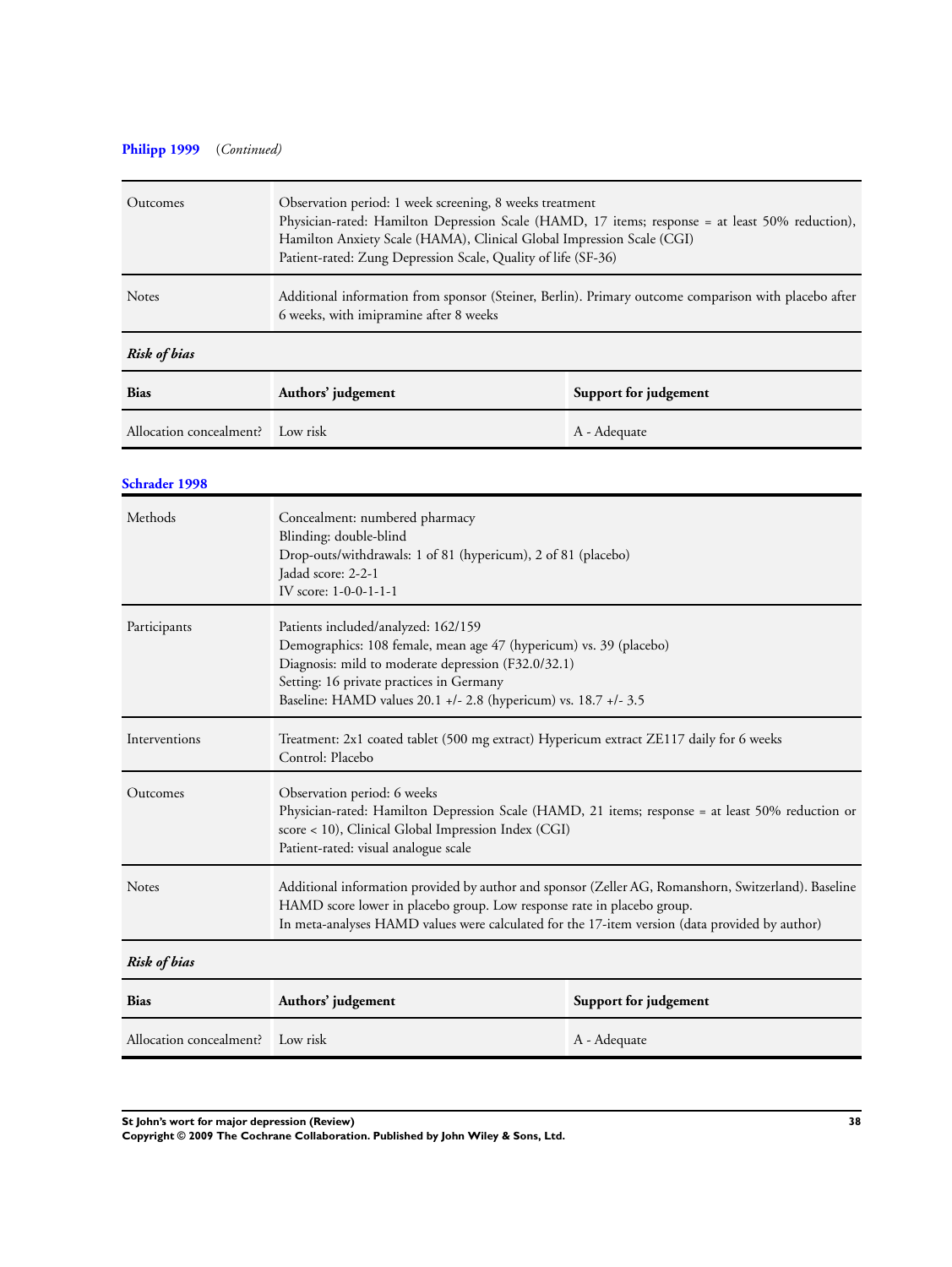**Philipp 1999** (*Continued*)

| | |
|---|---|
| Outcomes | Observation period: 1 week screening, 8 weeks treatment<br>Physician-rated: Hamilton Depression Scale (HAMD, 17 items; response = at least 50% reduction), Hamilton Anxiety Scale (HAMA), Clinical Global Impression Scale (CGI)<br>Patient-rated: Zung Depression Scale, Quality of life (SF-36) |
| Notes | Additional information from sponsor (Steiner, Berlin). Primary outcome comparison with placebo after 6 weeks, with imipramine after 8 weeks |

***Risk of bias***

| Bias | Authors' judgement | Support for judgement |
|---|---|---|
| Allocation concealment? | Low risk | A - Adequate |

**Schrader 1998**

| | |
|---|---|
| Methods | Concealment: numbered pharmacy<br>Blinding: double-blind<br>Drop-outs/withdrawals: 1 of 81 (hypericum), 2 of 81 (placebo)<br>Jadad score: 2-2-1<br>IV score: 1-0-0-1-1-1 |
| Participants | Patients included/analyzed: 162/159<br>Demographics: 108 female, mean age 47 (hypericum) vs. 39 (placebo)<br>Diagnosis: mild to moderate depression (F32.0/32.1)<br>Setting: 16 private practices in Germany<br>Baseline: HAMD values 20.1 +/- 2.8 (hypericum) vs. 18.7 +/- 3.5 |
| Interventions | Treatment: 2x1 coated tablet (500 mg extract) Hypericum extract ZE117 daily for 6 weeks<br>Control: Placebo |
| Outcomes | Observation period: 6 weeks<br>Physician-rated: Hamilton Depression Scale (HAMD, 21 items; response = at least 50% reduction or score < 10), Clinical Global Impression Index (CGI)<br>Patient-rated: visual analogue scale |
| Notes | Additional information provided by author and sponsor (Zeller AG, Romanshorn, Switzerland). Baseline HAMD score lower in placebo group. Low response rate in placebo group.<br>In meta-analyses HAMD values were calculated for the 17-item version (data provided by author) |

***Risk of bias***

| Bias | Authors' judgement | Support for judgement |
|---|---|---|
| Allocation concealment? | Low risk | A - Adequate |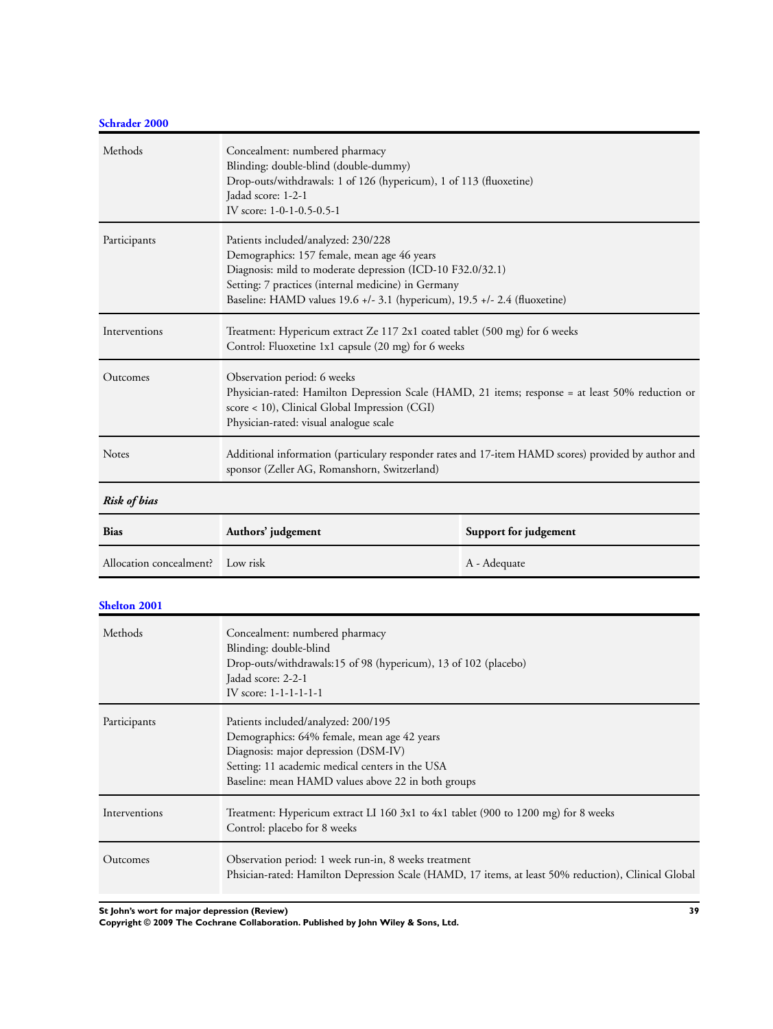**Schrader 2000**

| | |
|---|---|
| Methods | Concealment: numbered pharmacy<br>Blinding: double-blind (double-dummy)<br>Drop-outs/withdrawals: 1 of 126 (hypericum), 1 of 113 (fluoxetine)<br>Jadad score: 1-2-1<br>IV score: 1-0-1-0.5-0.5-1 |
| Participants | Patients included/analyzed: 230/228<br>Demographics: 157 female, mean age 46 years<br>Diagnosis: mild to moderate depression (ICD-10 F32.0/32.1)<br>Setting: 7 practices (internal medicine) in Germany<br>Baseline: HAMD values 19.6 +/- 3.1 (hypericum), 19.5 +/- 2.4 (fluoxetine) |
| Interventions | Treatment: Hypericum extract Ze 117 2x1 coated tablet (500 mg) for 6 weeks<br>Control: Fluoxetine 1x1 capsule (20 mg) for 6 weeks |
| Outcomes | Observation period: 6 weeks<br>Physician-rated: Hamilton Depression Scale (HAMD, 21 items; response = at least 50% reduction or score < 10), Clinical Global Impression (CGI)<br>Physician-rated: visual analogue scale |
| Notes | Additional information (particulary responder rates and 17-item HAMD scores) provided by author and sponsor (Zeller AG, Romanshorn, Switzerland) |

***Risk of bias***

| Bias | Authors' judgement | Support for judgement |
|---|---|---|
| Allocation concealment? | Low risk | A - Adequate |

**Shelton 2001**

| | |
|---|---|
| Methods | Concealment: numbered pharmacy<br>Blinding: double-blind<br>Drop-outs/withdrawals:15 of 98 (hypericum), 13 of 102 (placebo)<br>Jadad score: 2-2-1<br>IV score: 1-1-1-1-1-1 |
| Participants | Patients included/analyzed: 200/195<br>Demographics: 64% female, mean age 42 years<br>Diagnosis: major depression (DSM-IV)<br>Setting: 11 academic medical centers in the USA<br>Baseline: mean HAMD values above 22 in both groups |
| Interventions | Treatment: Hypericum extract LI 160 3x1 to 4x1 tablet (900 to 1200 mg) for 8 weeks<br>Control: placebo for 8 weeks |
| Outcomes | Observation period: 1 week run-in, 8 weeks treatment<br>Phsician-rated: Hamilton Depression Scale (HAMD, 17 items, at least 50% reduction), Clinical Global |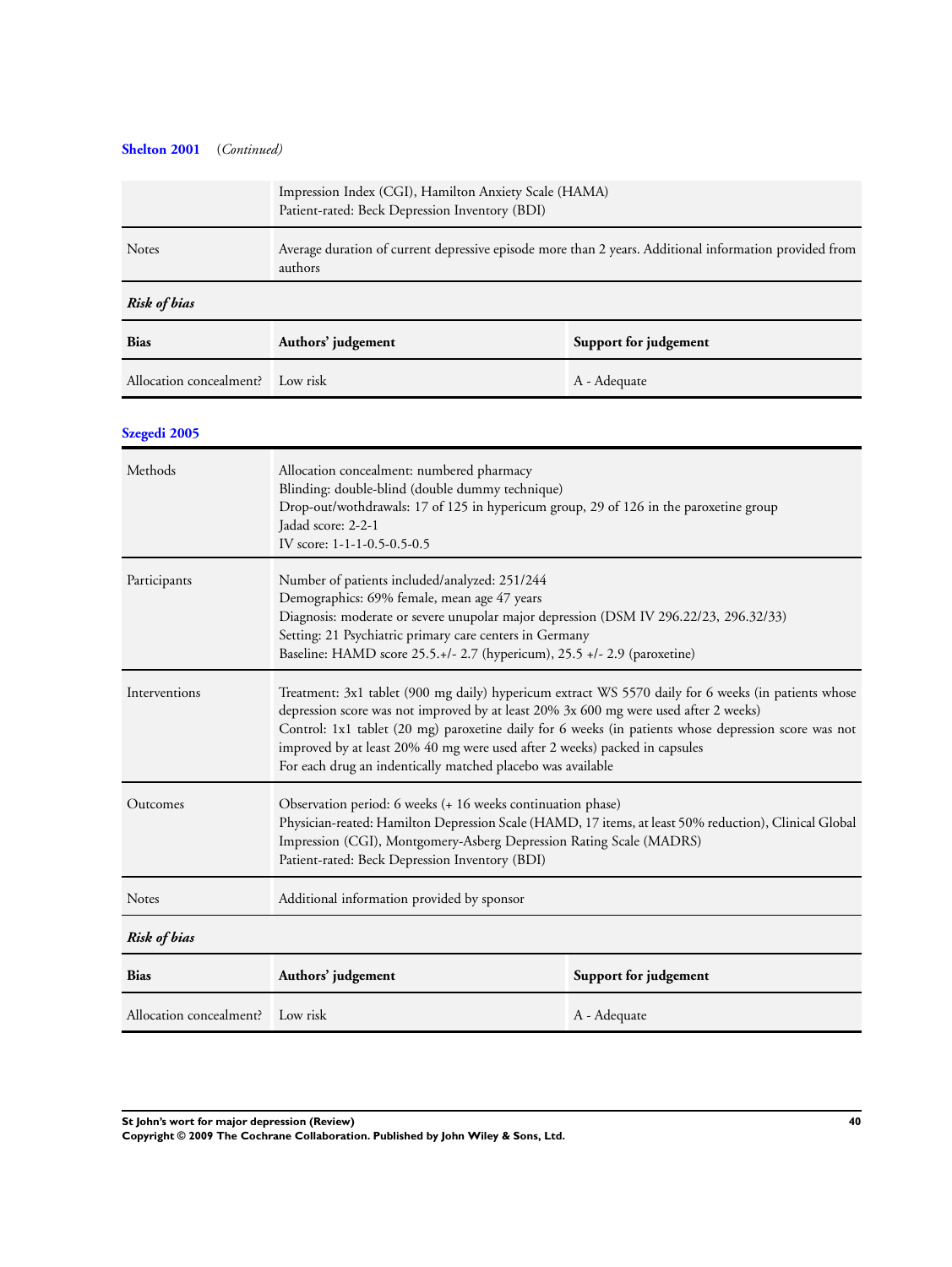**Shelton 2001** (*Continued*)

| | |
|---|---|
| | Impression Index (CGI), Hamilton Anxiety Scale (HAMA)<br>Patient-rated: Beck Depression Inventory (BDI) |
| Notes | Average duration of current depressive episode more than 2 years. Additional information provided from authors |

***Risk of bias***

| Bias | Authors' judgement | Support for judgement |
|---|---|---|
| Allocation concealment? | Low risk | A - Adequate |

**Szegedi 2005**

| | |
|---|---|
| Methods | Allocation concealment: numbered pharmacy<br>Blinding: double-blind (double dummy technique)<br>Drop-out/wothdrawals: 17 of 125 in hypericum group, 29 of 126 in the paroxetine group<br>Jadad score: 2-2-1<br>IV score: 1-1-1-0.5-0.5-0.5 |
| Participants | Number of patients included/analyzed: 251/244<br>Demographics: 69% female, mean age 47 years<br>Diagnosis: moderate or severe unupolar major depression (DSM IV 296.22/23, 296.32/33)<br>Setting: 21 Psychiatric primary care centers in Germany<br>Baseline: HAMD score 25.5.+/- 2.7 (hypericum), 25.5 +/- 2.9 (paroxetine) |
| Interventions | Treatment: 3x1 tablet (900 mg daily) hypericum extract WS 5570 daily for 6 weeks (in patients whose depression score was not improved by at least 20% 3x 600 mg were used after 2 weeks)<br>Control: 1x1 tablet (20 mg) paroxetine daily for 6 weeks (in patients whose depression score was not improved by at least 20% 40 mg were used after 2 weeks) packed in capsules<br>For each drug an indentically matched placebo was available |
| Outcomes | Observation period: 6 weeks (+ 16 weeks continuation phase)<br>Physician-reated: Hamilton Depression Scale (HAMD, 17 items, at least 50% reduction), Clinical Global Impression (CGI), Montgomery-Asberg Depression Rating Scale (MADRS)<br>Patient-rated: Beck Depression Inventory (BDI) |
| Notes | Additional information provided by sponsor |

***Risk of bias***

| Bias | Authors' judgement | Support for judgement |
|---|---|---|
| Allocation concealment? | Low risk | A - Adequate |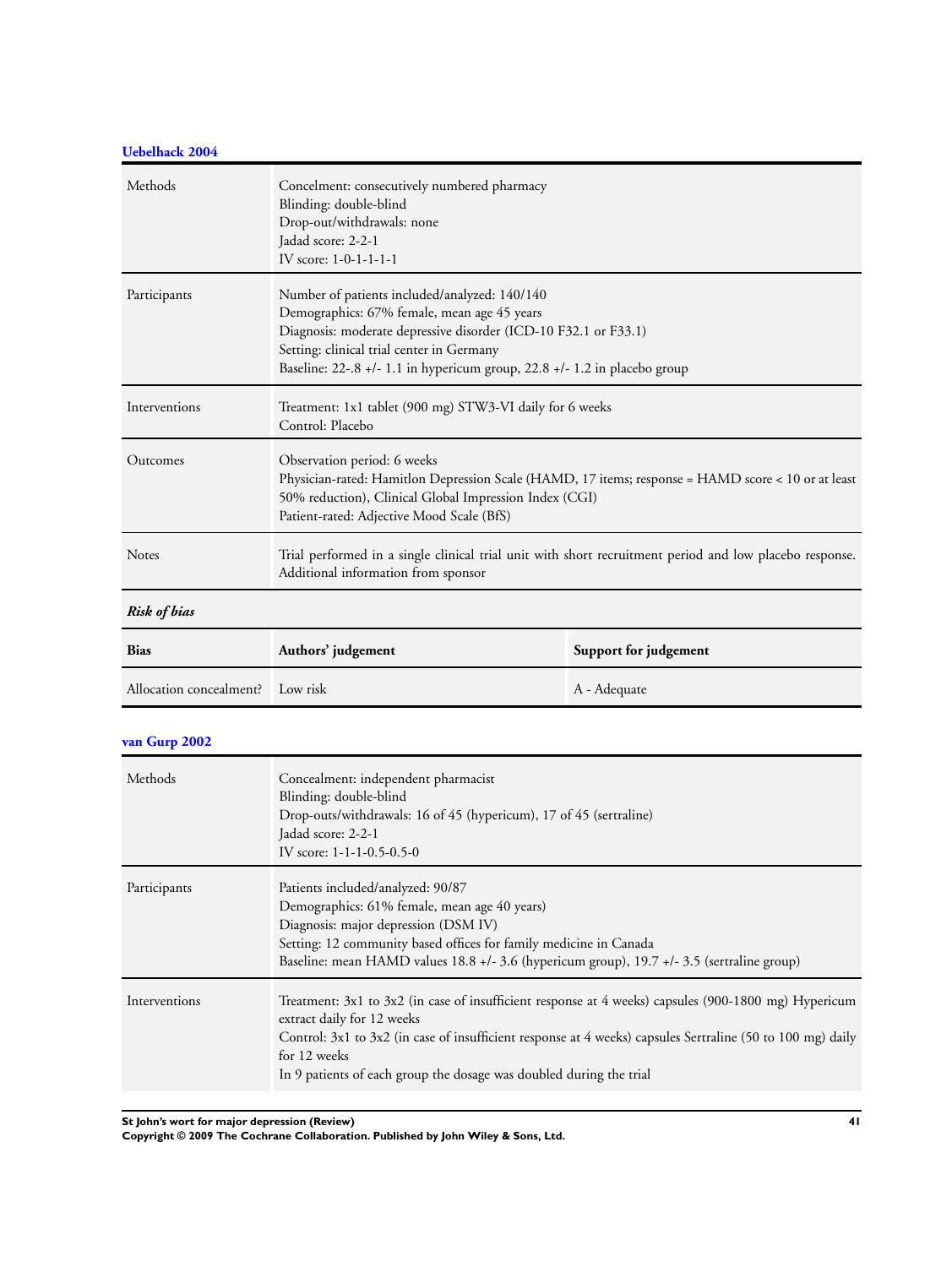### Uebelhack 2004

| | |
|---|---|
| Methods | Concelment: consecutively numbered pharmacy<br>Blinding: double-blind<br>Drop-out/withdrawals: none<br>Jadad score: 2-2-1<br>IV score: 1-0-1-1-1-1 |
| Participants | Number of patients included/analyzed: 140/140<br>Demographics: 67% female, mean age 45 years<br>Diagnosis: moderate depressive disorder (ICD-10 F32.1 or F33.1)<br>Setting: clinical trial center in Germany<br>Baseline: 22-.8 +/- 1.1 in hypericum group, 22.8 +/- 1.2 in placebo group |
| Interventions | Treatment: 1x1 tablet (900 mg) STW3-VI daily for 6 weeks<br>Control: Placebo |
| Outcomes | Observation period: 6 weeks<br>Physician-rated: Hamitlon Depression Scale (HAMD, 17 items; response = HAMD score < 10 or at least 50% reduction), Clinical Global Impression Index (CGI)<br>Patient-rated: Adjective Mood Scale (BfS) |
| Notes | Trial performed in a single clinical trial unit with short recruitment period and low placebo response. Additional information from sponsor |

***Risk of bias***

| Bias | Authors' judgement | Support for judgement |
|---|---|---|
| Allocation concealment? | Low risk | A - Adequate |

### van Gurp 2002

| | |
|---|---|
| Methods | Concealment: independent pharmacist<br>Blinding: double-blind<br>Drop-outs/withdrawals: 16 of 45 (hypericum), 17 of 45 (sertraline)<br>Jadad score: 2-2-1<br>IV score: 1-1-1-0.5-0.5-0 |
| Participants | Patients included/analyzed: 90/87<br>Demographics: 61% female, mean age 40 years)<br>Diagnosis: major depression (DSM IV)<br>Setting: 12 community based offices for family medicine in Canada<br>Baseline: mean HAMD values 18.8 +/- 3.6 (hypericum group), 19.7 +/- 3.5 (sertraline group) |
| Interventions | Treatment: 3x1 to 3x2 (in case of insufficient response at 4 weeks) capsules (900-1800 mg) Hypericum extract daily for 12 weeks<br>Control: 3x1 to 3x2 (in case of insufficient response at 4 weeks) capsules Sertraline (50 to 100 mg) daily for 12 weeks<br>In 9 patients of each group the dosage was doubled during the trial |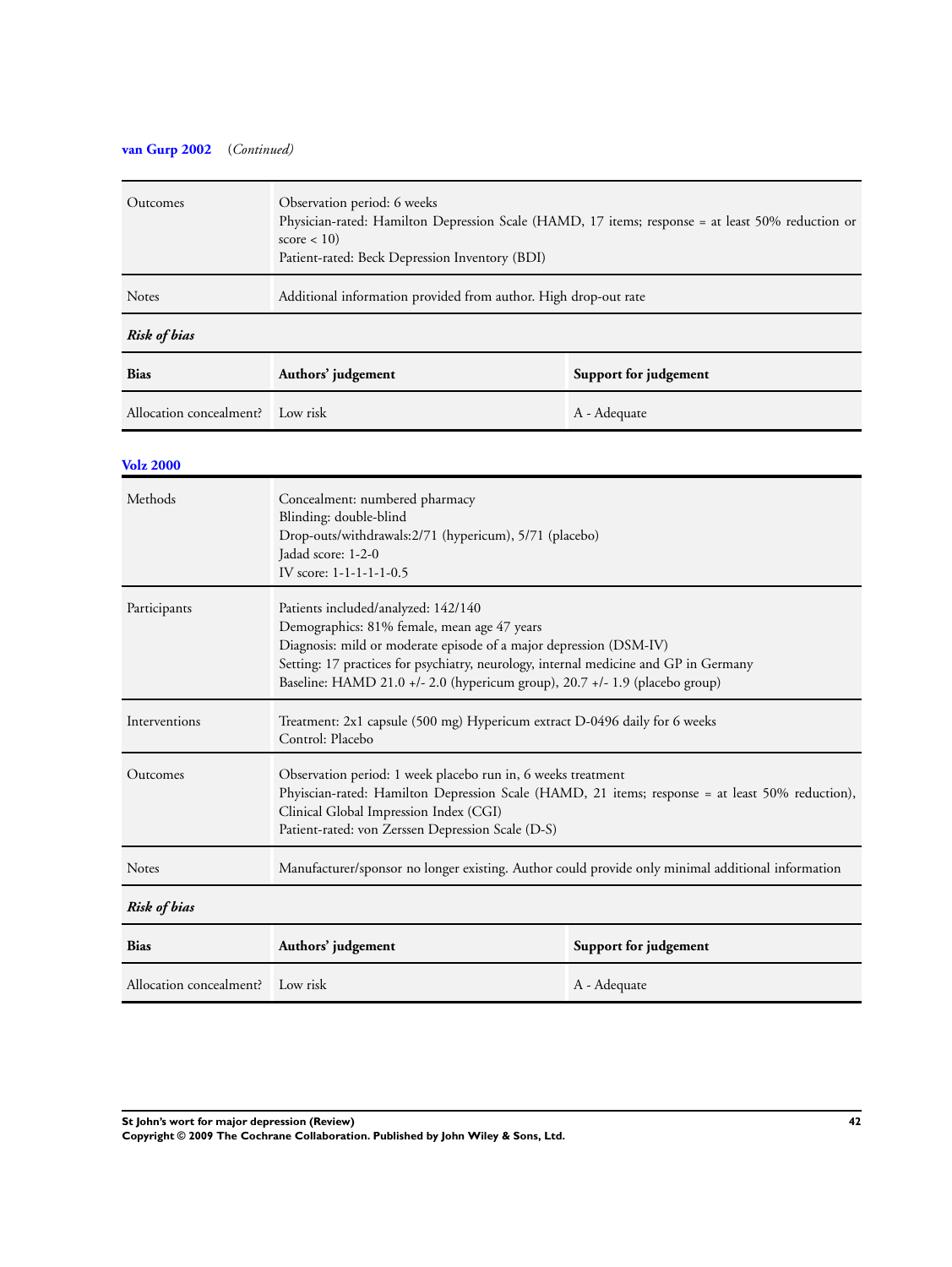**van Gurp 2002** (*Continued*)

| | |
|---|---|
| Outcomes | Observation period: 6 weeks<br>Physician-rated: Hamilton Depression Scale (HAMD, 17 items; response = at least 50% reduction or score < 10)<br>Patient-rated: Beck Depression Inventory (BDI) |
| Notes | Additional information provided from author. High drop-out rate |

***Risk of bias***

| Bias | Authors' judgement | Support for judgement |
|---|---|---|
| Allocation concealment? | Low risk | A - Adequate |

**Volz 2000**

| | |
|---|---|
| Methods | Concealment: numbered pharmacy<br>Blinding: double-blind<br>Drop-outs/withdrawals:2/71 (hypericum), 5/71 (placebo)<br>Jadad score: 1-2-0<br>IV score: 1-1-1-1-1-0.5 |
| Participants | Patients included/analyzed: 142/140<br>Demographics: 81% female, mean age 47 years<br>Diagnosis: mild or moderate episode of a major depression (DSM-IV)<br>Setting: 17 practices for psychiatry, neurology, internal medicine and GP in Germany<br>Baseline: HAMD 21.0 +/- 2.0 (hypericum group), 20.7 +/- 1.9 (placebo group) |
| Interventions | Treatment: 2x1 capsule (500 mg) Hypericum extract D-0496 daily for 6 weeks<br>Control: Placebo |
| Outcomes | Observation period: 1 week placebo run in, 6 weeks treatment<br>Phyisician-rated: Hamilton Depression Scale (HAMD, 21 items; response = at least 50% reduction), Clinical Global Impression Index (CGI)<br>Patient-rated: von Zerssen Depression Scale (D-S) |
| Notes | Manufacturer/sponsor no longer existing. Author could provide only minimal additional information |

***Risk of bias***

| Bias | Authors' judgement | Support for judgement |
|---|---|---|
| Allocation concealment? | Low risk | A - Adequate |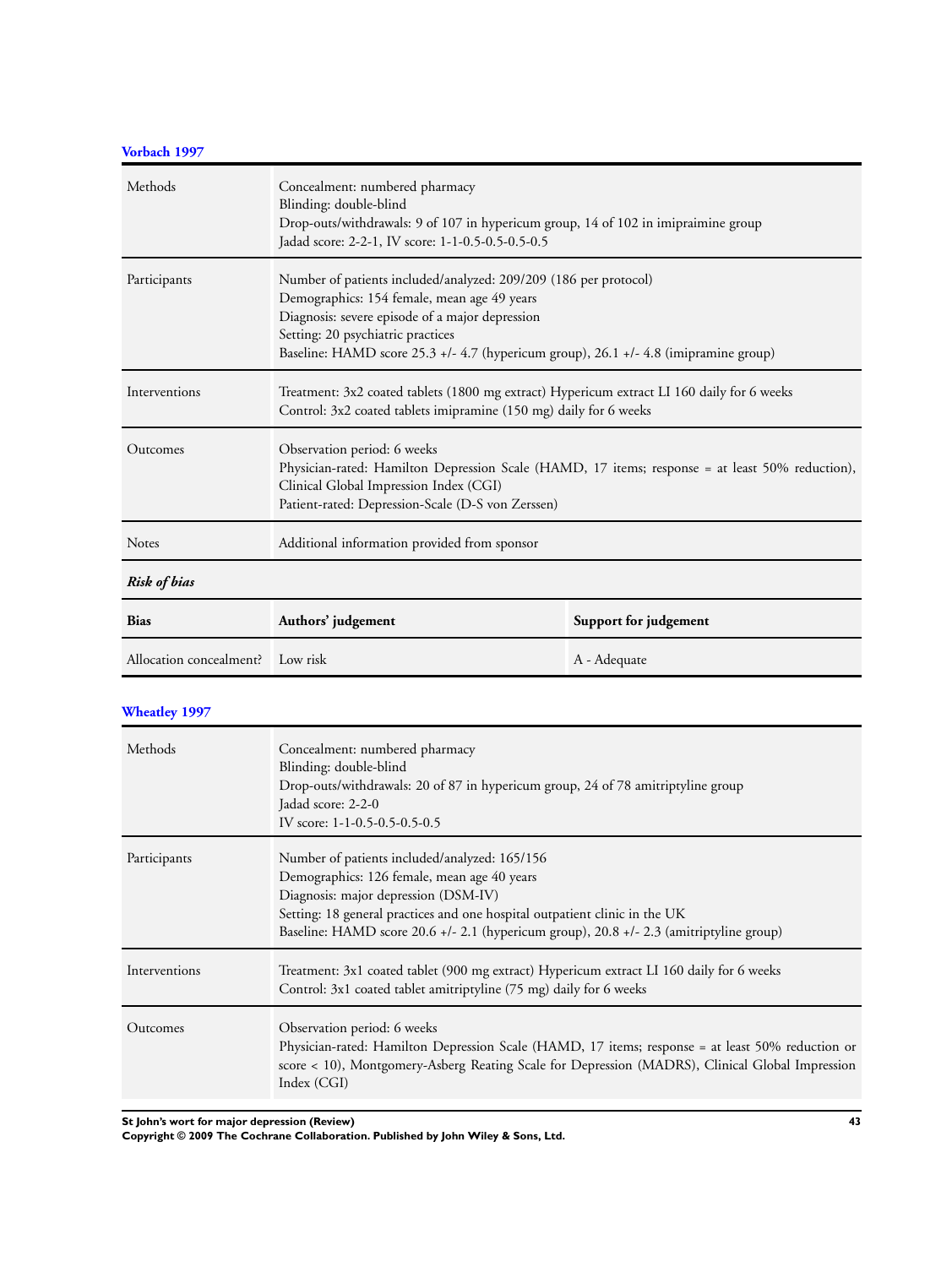### Vorbach 1997

| Methods | Concealment: numbered pharmacy<br>Blinding: double-blind<br>Drop-outs/withdrawals: 9 of 107 in hypericum group, 14 of 102 in imipraimine group<br>Jadad score: 2-2-1, IV score: 1-1-0.5-0.5-0.5-0.5 |
|---|---|
| Participants | Number of patients included/analyzed: 209/209 (186 per protocol)<br>Demographics: 154 female, mean age 49 years<br>Diagnosis: severe episode of a major depression<br>Setting: 20 psychiatric practices<br>Baseline: HAMD score 25.3 +/- 4.7 (hypericum group), 26.1 +/- 4.8 (imipramine group) |
| Interventions | Treatment: 3x2 coated tablets (1800 mg extract) Hypericum extract LI 160 daily for 6 weeks<br>Control: 3x2 coated tablets imipramine (150 mg) daily for 6 weeks |
| Outcomes | Observation period: 6 weeks<br>Physician-rated: Hamilton Depression Scale (HAMD, 17 items; response = at least 50% reduction), Clinical Global Impression Index (CGI)<br>Patient-rated: Depression-Scale (D-S von Zerssen) |
| Notes | Additional information provided from sponsor |

***Risk of bias***

| Bias | Authors' judgement | Support for judgement |
|---|---|---|
| Allocation concealment? | Low risk | A - Adequate |

### Wheatley 1997

| Methods | Concealment: numbered pharmacy<br>Blinding: double-blind<br>Drop-outs/withdrawals: 20 of 87 in hypericum group, 24 of 78 amitriptyline group<br>Jadad score: 2-2-0<br>IV score: 1-1-0.5-0.5-0.5-0.5 |
|---|---|
| Participants | Number of patients included/analyzed: 165/156<br>Demographics: 126 female, mean age 40 years<br>Diagnosis: major depression (DSM-IV)<br>Setting: 18 general practices and one hospital outpatient clinic in the UK<br>Baseline: HAMD score 20.6 +/- 2.1 (hypericum group), 20.8 +/- 2.3 (amitriptyline group) |
| Interventions | Treatment: 3x1 coated tablet (900 mg extract) Hypericum extract LI 160 daily for 6 weeks<br>Control: 3x1 coated tablet amitriptyline (75 mg) daily for 6 weeks |
| Outcomes | Observation period: 6 weeks<br>Physician-rated: Hamilton Depression Scale (HAMD, 17 items; response = at least 50% reduction or score < 10), Montgomery-Asberg Reating Scale for Depression (MADRS), Clinical Global Impression Index (CGI) |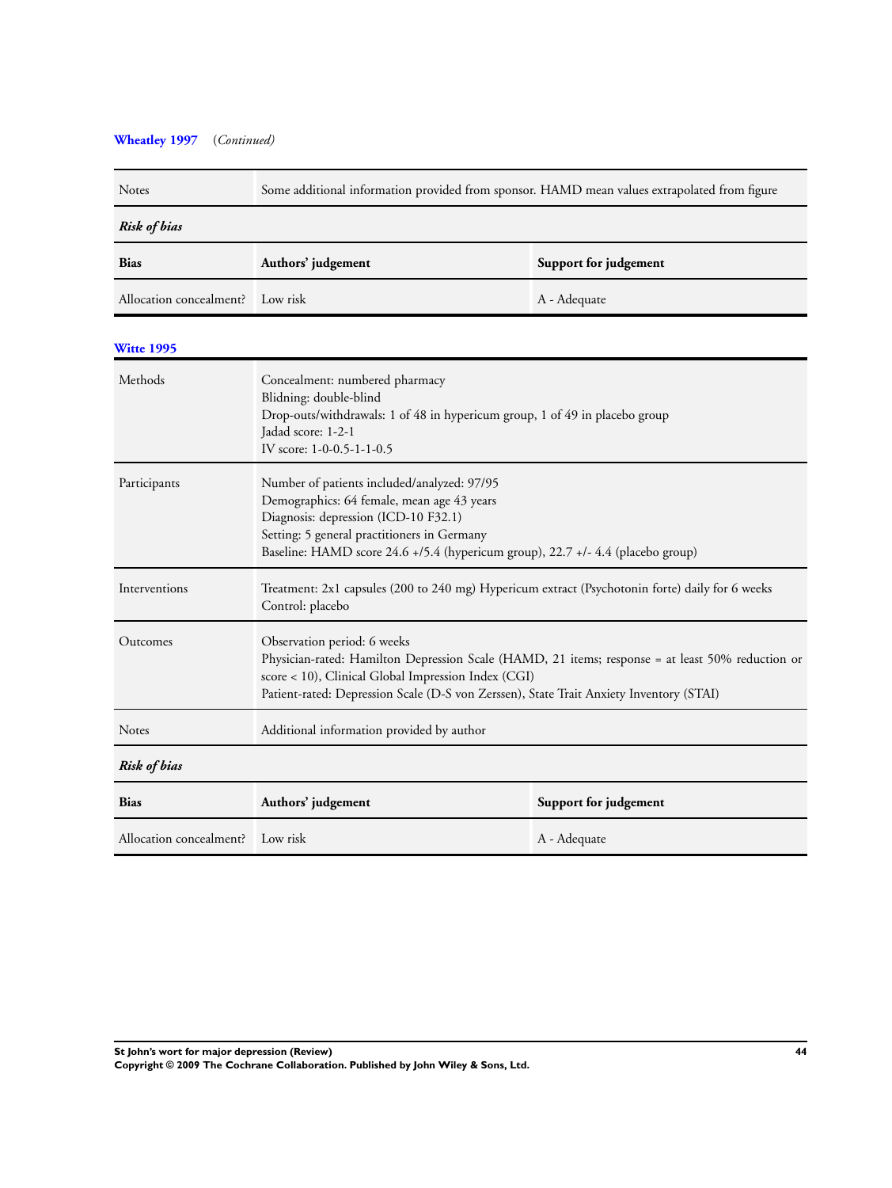**Wheatley 1997** (*Continued*)

| | |
|---|---|
| Notes | Some additional information provided from sponsor. HAMD mean values extrapolated from figure |

***Risk of bias***

| Bias | Authors' judgement | Support for judgement |
|---|---|---|
| Allocation concealment? | Low risk | A - Adequate |

**Witte 1995**

| | |
|---|---|
| Methods | Concealment: numbered pharmacy<br>Blidning: double-blind<br>Drop-outs/withdrawals: 1 of 48 in hypericum group, 1 of 49 in placebo group<br>Jadad score: 1-2-1<br>IV score: 1-0-0.5-1-1-0.5 |
| Participants | Number of patients included/analyzed: 97/95<br>Demographics: 64 female, mean age 43 years<br>Diagnosis: depression (ICD-10 F32.1)<br>Setting: 5 general practitioners in Germany<br>Baseline: HAMD score 24.6 +/5.4 (hypericum group), 22.7 +/- 4.4 (placebo group) |
| Interventions | Treatment: 2x1 capsules (200 to 240 mg) Hypericum extract (Psychotonin forte) daily for 6 weeks<br>Control: placebo |
| Outcomes | Observation period: 6 weeks<br>Physician-rated: Hamilton Depression Scale (HAMD, 21 items; response = at least 50% reduction or score < 10), Clinical Global Impression Index (CGI)<br>Patient-rated: Depression Scale (D-S von Zerssen), State Trait Anxiety Inventory (STAI) |
| Notes | Additional information provided by author |

***Risk of bias***

| Bias | Authors' judgement | Support for judgement |
|---|---|---|
| Allocation concealment? | Low risk | A - Adequate |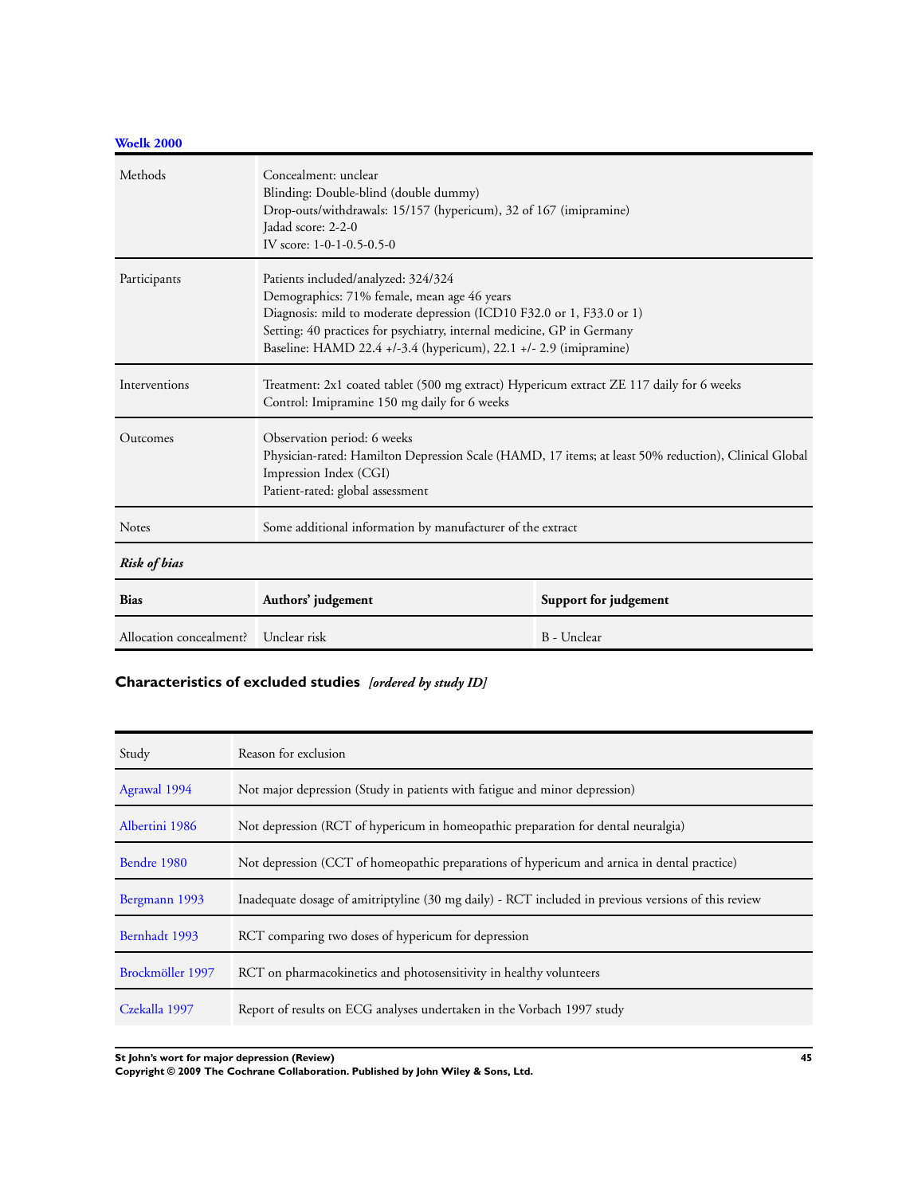**Woelk 2000**

| | |
|---|---|
| Methods | Concealment: unclear<br>Blinding: Double-blind (double dummy)<br>Drop-outs/withdrawals: 15/157 (hypericum), 32 of 167 (imipramine)<br>Jadad score: 2-2-0<br>IV score: 1-0-1-0.5-0.5-0 |
| Participants | Patients included/analyzed: 324/324<br>Demographics: 71% female, mean age 46 years<br>Diagnosis: mild to moderate depression (ICD10 F32.0 or 1, F33.0 or 1)<br>Setting: 40 practices for psychiatry, internal medicine, GP in Germany<br>Baseline: HAMD 22.4 +/-3.4 (hypericum), 22.1 +/- 2.9 (imipramine) |
| Interventions | Treatment: 2x1 coated tablet (500 mg extract) Hypericum extract ZE 117 daily for 6 weeks<br>Control: Imipramine 150 mg daily for 6 weeks |
| Outcomes | Observation period: 6 weeks<br>Physician-rated: Hamilton Depression Scale (HAMD, 17 items; at least 50% reduction), Clinical Global Impression Index (CGI)<br>Patient-rated: global assessment |
| Notes | Some additional information by manufacturer of the extract |

*Risk of bias*

| Bias | Authors' judgement | Support for judgement |
|---|---|---|
| Allocation concealment? | Unclear risk | B - Unclear |

## Characteristics of excluded studies *[ordered by study ID]*

| Study | Reason for exclusion |
|---|---|
| Agrawal 1994 | Not major depression (Study in patients with fatigue and minor depression) |
| Albertini 1986 | Not depression (RCT of hypericum in homeopathic preparation for dental neuralgia) |
| Bendre 1980 | Not depression (CCT of homeopathic preparations of hypericum and arnica in dental practice) |
| Bergmann 1993 | Inadequate dosage of amitriptyline (30 mg daily) - RCT included in previous versions of this review |
| Bernhadt 1993 | RCT comparing two doses of hypericum for depression |
| Brockmöller 1997 | RCT on pharmacokinetics and photosensitivity in healthy volunteers |
| Czekalla 1997 | Report of results on ECG analyses undertaken in the Vorbach 1997 study |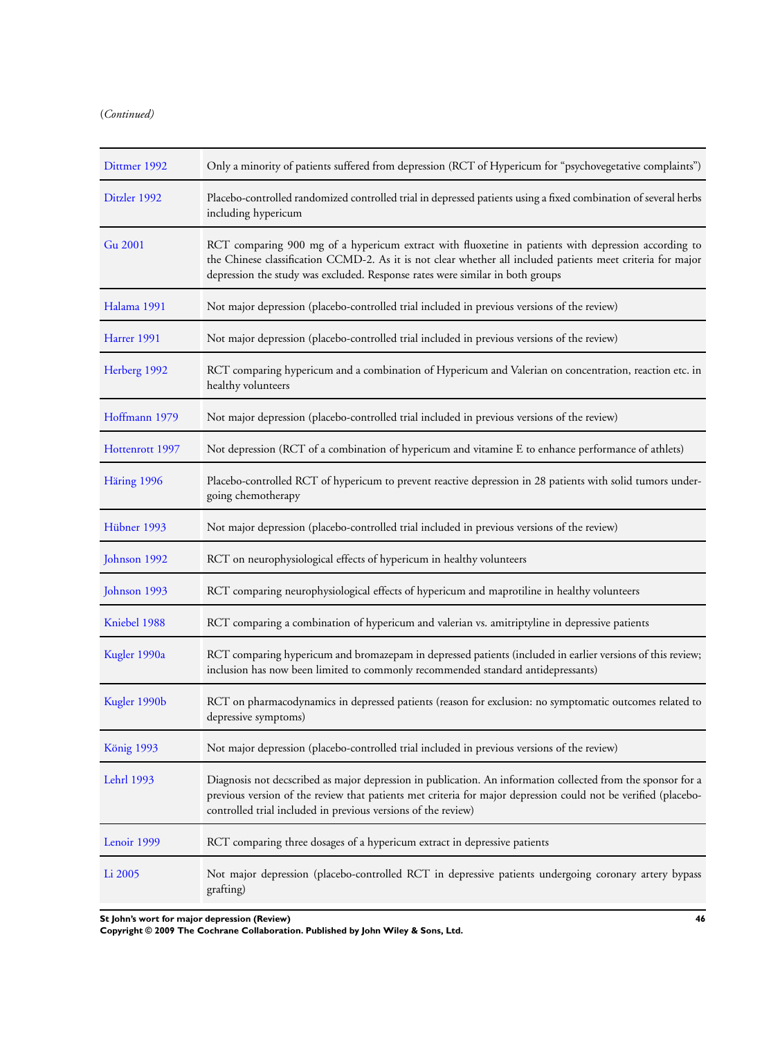(*Continued*)

| | |
|---|---|
| Dittmer 1992 | Only a minority of patients suffered from depression (RCT of Hypericum for "psychovegetative complaints") |
| Ditzler 1992 | Placebo-controlled randomized controlled trial in depressed patients using a fixed combination of several herbs including hypericum |
| Gu 2001 | RCT comparing 900 mg of a hypericum extract with fluoxetine in patients with depression according to the Chinese classification CCMD-2. As it is not clear whether all included patients meet criteria for major depression the study was excluded. Response rates were similar in both groups |
| Halama 1991 | Not major depression (placebo-controlled trial included in previous versions of the review) |
| Harrer 1991 | Not major depression (placebo-controlled trial included in previous versions of the review) |
| Herberg 1992 | RCT comparing hypericum and a combination of Hypericum and Valerian on concentration, reaction etc. in healthy volunteers |
| Hoffmann 1979 | Not major depression (placebo-controlled trial included in previous versions of the review) |
| Hottenrott 1997 | Not depression (RCT of a combination of hypericum and vitamine E to enhance performance of athlets) |
| Häring 1996 | Placebo-controlled RCT of hypericum to prevent reactive depression in 28 patients with solid tumors undergoing chemotherapy |
| Hübner 1993 | Not major depression (placebo-controlled trial included in previous versions of the review) |
| Johnson 1992 | RCT on neurophysiological effects of hypericum in healthy volunteers |
| Johnson 1993 | RCT comparing neurophysiological effects of hypericum and maprotiline in healthy volunteers |
| Kniebel 1988 | RCT comparing a combination of hypericum and valerian vs. amitriptyline in depressive patients |
| Kugler 1990a | RCT comparing hypericum and bromazepam in depressed patients (included in earlier versions of this review; inclusion has now been limited to commonly recommended standard antidepressants) |
| Kugler 1990b | RCT on pharmacodynamics in depressed patients (reason for exclusion: no symptomatic outcomes related to depressive symptoms) |
| König 1993 | Not major depression (placebo-controlled trial included in previous versions of the review) |
| Lehrl 1993 | Diagnosis not decscribed as major depression in publication. An information collected from the sponsor for a previous version of the review that patients met criteria for major depression could not be verified (placebo-controlled trial included in previous versions of the review) |
| Lenoir 1999 | RCT comparing three dosages of a hypericum extract in depressive patients |
| Li 2005 | Not major depression (placebo-controlled RCT in depressive patients undergoing coronary artery bypass grafting) |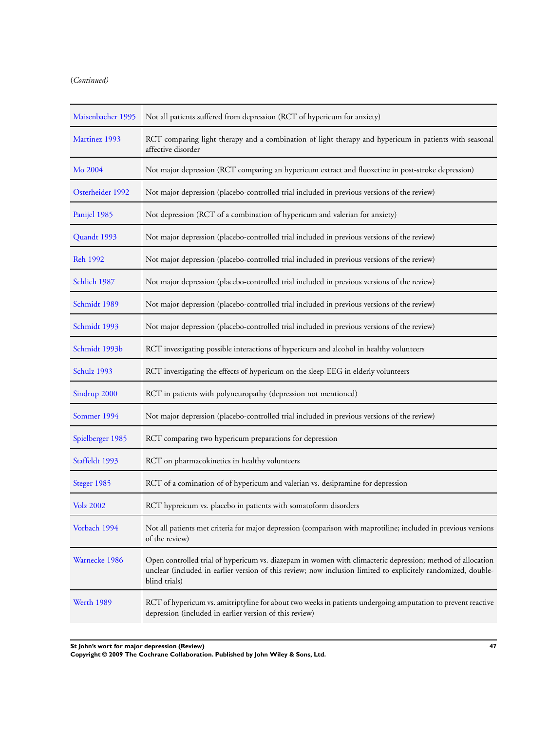(*Continued*)

| | |
|---|---|
| Maisenbacher 1995 | Not all patients suffered from depression (RCT of hypericum for anxiety) |
| Martinez 1993 | RCT comparing light therapy and a combination of light therapy and hypericum in patients with seasonal affective disorder |
| Mo 2004 | Not major depression (RCT comparing an hypericum extract and fluoxetine in post-stroke depression) |
| Osterheider 1992 | Not major depression (placebo-controlled trial included in previous versions of the review) |
| Panijel 1985 | Not depression (RCT of a combination of hypericum and valerian for anxiety) |
| Quandt 1993 | Not major depression (placebo-controlled trial included in previous versions of the review) |
| Reh 1992 | Not major depression (placebo-controlled trial included in previous versions of the review) |
| Schlich 1987 | Not major depression (placebo-controlled trial included in previous versions of the review) |
| Schmidt 1989 | Not major depression (placebo-controlled trial included in previous versions of the review) |
| Schmidt 1993 | Not major depression (placebo-controlled trial included in previous versions of the review) |
| Schmidt 1993b | RCT investigating possible interactions of hypericum and alcohol in healthy volunteers |
| Schulz 1993 | RCT investigating the effects of hypericum on the sleep-EEG in elderly volunteers |
| Sindrup 2000 | RCT in patients with polyneuropathy (depression not mentioned) |
| Sommer 1994 | Not major depression (placebo-controlled trial included in previous versions of the review) |
| Spielberger 1985 | RCT comparing two hypericum preparations for depression |
| Staffeldt 1993 | RCT on pharmacokinetics in healthy volunteers |
| Steger 1985 | RCT of a comination of of hypericum and valerian vs. desipramine for depression |
| Volz 2002 | RCT hypreicum vs. placebo in patients with somatoform disorders |
| Vorbach 1994 | Not all patients met criteria for major depression (comparison with maprotiline; included in previous versions of the review) |
| Warnecke 1986 | Open controlled trial of hypericum vs. diazepam in women with climacteric depression; method of allocation unclear (included in earlier version of this review; now inclusion limited to explicitely randomized, double-blind trials) |
| Werth 1989 | RCT of hypericum vs. amitriptyline for about two weeks in patients undergoing amputation to prevent reactive depression (included in earlier version of this review) |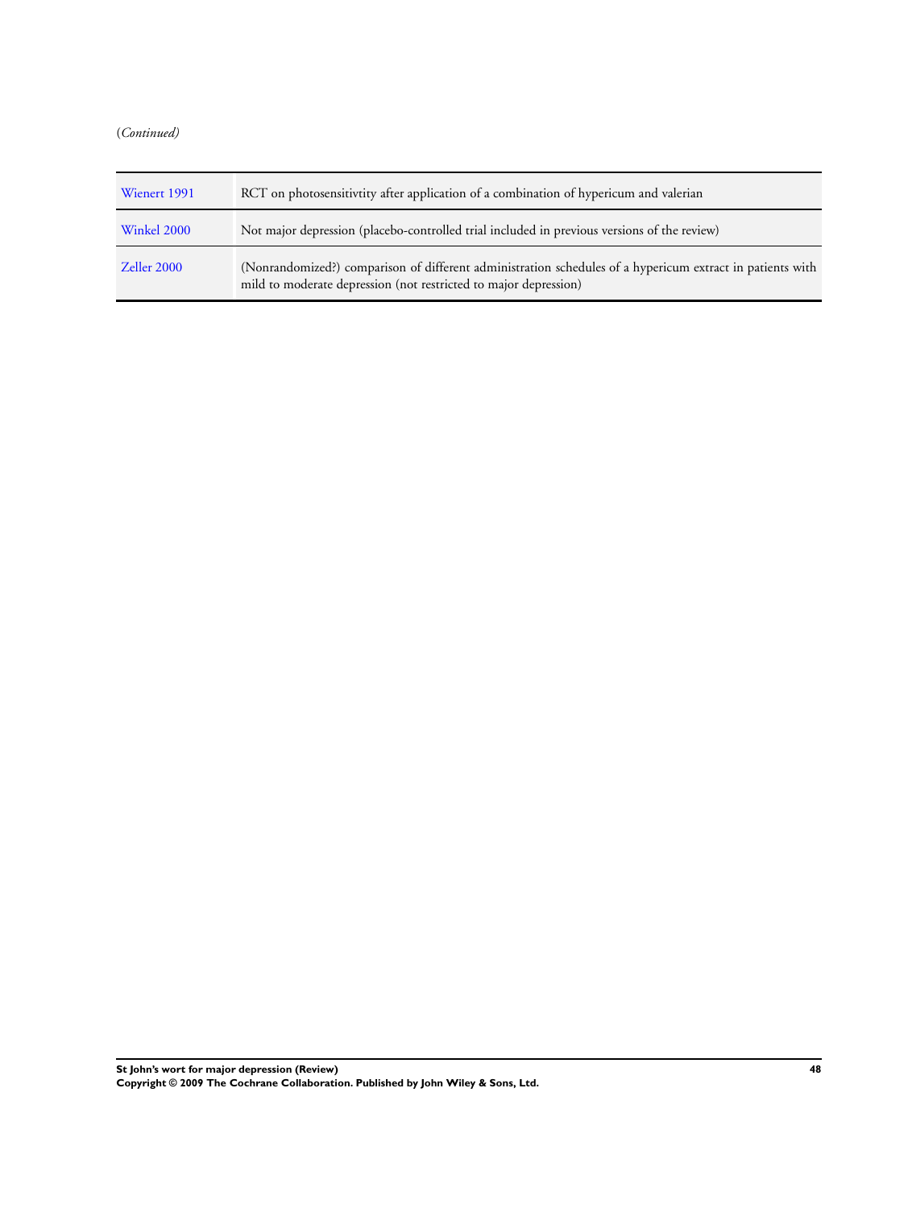(*Continued*)

| | |
|---|---|
| Wienert 1991 | RCT on photosensitivtity after application of a combination of hypericum and valerian |
| Winkel 2000 | Not major depression (placebo-controlled trial included in previous versions of the review) |
| Zeller 2000 | (Nonrandomized?) comparison of different administration schedules of a hypericum extract in patients with mild to moderate depression (not restricted to major depression) |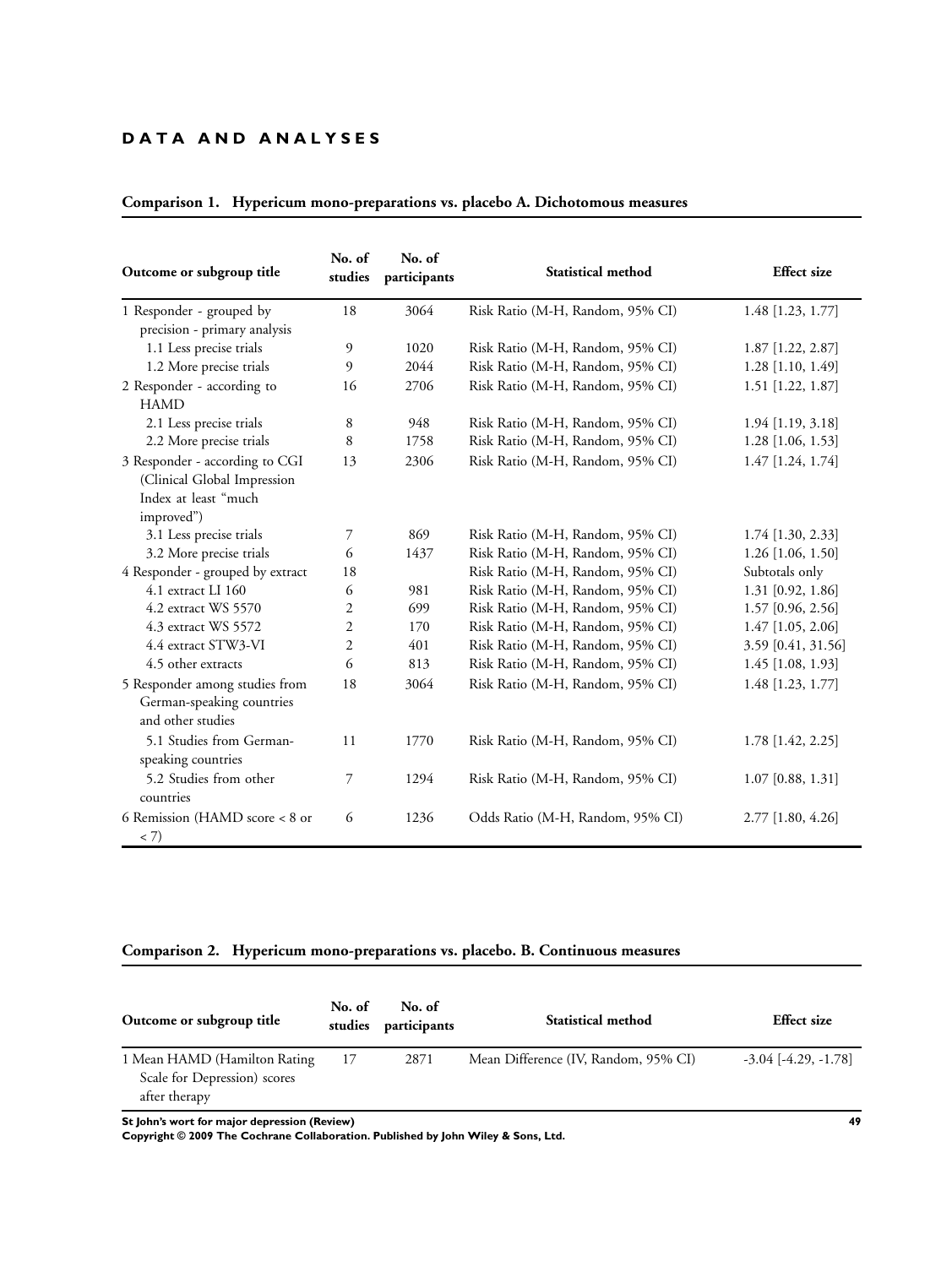# DATA AND ANALYSES

### Comparison 1. Hypericum mono-preparations vs. placebo A. Dichotomous measures

| Outcome or subgroup title | No. of studies | No. of participants | Statistical method | Effect size |
|---|---|---|---|---|
| 1 Responder - grouped by precision - primary analysis | 18 | 3064 | Risk Ratio (M-H, Random, 95% CI) | 1.48 [1.23, 1.77] |
| 1.1 Less precise trials | 9 | 1020 | Risk Ratio (M-H, Random, 95% CI) | 1.87 [1.22, 2.87] |
| 1.2 More precise trials | 9 | 2044 | Risk Ratio (M-H, Random, 95% CI) | 1.28 [1.10, 1.49] |
| 2 Responder - according to HAMD | 16 | 2706 | Risk Ratio (M-H, Random, 95% CI) | 1.51 [1.22, 1.87] |
| 2.1 Less precise trials | 8 | 948 | Risk Ratio (M-H, Random, 95% CI) | 1.94 [1.19, 3.18] |
| 2.2 More precise trials | 8 | 1758 | Risk Ratio (M-H, Random, 95% CI) | 1.28 [1.06, 1.53] |
| 3 Responder - according to CGI (Clinical Global Impression Index at least "much improved") | 13 | 2306 | Risk Ratio (M-H, Random, 95% CI) | 1.47 [1.24, 1.74] |
| 3.1 Less precise trials | 7 | 869 | Risk Ratio (M-H, Random, 95% CI) | 1.74 [1.30, 2.33] |
| 3.2 More precise trials | 6 | 1437 | Risk Ratio (M-H, Random, 95% CI) | 1.26 [1.06, 1.50] |
| 4 Responder - grouped by extract | 18 | | Risk Ratio (M-H, Random, 95% CI) | Subtotals only |
| 4.1 extract LI 160 | 6 | 981 | Risk Ratio (M-H, Random, 95% CI) | 1.31 [0.92, 1.86] |
| 4.2 extract WS 5570 | 2 | 699 | Risk Ratio (M-H, Random, 95% CI) | 1.57 [0.96, 2.56] |
| 4.3 extract WS 5572 | 2 | 170 | Risk Ratio (M-H, Random, 95% CI) | 1.47 [1.05, 2.06] |
| 4.4 extract STW3-VI | 2 | 401 | Risk Ratio (M-H, Random, 95% CI) | 3.59 [0.41, 31.56] |
| 4.5 other extracts | 6 | 813 | Risk Ratio (M-H, Random, 95% CI) | 1.45 [1.08, 1.93] |
| 5 Responder among studies from German-speaking countries and other studies | 18 | 3064 | Risk Ratio (M-H, Random, 95% CI) | 1.48 [1.23, 1.77] |
| 5.1 Studies from German-speaking countries | 11 | 1770 | Risk Ratio (M-H, Random, 95% CI) | 1.78 [1.42, 2.25] |
| 5.2 Studies from other countries | 7 | 1294 | Risk Ratio (M-H, Random, 95% CI) | 1.07 [0.88, 1.31] |
| 6 Remission (HAMD score < 8 or < 7) | 6 | 1236 | Odds Ratio (M-H, Random, 95% CI) | 2.77 [1.80, 4.26] |

### Comparison 2. Hypericum mono-preparations vs. placebo. B. Continuous measures

| Outcome or subgroup title | No. of studies | No. of participants | Statistical method | Effect size |
|---|---|---|---|---|
| 1 Mean HAMD (Hamilton Rating Scale for Depression) scores after therapy | 17 | 2871 | Mean Difference (IV, Random, 95% CI) | -3.04 [-4.29, -1.78] |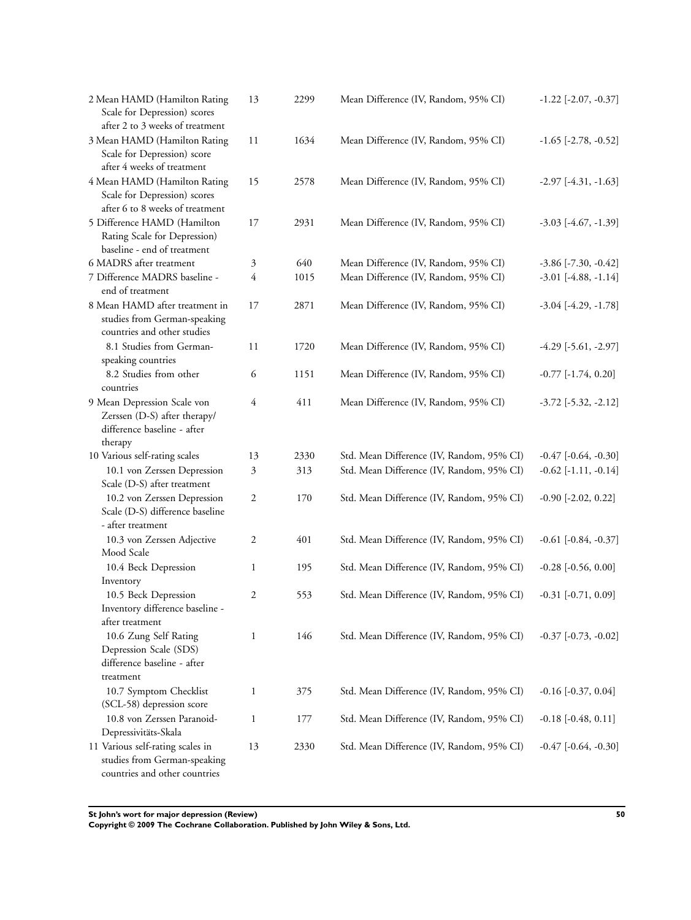| Outcome or subgroup title | No. of studies | No. of participants | Statistical method | Effect size |
|---|---|---|---|---|
| 2 Mean HAMD (Hamilton Rating Scale for Depression) scores after 2 to 3 weeks of treatment | 13 | 2299 | Mean Difference (IV, Random, 95% CI) | -1.22 [-2.07, -0.37] |
| 3 Mean HAMD (Hamilton Rating Scale for Depression) score after 4 weeks of treatment | 11 | 1634 | Mean Difference (IV, Random, 95% CI) | -1.65 [-2.78, -0.52] |
| 4 Mean HAMD (Hamilton Rating Scale for Depression) scores after 6 to 8 weeks of treatment | 15 | 2578 | Mean Difference (IV, Random, 95% CI) | -2.97 [-4.31, -1.63] |
| 5 Difference HAMD (Hamilton Rating Scale for Depression) baseline - end of treatment | 17 | 2931 | Mean Difference (IV, Random, 95% CI) | -3.03 [-4.67, -1.39] |
| 6 MADRS after treatment | 3 | 640 | Mean Difference (IV, Random, 95% CI) | -3.86 [-7.30, -0.42] |
| 7 Difference MADRS baseline - end of treatment | 4 | 1015 | Mean Difference (IV, Random, 95% CI) | -3.01 [-4.88, -1.14] |
| 8 Mean HAMD after treatment in studies from German-speaking countries and other studies | 17 | 2871 | Mean Difference (IV, Random, 95% CI) | -3.04 [-4.29, -1.78] |
| 8.1 Studies from German-speaking countries | 11 | 1720 | Mean Difference (IV, Random, 95% CI) | -4.29 [-5.61, -2.97] |
| 8.2 Studies from other countries | 6 | 1151 | Mean Difference (IV, Random, 95% CI) | -0.77 [-1.74, 0.20] |
| 9 Mean Depression Scale von Zerssen (D-S) after therapy/ difference baseline - after therapy | 4 | 411 | Mean Difference (IV, Random, 95% CI) | -3.72 [-5.32, -2.12] |
| 10 Various self-rating scales | 13 | 2330 | Std. Mean Difference (IV, Random, 95% CI) | -0.47 [-0.64, -0.30] |
| 10.1 von Zerssen Depression Scale (D-S) after treatment | 3 | 313 | Std. Mean Difference (IV, Random, 95% CI) | -0.62 [-1.11, -0.14] |
| 10.2 von Zerssen Depression Scale (D-S) difference baseline - after treatment | 2 | 170 | Std. Mean Difference (IV, Random, 95% CI) | -0.90 [-2.02, 0.22] |
| 10.3 von Zerssen Adjective Mood Scale | 2 | 401 | Std. Mean Difference (IV, Random, 95% CI) | -0.61 [-0.84, -0.37] |
| 10.4 Beck Depression Inventory | 1 | 195 | Std. Mean Difference (IV, Random, 95% CI) | -0.28 [-0.56, 0.00] |
| 10.5 Beck Depression Inventory difference baseline - after treatment | 2 | 553 | Std. Mean Difference (IV, Random, 95% CI) | -0.31 [-0.71, 0.09] |
| 10.6 Zung Self Rating Depression Scale (SDS) difference baseline - after treatment | 1 | 146 | Std. Mean Difference (IV, Random, 95% CI) | -0.37 [-0.73, -0.02] |
| 10.7 Symptom Checklist (SCL-58) depression score | 1 | 375 | Std. Mean Difference (IV, Random, 95% CI) | -0.16 [-0.37, 0.04] |
| 10.8 von Zerssen Paranoid-Depressivitäts-Skala | 1 | 177 | Std. Mean Difference (IV, Random, 95% CI) | -0.18 [-0.48, 0.11] |
| 11 Various self-rating scales in studies from German-speaking countries and other countries | 13 | 2330 | Std. Mean Difference (IV, Random, 95% CI) | -0.47 [-0.64, -0.30] |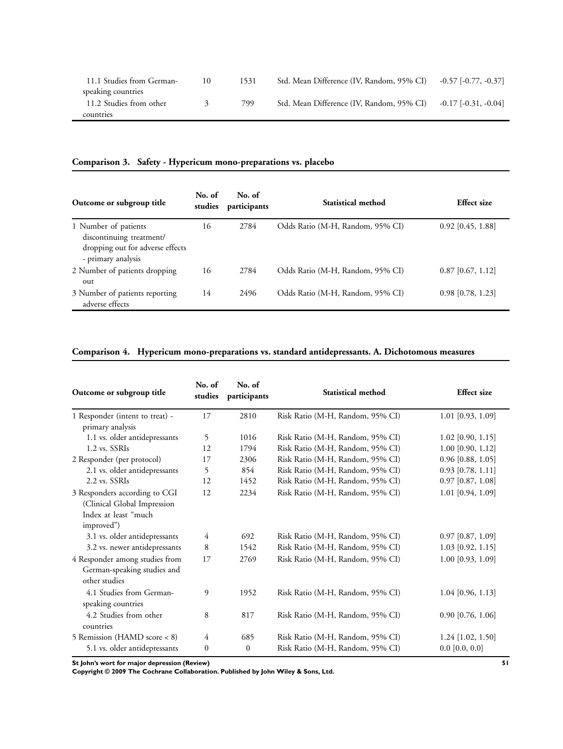| Outcome or subgroup title | No. of studies | No. of participants | Statistical method | Effect size |
|---|---|---|---|---|
| 11.1 Studies from German-speaking countries | 10 | 1531 | Std. Mean Difference (IV, Random, 95% CI) | -0.57 [-0.77, -0.37] |
| 11.2 Studies from other countries | 3 | 799 | Std. Mean Difference (IV, Random, 95% CI) | -0.17 [-0.31, -0.04] |

### Comparison 3. Safety - Hypericum mono-preparations vs. placebo

| Outcome or subgroup title | No. of studies | No. of participants | Statistical method | Effect size |
|---|---|---|---|---|
| 1 Number of patients discontinuing treatment/ dropping out for adverse effects - primary analysis | 16 | 2784 | Odds Ratio (M-H, Random, 95% CI) | 0.92 [0.45, 1.88] |
| 2 Number of patients dropping out | 16 | 2784 | Odds Ratio (M-H, Random, 95% CI) | 0.87 [0.67, 1.12] |
| 3 Number of patients reporting adverse effects | 14 | 2496 | Odds Ratio (M-H, Random, 95% CI) | 0.98 [0.78, 1.23] |

### Comparison 4. Hypericum mono-preparations vs. standard antidepressants. A. Dichotomous measures

| Outcome or subgroup title | No. of studies | No. of participants | Statistical method | Effect size |
|---|---|---|---|---|
| 1 Responder (intent to treat) - primary analysis | 17 | 2810 | Risk Ratio (M-H, Random, 95% CI) | 1.01 [0.93, 1.09] |
| 1.1 vs. older antidepressants | 5 | 1016 | Risk Ratio (M-H, Random, 95% CI) | 1.02 [0.90, 1.15] |
| 1.2 vs. SSRIs | 12 | 1794 | Risk Ratio (M-H, Random, 95% CI) | 1.00 [0.90, 1.12] |
| 2 Responder (per protocol) | 17 | 2306 | Risk Ratio (M-H, Random, 95% CI) | 0.96 [0.88, 1.05] |
| 2.1 vs. older antidepressants | 5 | 854 | Risk Ratio (M-H, Random, 95% CI) | 0.93 [0.78, 1.11] |
| 2.2 vs. SSRIs | 12 | 1452 | Risk Ratio (M-H, Random, 95% CI) | 0.97 [0.87, 1.08] |
| 3 Responders according to CGI (Clinical Global Impression Index at least "much improved") | 12 | 2234 | Risk Ratio (M-H, Random, 95% CI) | 1.01 [0.94, 1.09] |
| 3.1 vs. older antidepressants | 4 | 692 | Risk Ratio (M-H, Random, 95% CI) | 0.97 [0.87, 1.09] |
| 3.2 vs. newer antidepressants | 8 | 1542 | Risk Ratio (M-H, Random, 95% CI) | 1.03 [0.92, 1.15] |
| 4 Responder among studies from German-speaking studies and other studies | 17 | 2769 | Risk Ratio (M-H, Random, 95% CI) | 1.00 [0.93, 1.09] |
| 4.1 Studies from German-speaking countries | 9 | 1952 | Risk Ratio (M-H, Random, 95% CI) | 1.04 [0.96, 1.13] |
| 4.2 Studies from other countries | 8 | 817 | Risk Ratio (M-H, Random, 95% CI) | 0.90 [0.76, 1.06] |
| 5 Remission (HAMD score < 8) | 4 | 685 | Risk Ratio (M-H, Random, 95% CI) | 1.24 [1.02, 1.50] |
| 5.1 vs. older antidepressants | 0 | 0 | Risk Ratio (M-H, Random, 95% CI) | 0.0 [0.0, 0.0] |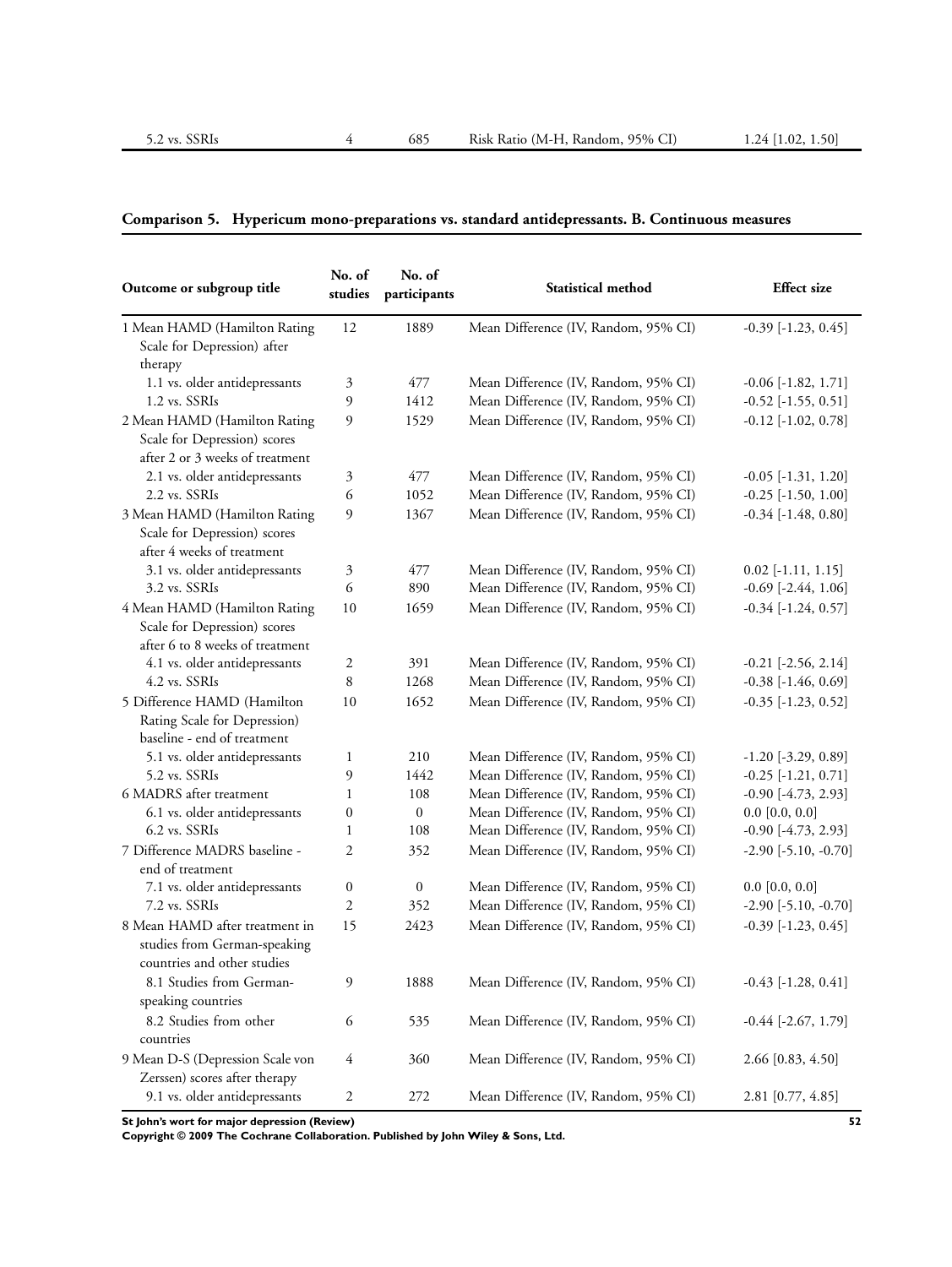| | | | | |
|---|---|---|---|---|
| 5.2 vs. SSRIs | 4 | 685 | Risk Ratio (M-H, Random, 95% CI) | 1.24 [1.02, 1.50] |

### Comparison 5. Hypericum mono-preparations vs. standard antidepressants. B. Continuous measures

| Outcome or subgroup title | No. of studies | No. of participants | Statistical method | Effect size |
|---|---|---|---|---|
| 1 Mean HAMD (Hamilton Rating Scale for Depression) after therapy | 12 | 1889 | Mean Difference (IV, Random, 95% CI) | -0.39 [-1.23, 0.45] |
| 1.1 vs. older antidepressants | 3 | 477 | Mean Difference (IV, Random, 95% CI) | -0.06 [-1.82, 1.71] |
| 1.2 vs. SSRIs | 9 | 1412 | Mean Difference (IV, Random, 95% CI) | -0.52 [-1.55, 0.51] |
| 2 Mean HAMD (Hamilton Rating Scale for Depression) scores after 2 or 3 weeks of treatment | 9 | 1529 | Mean Difference (IV, Random, 95% CI) | -0.12 [-1.02, 0.78] |
| 2.1 vs. older antidepressants | 3 | 477 | Mean Difference (IV, Random, 95% CI) | -0.05 [-1.31, 1.20] |
| 2.2 vs. SSRIs | 6 | 1052 | Mean Difference (IV, Random, 95% CI) | -0.25 [-1.50, 1.00] |
| 3 Mean HAMD (Hamilton Rating Scale for Depression) scores after 4 weeks of treatment | 9 | 1367 | Mean Difference (IV, Random, 95% CI) | -0.34 [-1.48, 0.80] |
| 3.1 vs. older antidepressants | 3 | 477 | Mean Difference (IV, Random, 95% CI) | 0.02 [-1.11, 1.15] |
| 3.2 vs. SSRIs | 6 | 890 | Mean Difference (IV, Random, 95% CI) | -0.69 [-2.44, 1.06] |
| 4 Mean HAMD (Hamilton Rating Scale for Depression) scores after 6 to 8 weeks of treatment | 10 | 1659 | Mean Difference (IV, Random, 95% CI) | -0.34 [-1.24, 0.57] |
| 4.1 vs. older antidepressants | 2 | 391 | Mean Difference (IV, Random, 95% CI) | -0.21 [-2.56, 2.14] |
| 4.2 vs. SSRIs | 8 | 1268 | Mean Difference (IV, Random, 95% CI) | -0.38 [-1.46, 0.69] |
| 5 Difference HAMD (Hamilton Rating Scale for Depression) baseline - end of treatment | 10 | 1652 | Mean Difference (IV, Random, 95% CI) | -0.35 [-1.23, 0.52] |
| 5.1 vs. older antidepressants | 1 | 210 | Mean Difference (IV, Random, 95% CI) | -1.20 [-3.29, 0.89] |
| 5.2 vs. SSRIs | 9 | 1442 | Mean Difference (IV, Random, 95% CI) | -0.25 [-1.21, 0.71] |
| 6 MADRS after treatment | 1 | 108 | Mean Difference (IV, Random, 95% CI) | -0.90 [-4.73, 2.93] |
| 6.1 vs. older antidepressants | 0 | 0 | Mean Difference (IV, Random, 95% CI) | 0.0 [0.0, 0.0] |
| 6.2 vs. SSRIs | 1 | 108 | Mean Difference (IV, Random, 95% CI) | -0.90 [-4.73, 2.93] |
| 7 Difference MADRS baseline - end of treatment | 2 | 352 | Mean Difference (IV, Random, 95% CI) | -2.90 [-5.10, -0.70] |
| 7.1 vs. older antidepressants | 0 | 0 | Mean Difference (IV, Random, 95% CI) | 0.0 [0.0, 0.0] |
| 7.2 vs. SSRIs | 2 | 352 | Mean Difference (IV, Random, 95% CI) | -2.90 [-5.10, -0.70] |
| 8 Mean HAMD after treatment in studies from German-speaking countries and other studies | 15 | 2423 | Mean Difference (IV, Random, 95% CI) | -0.39 [-1.23, 0.45] |
| 8.1 Studies from German-speaking countries | 9 | 1888 | Mean Difference (IV, Random, 95% CI) | -0.43 [-1.28, 0.41] |
| 8.2 Studies from other countries | 6 | 535 | Mean Difference (IV, Random, 95% CI) | -0.44 [-2.67, 1.79] |
| 9 Mean D-S (Depression Scale von Zerssen) scores after therapy | 4 | 360 | Mean Difference (IV, Random, 95% CI) | 2.66 [0.83, 4.50] |
| 9.1 vs. older antidepressants | 2 | 272 | Mean Difference (IV, Random, 95% CI) | 2.81 [0.77, 4.85] |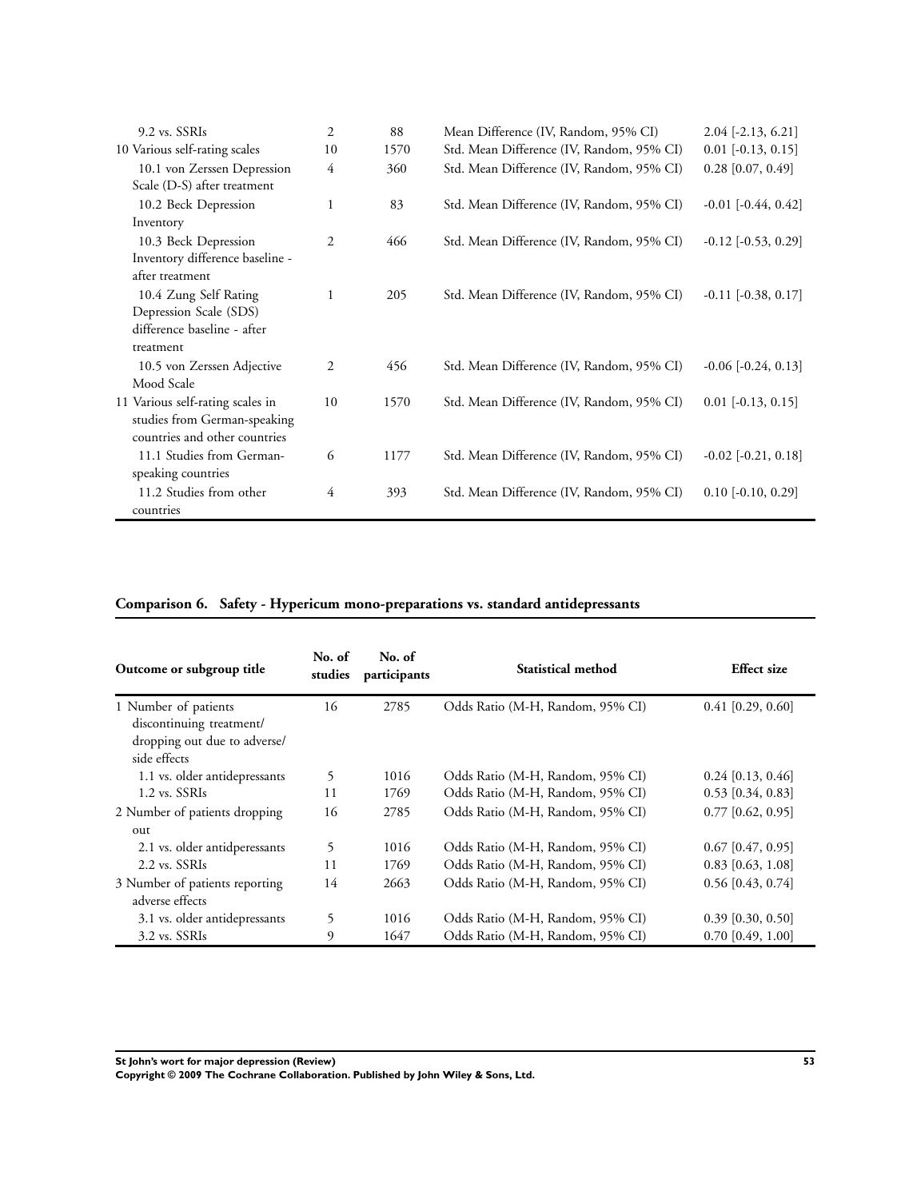| | | | | |
|---|---|---|---|---|
| 9.2 vs. SSRIs | 2 | 88 | Mean Difference (IV, Random, 95% CI) | 2.04 [-2.13, 6.21] |
| 10 Various self-rating scales | 10 | 1570 | Std. Mean Difference (IV, Random, 95% CI) | 0.01 [-0.13, 0.15] |
| 10.1 von Zerssen Depression Scale (D-S) after treatment | 4 | 360 | Std. Mean Difference (IV, Random, 95% CI) | 0.28 [0.07, 0.49] |
| 10.2 Beck Depression Inventory | 1 | 83 | Std. Mean Difference (IV, Random, 95% CI) | -0.01 [-0.44, 0.42] |
| 10.3 Beck Depression Inventory difference baseline - after treatment | 2 | 466 | Std. Mean Difference (IV, Random, 95% CI) | -0.12 [-0.53, 0.29] |
| 10.4 Zung Self Rating Depression Scale (SDS) difference baseline - after treatment | 1 | 205 | Std. Mean Difference (IV, Random, 95% CI) | -0.11 [-0.38, 0.17] |
| 10.5 von Zerssen Adjective Mood Scale | 2 | 456 | Std. Mean Difference (IV, Random, 95% CI) | -0.06 [-0.24, 0.13] |
| 11 Various self-rating scales in studies from German-speaking countries and other countries | 10 | 1570 | Std. Mean Difference (IV, Random, 95% CI) | 0.01 [-0.13, 0.15] |
| 11.1 Studies from German-speaking countries | 6 | 1177 | Std. Mean Difference (IV, Random, 95% CI) | -0.02 [-0.21, 0.18] |
| 11.2 Studies from other countries | 4 | 393 | Std. Mean Difference (IV, Random, 95% CI) | 0.10 [-0.10, 0.29] |

### Comparison 6. Safety - Hypericum mono-preparations vs. standard antidepressants

| Outcome or subgroup title | No. of studies | No. of participants | Statistical method | Effect size |
|---|---|---|---|---|
| 1 Number of patients discontinuing treatment/ dropping out due to adverse/ side effects | 16 | 2785 | Odds Ratio (M-H, Random, 95% CI) | 0.41 [0.29, 0.60] |
| 1.1 vs. older antidepressants | 5 | 1016 | Odds Ratio (M-H, Random, 95% CI) | 0.24 [0.13, 0.46] |
| 1.2 vs. SSRIs | 11 | 1769 | Odds Ratio (M-H, Random, 95% CI) | 0.53 [0.34, 0.83] |
| 2 Number of patients dropping out | 16 | 2785 | Odds Ratio (M-H, Random, 95% CI) | 0.77 [0.62, 0.95] |
| 2.1 vs. older antidperessants | 5 | 1016 | Odds Ratio (M-H, Random, 95% CI) | 0.67 [0.47, 0.95] |
| 2.2 vs. SSRIs | 11 | 1769 | Odds Ratio (M-H, Random, 95% CI) | 0.83 [0.63, 1.08] |
| 3 Number of patients reporting adverse effects | 14 | 2663 | Odds Ratio (M-H, Random, 95% CI) | 0.56 [0.43, 0.74] |
| 3.1 vs. older antidepressants | 5 | 1016 | Odds Ratio (M-H, Random, 95% CI) | 0.39 [0.30, 0.50] |
| 3.2 vs. SSRIs | 9 | 1647 | Odds Ratio (M-H, Random, 95% CI) | 0.70 [0.49, 1.00] |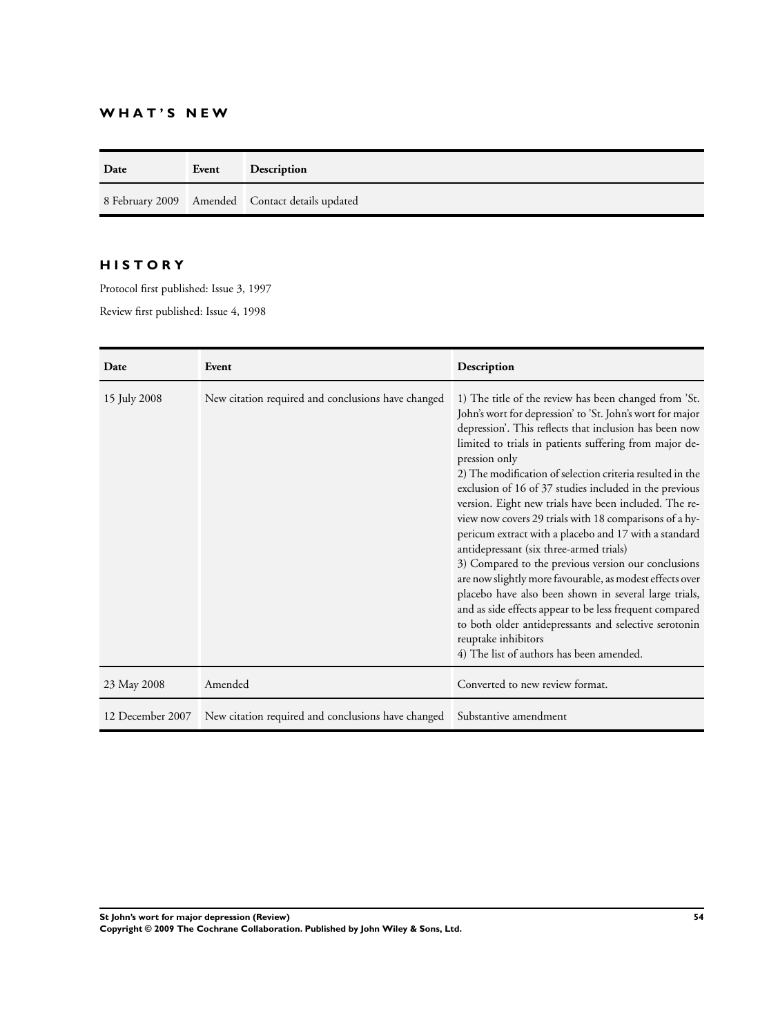## WHAT'S NEW

| Date | Event | Description |
| --- | --- | --- |
| 8 February 2009 | Amended | Contact details updated |

## HISTORY

Protocol first published: Issue 3, 1997

Review first published: Issue 4, 1998

| Date | Event | Description |
| --- | --- | --- |
| 15 July 2008 | New citation required and conclusions have changed | 1) The title of the review has been changed from 'St. John's wort for depression' to 'St. John's wort for major depression'. This reflects that inclusion has been now limited to trials in patients suffering from major depression only<br>2) The modification of selection criteria resulted in the exclusion of 16 of 37 studies included in the previous version. Eight new trials have been included. The review now covers 29 trials with 18 comparisons of a hypericum extract with a placebo and 17 with a standard antidepressant (six three-armed trials)<br>3) Compared to the previous version our conclusions are now slightly more favourable, as modest effects over placebo have also been shown in several large trials, and as side effects appear to be less frequent compared to both older antidepressants and selective serotonin reuptake inhibitors<br>4) The list of authors has been amended. |
| 23 May 2008 | Amended | Converted to new review format. |
| 12 December 2007 | New citation required and conclusions have changed | Substantive amendment |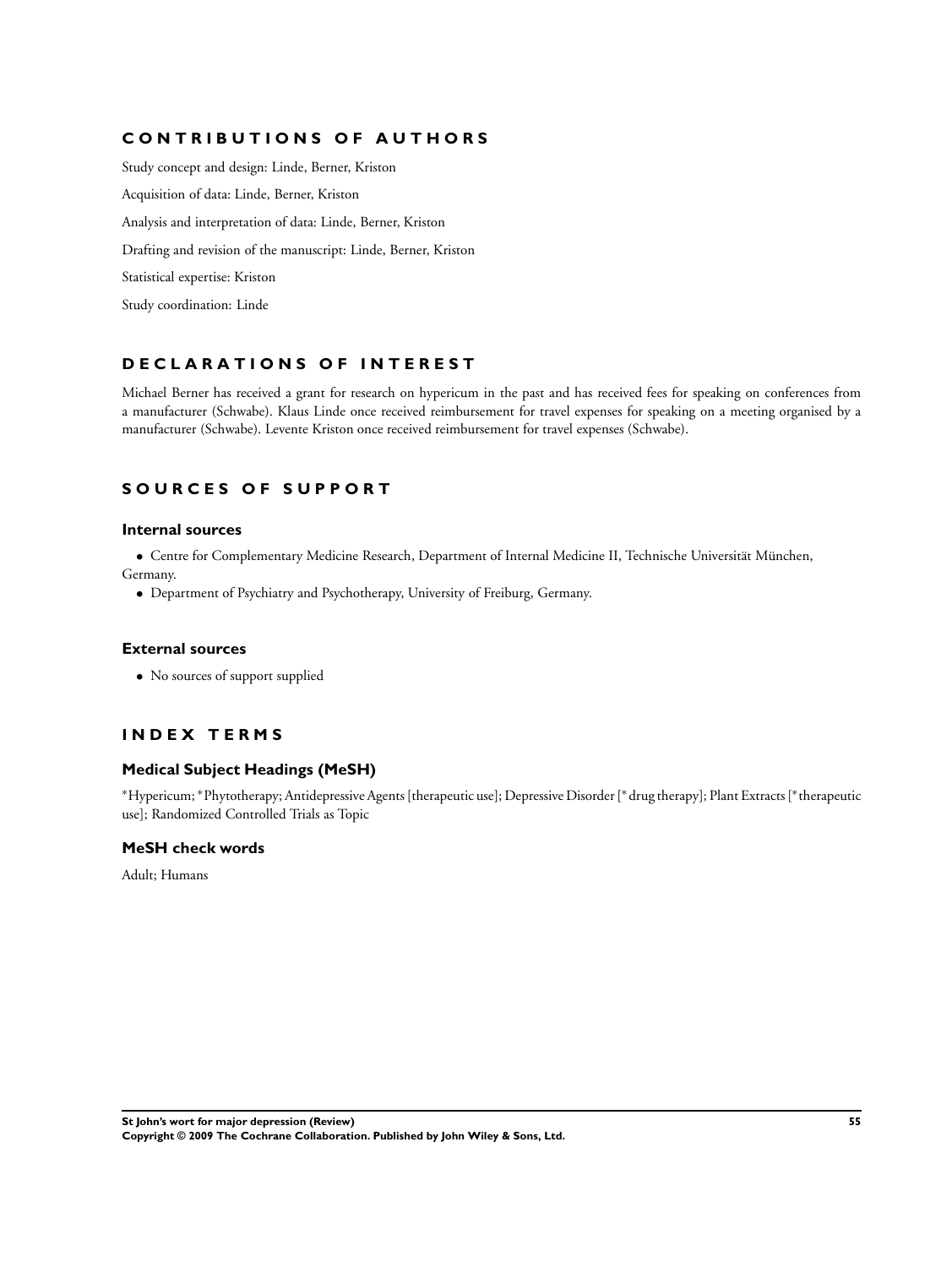# CONTRIBUTIONS OF AUTHORS

Study concept and design: Linde, Berner, Kriston

Acquisition of data: Linde, Berner, Kriston

Analysis and interpretation of data: Linde, Berner, Kriston

Drafting and revision of the manuscript: Linde, Berner, Kriston

Statistical expertise: Kriston

Study coordination: Linde

# DECLARATIONS OF INTEREST

Michael Berner has received a grant for research on hypericum in the past and has received fees for speaking on conferences from a manufacturer (Schwabe). Klaus Linde once received reimbursement for travel expenses for speaking on a meeting organised by a manufacturer (Schwabe). Levente Kriston once received reimbursement for travel expenses (Schwabe).

# SOURCES OF SUPPORT

## Internal sources

- Centre for Complementary Medicine Research, Department of Internal Medicine II, Technische Universität München, Germany.
- Department of Psychiatry and Psychotherapy, University of Freiburg, Germany.

## External sources

- No sources of support supplied

# INDEX TERMS

## Medical Subject Headings (MeSH)

*Hypericum; *Phytotherapy; Antidepressive Agents [therapeutic use]; Depressive Disorder [*drug therapy]; Plant Extracts [*therapeutic use]; Randomized Controlled Trials as Topic

## MeSH check words

Adult; Humans